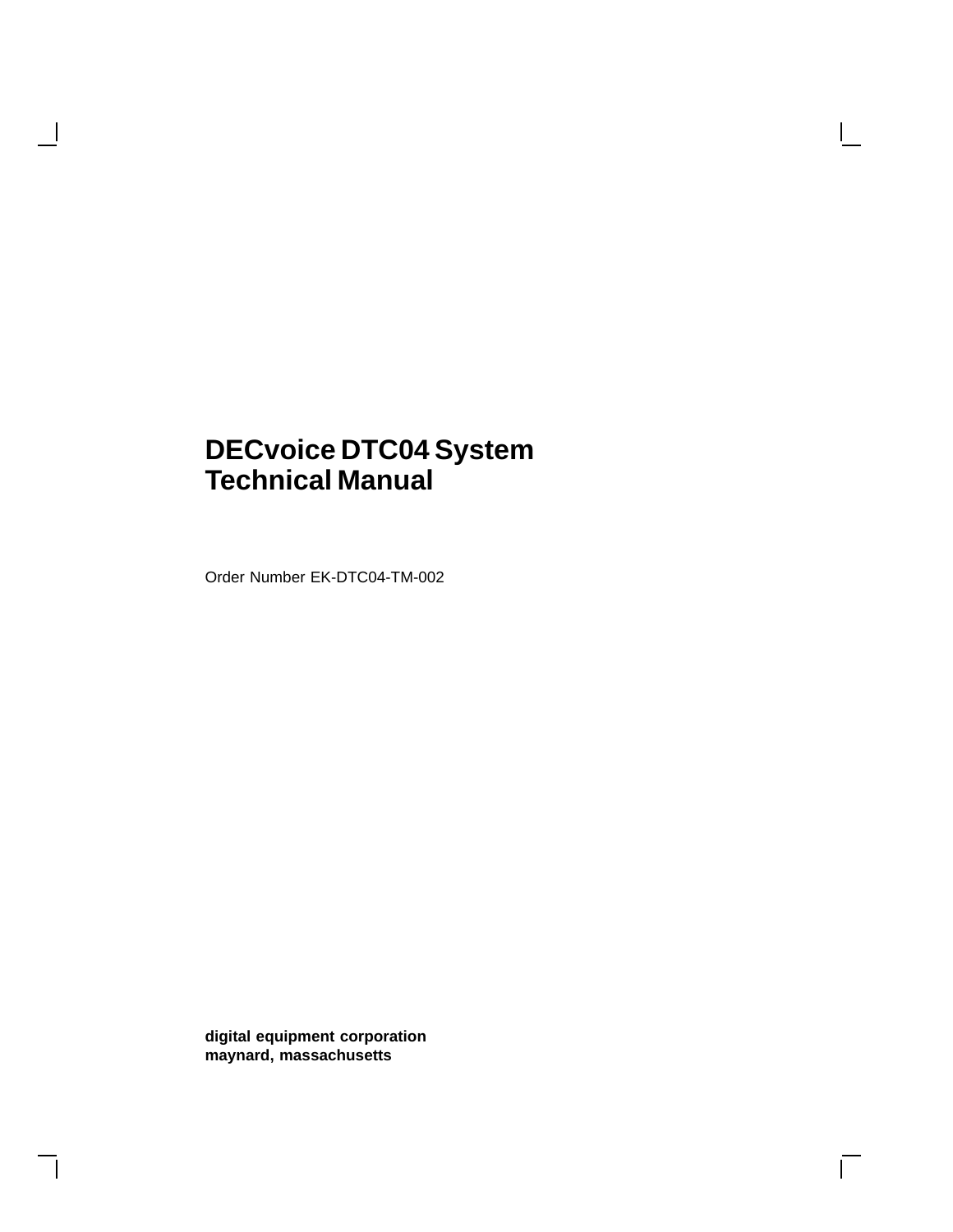# DECvoice DTC04 System Technical Manual

Order Number EK-DTC04-TM-002

**digital equipment corporation**
**maynard, massachusetts**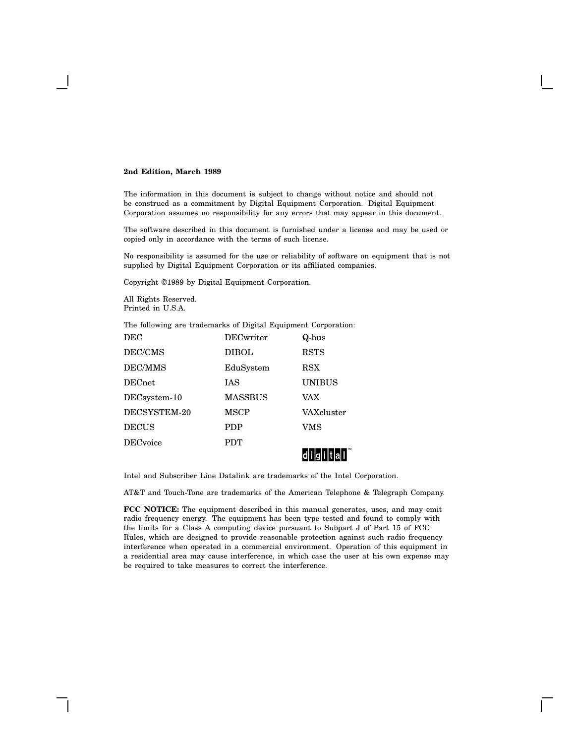**2nd Edition, March 1989**

The information in this document is subject to change without notice and should not be construed as a commitment by Digital Equipment Corporation. Digital Equipment Corporation assumes no responsibility for any errors that may appear in this document.

The software described in this document is furnished under a license and may be used or copied only in accordance with the terms of such license.

No responsibility is assumed for the use or reliability of software on equipment that is not supplied by Digital Equipment Corporation or its affiliated companies.

Copyright ©1989 by Digital Equipment Corporation.

All Rights Reserved.
Printed in U.S.A.

The following are trademarks of Digital Equipment Corporation:

| | | |
|---|---|---|
| DEC | DECwriter | Q-bus |
| DEC/CMS | DIBOL | RSTS |
| DEC/MMS | EduSystem | RSX |
| DECnet | IAS | UNIBUS |
| DECsystem-10 | MASSBUS | VAX |
| DECSYSTEM-20 | MSCP | VAXcluster |
| DECUS | PDP | VMS |
| DECvoice | PDT | digital™ |

Intel and Subscriber Line Datalink are trademarks of the Intel Corporation.

AT&T and Touch-Tone are trademarks of the American Telephone & Telegraph Company.

**FCC NOTICE:** The equipment described in this manual generates, uses, and may emit radio frequency energy. The equipment has been type tested and found to comply with the limits for a Class A computing device pursuant to Subpart J of Part 15 of FCC Rules, which are designed to provide reasonable protection against such radio frequency interference when operated in a commercial environment. Operation of this equipment in a residential area may cause interference, in which case the user at his own expense may be required to take measures to correct the interference.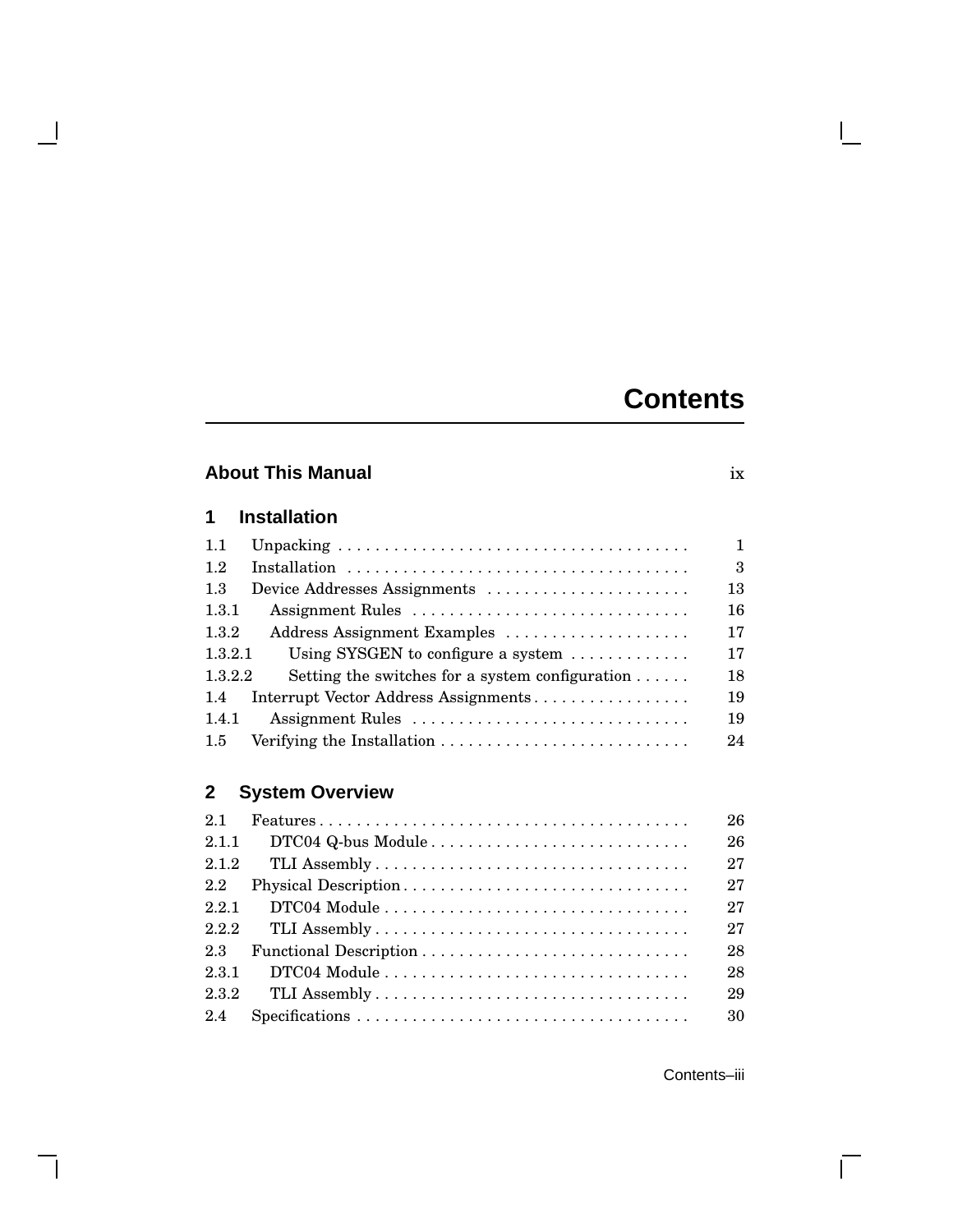# Contents

**About This Manual** ix

## 1 Installation

| | | |
|---|---|---|
| 1.1 | Unpacking | 1 |
| 1.2 | Installation | 3 |
| 1.3 | Device Addresses Assignments | 13 |
| 1.3.1 | Assignment Rules | 16 |
| 1.3.2 | Address Assignment Examples | 17 |
| 1.3.2.1 | Using SYSGEN to configure a system | 17 |
| 1.3.2.2 | Setting the switches for a system configuration | 18 |
| 1.4 | Interrupt Vector Address Assignments | 19 |
| 1.4.1 | Assignment Rules | 19 |
| 1.5 | Verifying the Installation | 24 |

## 2 System Overview

| | | |
|---|---|---|
| 2.1 | Features | 26 |
| 2.1.1 | DTC04 Q-bus Module | 26 |
| 2.1.2 | TLI Assembly | 27 |
| 2.2 | Physical Description | 27 |
| 2.2.1 | DTC04 Module | 27 |
| 2.2.2 | TLI Assembly | 27 |
| 2.3 | Functional Description | 28 |
| 2.3.1 | DTC04 Module | 28 |
| 2.3.2 | TLI Assembly | 29 |
| 2.4 | Specifications | 30 |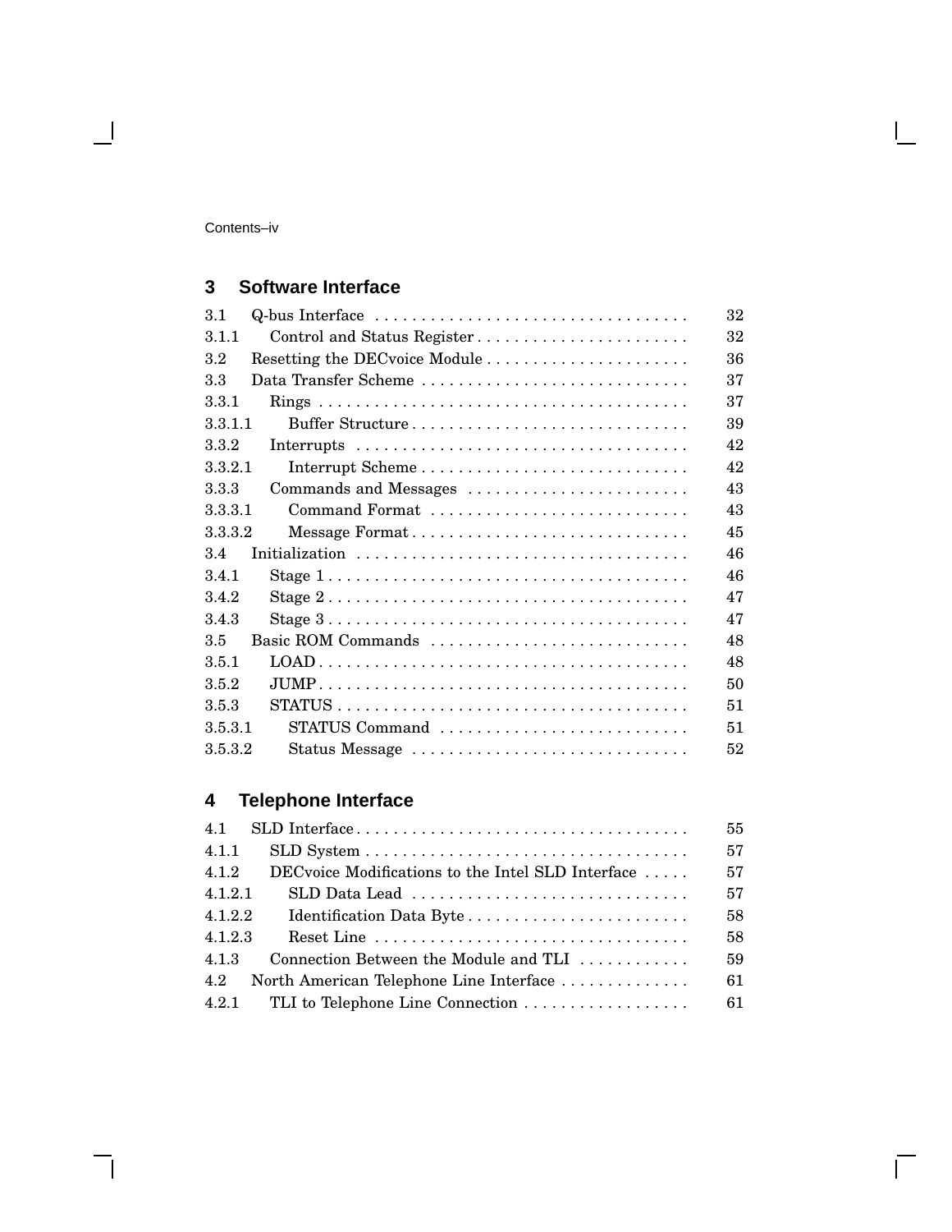## 3 Software Interface

| | | |
|---|---|---|
| 3.1 | Q-bus Interface | 32 |
| 3.1.1 | Control and Status Register | 32 |
| 3.2 | Resetting the DECvoice Module | 36 |
| 3.3 | Data Transfer Scheme | 37 |
| 3.3.1 | Rings | 37 |
| 3.3.1.1 | Buffer Structure | 39 |
| 3.3.2 | Interrupts | 42 |
| 3.3.2.1 | Interrupt Scheme | 42 |
| 3.3.3 | Commands and Messages | 43 |
| 3.3.3.1 | Command Format | 43 |
| 3.3.3.2 | Message Format | 45 |
| 3.4 | Initialization | 46 |
| 3.4.1 | Stage 1 | 46 |
| 3.4.2 | Stage 2 | 47 |
| 3.4.3 | Stage 3 | 47 |
| 3.5 | Basic ROM Commands | 48 |
| 3.5.1 | LOAD | 48 |
| 3.5.2 | JUMP | 50 |
| 3.5.3 | STATUS | 51 |
| 3.5.3.1 | STATUS Command | 51 |
| 3.5.3.2 | Status Message | 52 |

## 4 Telephone Interface

| | | |
|---|---|---|
| 4.1 | SLD Interface | 55 |
| 4.1.1 | SLD System | 57 |
| 4.1.2 | DECvoice Modifications to the Intel SLD Interface | 57 |
| 4.1.2.1 | SLD Data Lead | 57 |
| 4.1.2.2 | Identification Data Byte | 58 |
| 4.1.2.3 | Reset Line | 58 |
| 4.1.3 | Connection Between the Module and TLI | 59 |
| 4.2 | North American Telephone Line Interface | 61 |
| 4.2.1 | TLI to Telephone Line Connection | 61 |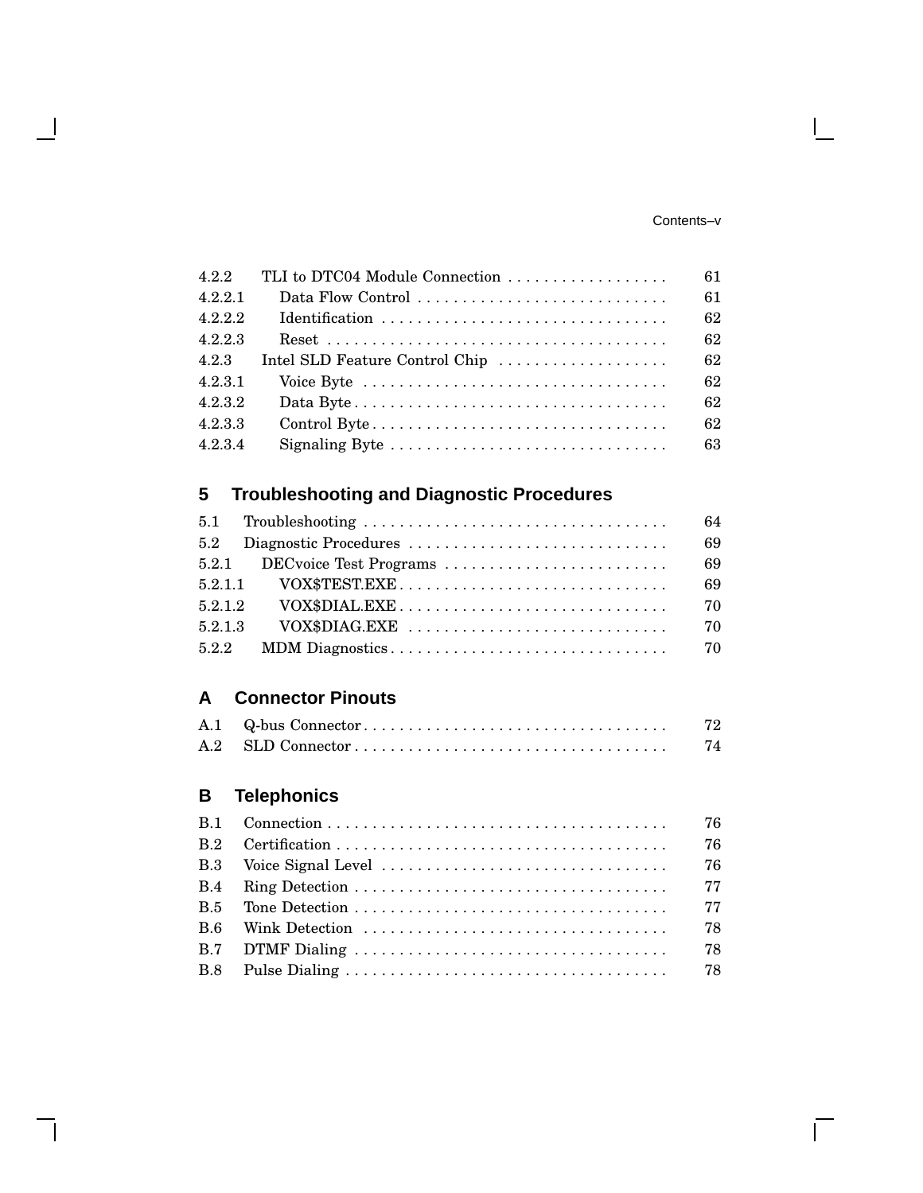| | | |
|---|---|---|
| 4.2.2 | TLI to DTC04 Module Connection | 61 |
| 4.2.2.1 | Data Flow Control | 61 |
| 4.2.2.2 | Identification | 62 |
| 4.2.2.3 | Reset | 62 |
| 4.2.3 | Intel SLD Feature Control Chip | 62 |
| 4.2.3.1 | Voice Byte | 62 |
| 4.2.3.2 | Data Byte | 62 |
| 4.2.3.3 | Control Byte | 62 |
| 4.2.3.4 | Signaling Byte | 63 |

## 5 Troubleshooting and Diagnostic Procedures

| | | |
|---|---|---|
| 5.1 | Troubleshooting | 64 |
| 5.2 | Diagnostic Procedures | 69 |
| 5.2.1 | DECvoice Test Programs | 69 |
| 5.2.1.1 | VOX$TEST.EXE | 69 |
| 5.2.1.2 | VOX$DIAL.EXE | 70 |
| 5.2.1.3 | VOX$DIAG.EXE | 70 |
| 5.2.2 | MDM Diagnostics | 70 |

## A Connector Pinouts

| | | |
|---|---|---|
| A.1 | Q-bus Connector | 72 |
| A.2 | SLD Connector | 74 |

## B Telephonics

| | | |
|---|---|---|
| B.1 | Connection | 76 |
| B.2 | Certification | 76 |
| B.3 | Voice Signal Level | 76 |
| B.4 | Ring Detection | 77 |
| B.5 | Tone Detection | 77 |
| B.6 | Wink Detection | 78 |
| B.7 | DTMF Dialing | 78 |
| B.8 | Pulse Dialing | 78 |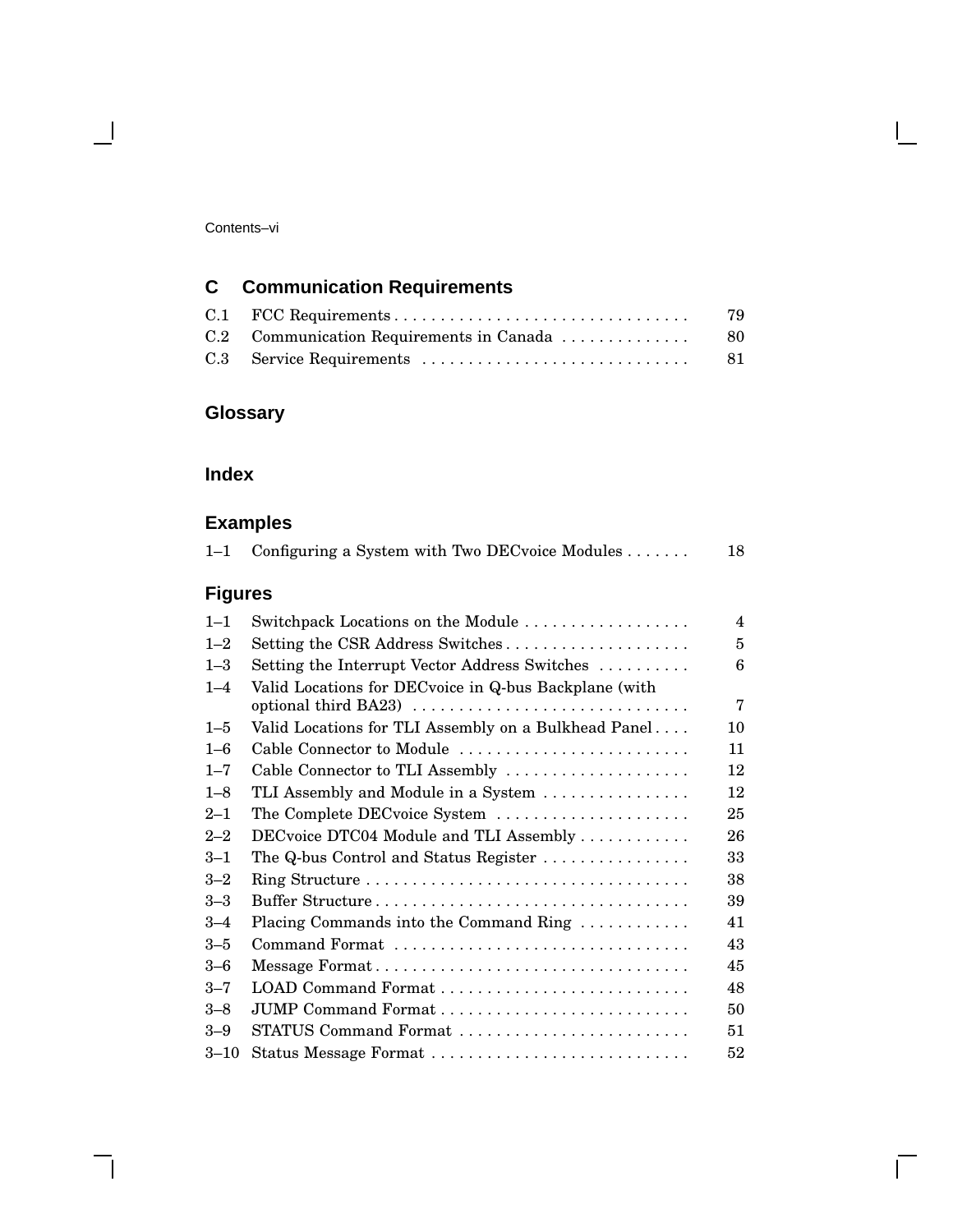## C Communication Requirements

| | | |
|---|---|---|
| C.1 | FCC Requirements | 79 |
| C.2 | Communication Requirements in Canada | 80 |
| C.3 | Service Requirements | 81 |

## Glossary

## Index

## Examples

| | | |
|---|---|---|
| 1–1 | Configuring a System with Two DECvoice Modules | 18 |

## Figures

| | | |
|---|---|---|
| 1–1 | Switchpack Locations on the Module | 4 |
| 1–2 | Setting the CSR Address Switches | 5 |
| 1–3 | Setting the Interrupt Vector Address Switches | 6 |
| 1–4 | Valid Locations for DECvoice in Q-bus Backplane (with optional third BA23) | 7 |
| 1–5 | Valid Locations for TLI Assembly on a Bulkhead Panel | 10 |
| 1–6 | Cable Connector to Module | 11 |
| 1–7 | Cable Connector to TLI Assembly | 12 |
| 1–8 | TLI Assembly and Module in a System | 12 |
| 2–1 | The Complete DECvoice System | 25 |
| 2–2 | DECvoice DTC04 Module and TLI Assembly | 26 |
| 3–1 | The Q-bus Control and Status Register | 33 |
| 3–2 | Ring Structure | 38 |
| 3–3 | Buffer Structure | 39 |
| 3–4 | Placing Commands into the Command Ring | 41 |
| 3–5 | Command Format | 43 |
| 3–6 | Message Format | 45 |
| 3–7 | LOAD Command Format | 48 |
| 3–8 | JUMP Command Format | 50 |
| 3–9 | STATUS Command Format | 51 |
| 3–10 | Status Message Format | 52 |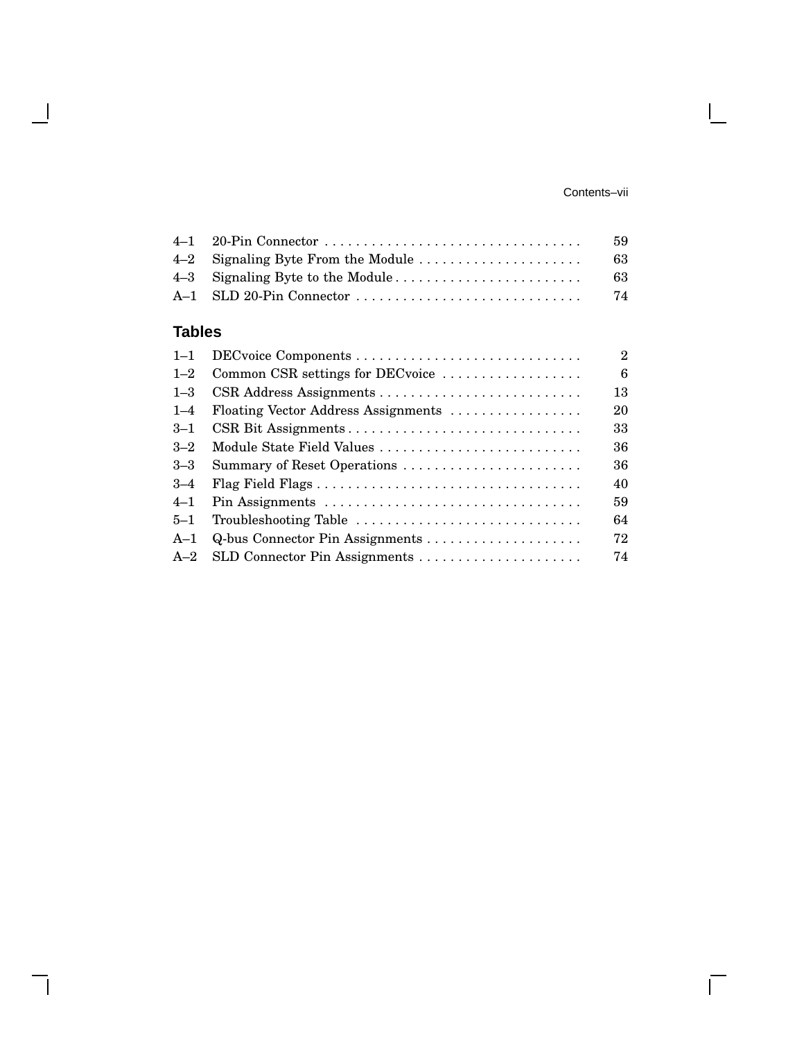| | | |
|---|---|---|
| 4–1 | 20-Pin Connector | 59 |
| 4–2 | Signaling Byte From the Module | 63 |
| 4–3 | Signaling Byte to the Module | 63 |
| A–1 | SLD 20-Pin Connector | 74 |

## Tables

| | | |
|---|---|---|
| 1–1 | DECvoice Components | 2 |
| 1–2 | Common CSR settings for DECvoice | 6 |
| 1–3 | CSR Address Assignments | 13 |
| 1–4 | Floating Vector Address Assignments | 20 |
| 3–1 | CSR Bit Assignments | 33 |
| 3–2 | Module State Field Values | 36 |
| 3–3 | Summary of Reset Operations | 36 |
| 3–4 | Flag Field Flags | 40 |
| 4–1 | Pin Assignments | 59 |
| 5–1 | Troubleshooting Table | 64 |
| A–1 | Q-bus Connector Pin Assignments | 72 |
| A–2 | SLD Connector Pin Assignments | 74 |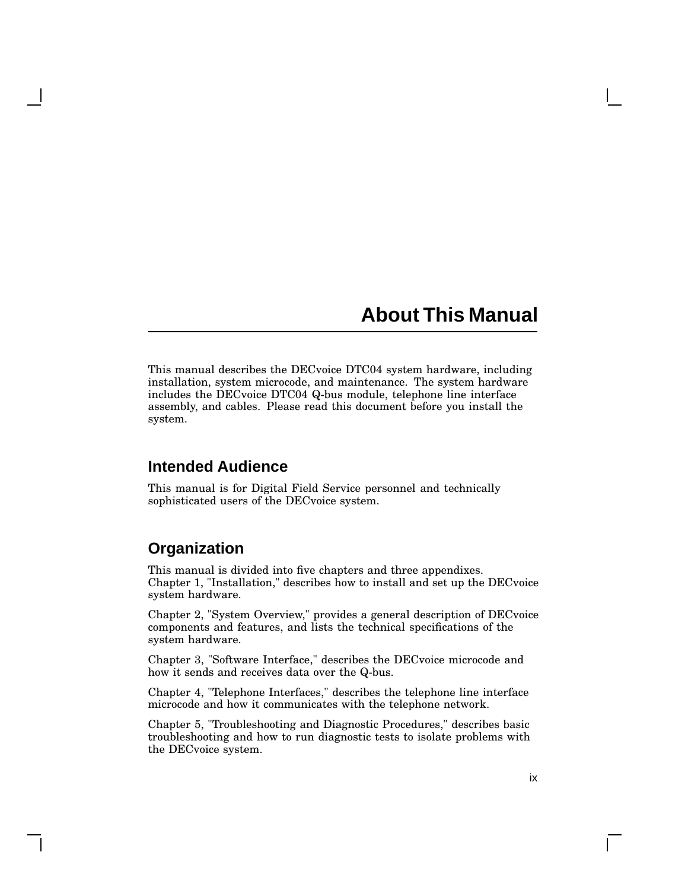# About This Manual

This manual describes the DECvoice DTC04 system hardware, including installation, system microcode, and maintenance. The system hardware includes the DECvoice DTC04 Q-bus module, telephone line interface assembly, and cables. Please read this document before you install the system.

## Intended Audience

This manual is for Digital Field Service personnel and technically sophisticated users of the DECvoice system.

## Organization

This manual is divided into five chapters and three appendixes.
Chapter 1, "Installation," describes how to install and set up the DECvoice system hardware.

Chapter 2, "System Overview," provides a general description of DECvoice components and features, and lists the technical specifications of the system hardware.

Chapter 3, "Software Interface," describes the DECvoice microcode and how it sends and receives data over the Q-bus.

Chapter 4, "Telephone Interfaces," describes the telephone line interface microcode and how it communicates with the telephone network.

Chapter 5, "Troubleshooting and Diagnostic Procedures," describes basic troubleshooting and how to run diagnostic tests to isolate problems with the DECvoice system.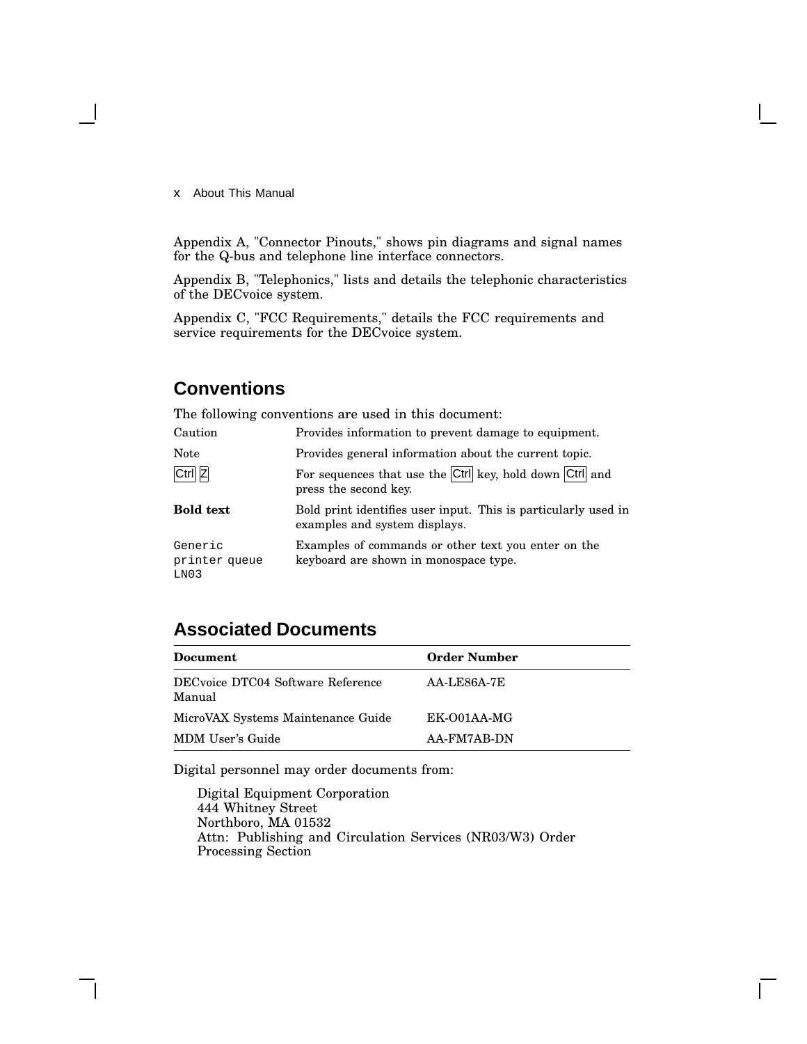Appendix A, "Connector Pinouts," shows pin diagrams and signal names for the Q-bus and telephone line interface connectors.

Appendix B, "Telephonics," lists and details the telephonic characteristics of the DECvoice system.

Appendix C, "FCC Requirements," details the FCC requirements and service requirements for the DECvoice system.

## Conventions

The following conventions are used in this document:

| | |
|---|---|
| Caution | Provides information to prevent damage to equipment. |
| Note | Provides general information about the current topic. |
| Ctrl Z | For sequences that use the Ctrl key, hold down Ctrl and press the second key. |
| **Bold text** | Bold print identifies user input. This is particularly used in examples and system displays. |
| `Generic printer queue LN03` | Examples of commands or other text you enter on the keyboard are shown in monospace type. |

## Associated Documents

| Document | Order Number |
|---|---|
| DECvoice DTC04 Software Reference Manual | AA-LE86A-7E |
| MicroVAX Systems Maintenance Guide | EK-O01AA-MG |
| MDM User's Guide | AA-FM7AB-DN |

Digital personnel may order documents from:

Digital Equipment Corporation
444 Whitney Street
Northboro, MA 01532
Attn: Publishing and Circulation Services (NR03/W3) Order Processing Section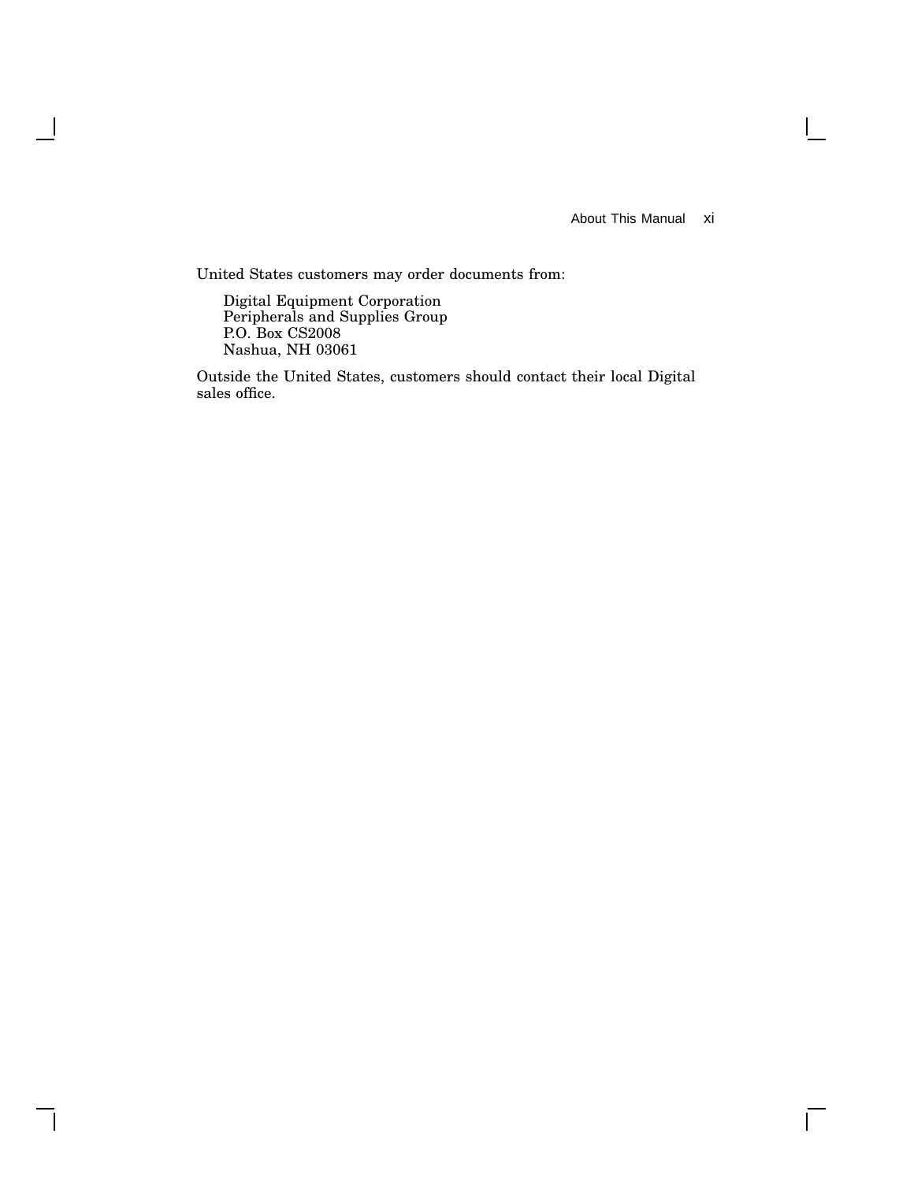United States customers may order documents from:

Digital Equipment Corporation  
Peripherals and Supplies Group  
P.O. Box CS2008  
Nashua, NH 03061

Outside the United States, customers should contact their local Digital sales office.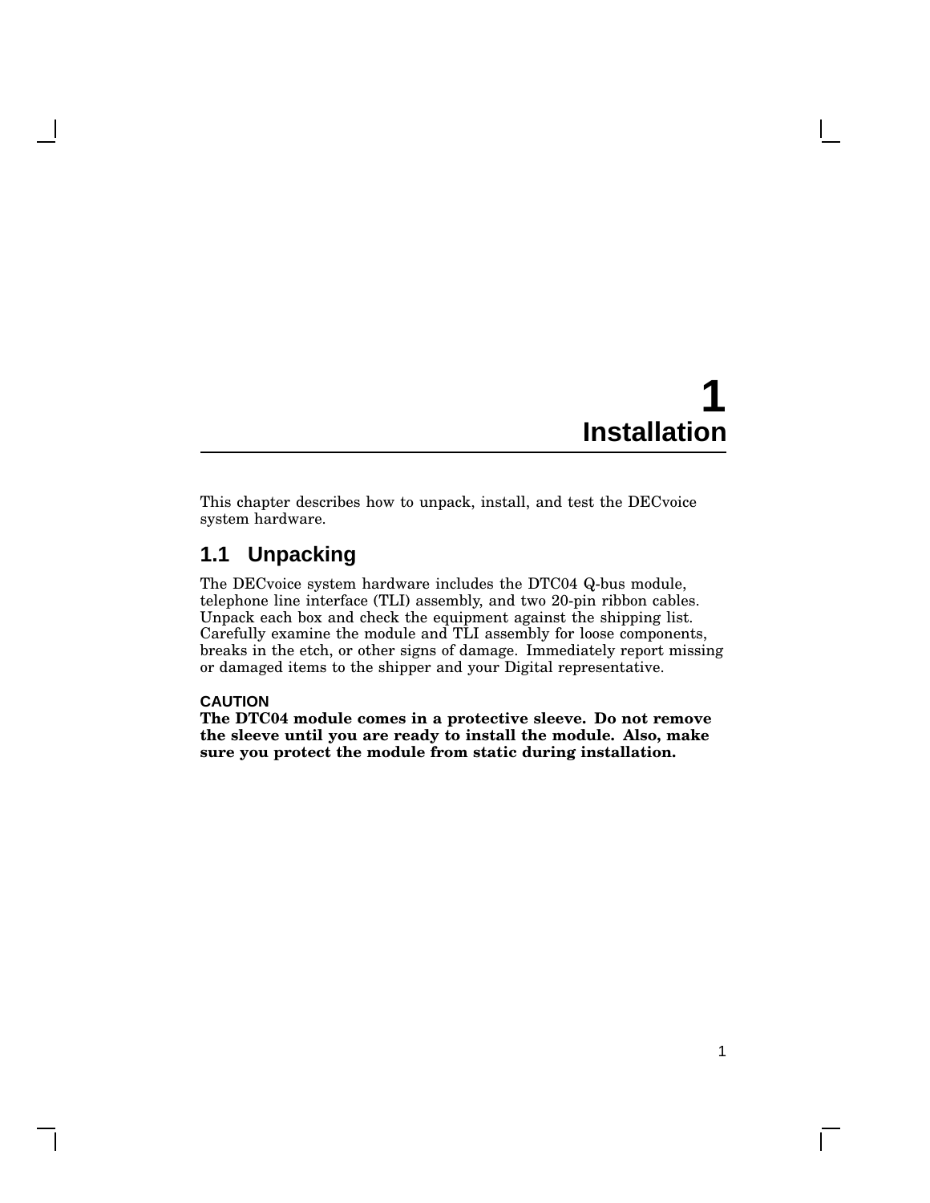# 1 Installation

This chapter describes how to unpack, install, and test the DECvoice system hardware.

## 1.1 Unpacking

The DECvoice system hardware includes the DTC04 Q-bus module, telephone line interface (TLI) assembly, and two 20-pin ribbon cables. Unpack each box and check the equipment against the shipping list. Carefully examine the module and TLI assembly for loose components, breaks in the etch, or other signs of damage. Immediately report missing or damaged items to the shipper and your Digital representative.

**CAUTION**
**The DTC04 module comes in a protective sleeve. Do not remove the sleeve until you are ready to install the module. Also, make sure you protect the module from static during installation.**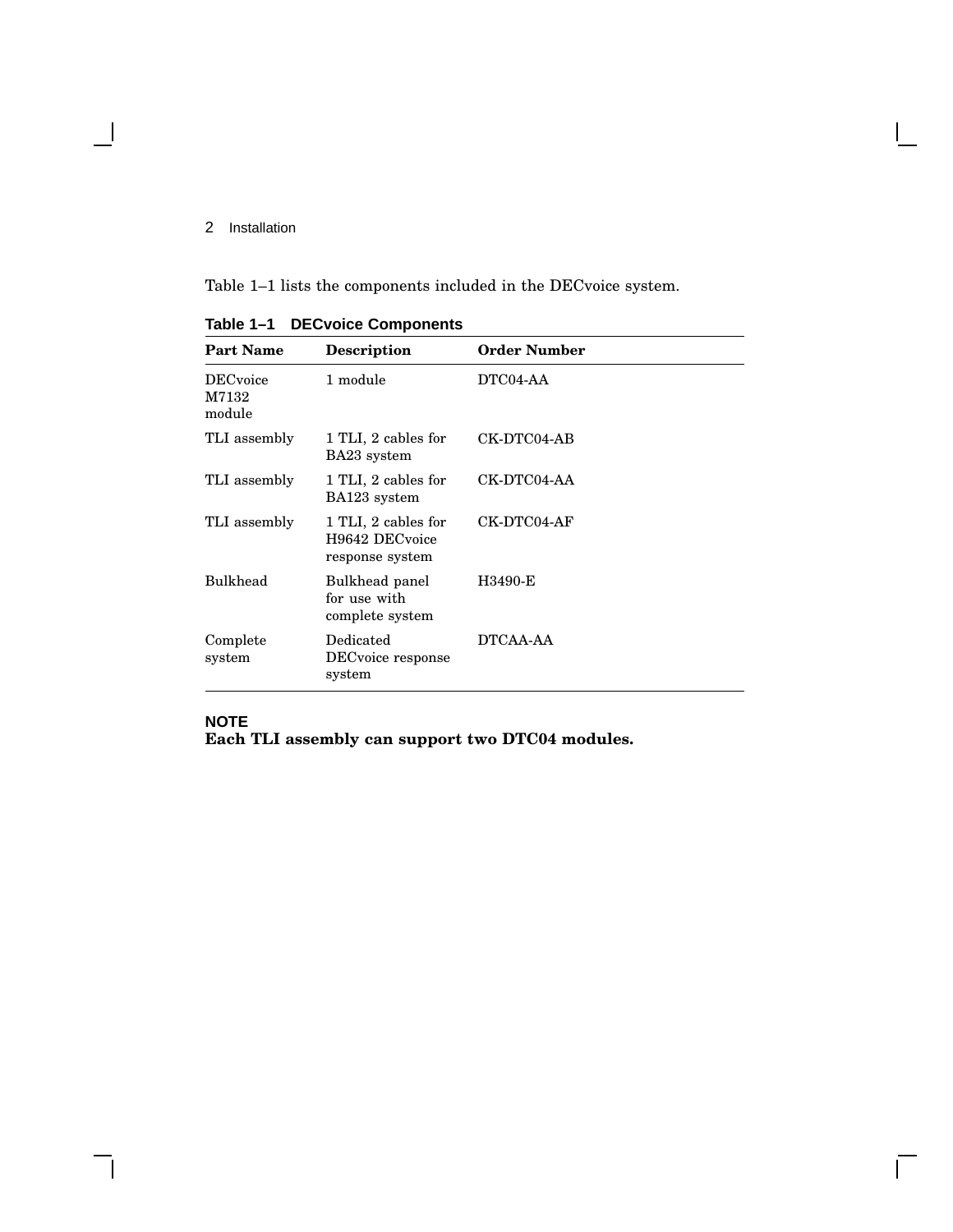Table 1–1 lists the components included in the DECvoice system.

**Table 1–1 DECvoice Components**

| Part Name | Description | Order Number |
|---|---|---|
| DECvoice M7132 module | 1 module | DTC04-AA |
| TLI assembly | 1 TLI, 2 cables for BA23 system | CK-DTC04-AB |
| TLI assembly | 1 TLI, 2 cables for BA123 system | CK-DTC04-AA |
| TLI assembly | 1 TLI, 2 cables for H9642 DECvoice response system | CK-DTC04-AF |
| Bulkhead | Bulkhead panel for use with complete system | H3490-E |
| Complete system | Dedicated DECvoice response system | DTCAA-AA |

**NOTE**

**Each TLI assembly can support two DTC04 modules.**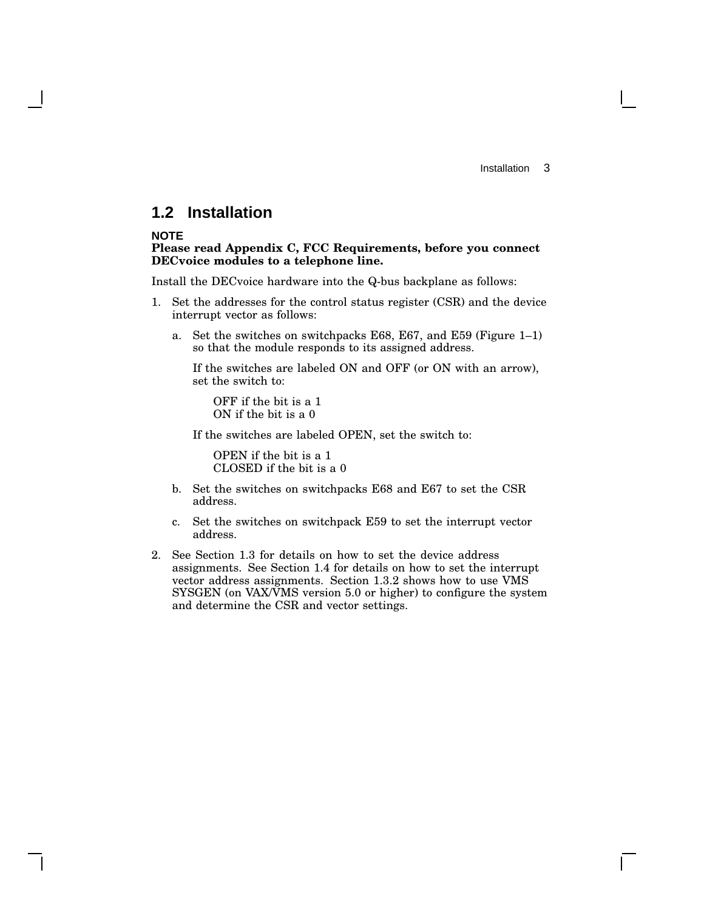## 1.2 Installation

**NOTE**
**Please read Appendix C, FCC Requirements, before you connect DECvoice modules to a telephone line.**

Install the DECvoice hardware into the Q-bus backplane as follows:

1. Set the addresses for the control status register (CSR) and the device interrupt vector as follows:

   a. Set the switches on switchpacks E68, E67, and E59 (Figure 1–1) so that the module responds to its assigned address.

      If the switches are labeled ON and OFF (or ON with an arrow), set the switch to:

      OFF if the bit is a 1
      ON if the bit is a 0

      If the switches are labeled OPEN, set the switch to:

      OPEN if the bit is a 1
      CLOSED if the bit is a 0

   b. Set the switches on switchpacks E68 and E67 to set the CSR address.

   c. Set the switches on switchpack E59 to set the interrupt vector address.

2. See Section 1.3 for details on how to set the device address assignments. See Section 1.4 for details on how to set the interrupt vector address assignments. Section 1.3.2 shows how to use VMS SYSGEN (on VAX/VMS version 5.0 or higher) to configure the system and determine the CSR and vector settings.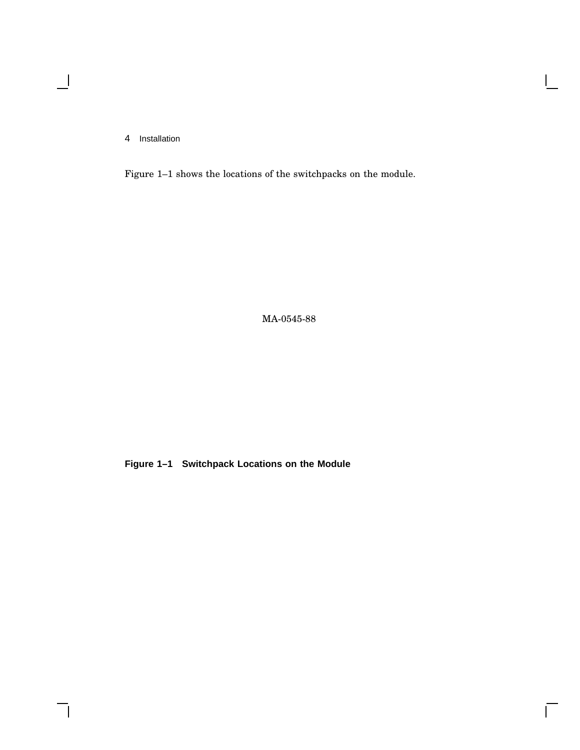Figure 1–1 shows the locations of the switchpacks on the module.

MA-0545-88

**Figure 1–1 Switchpack Locations on the Module**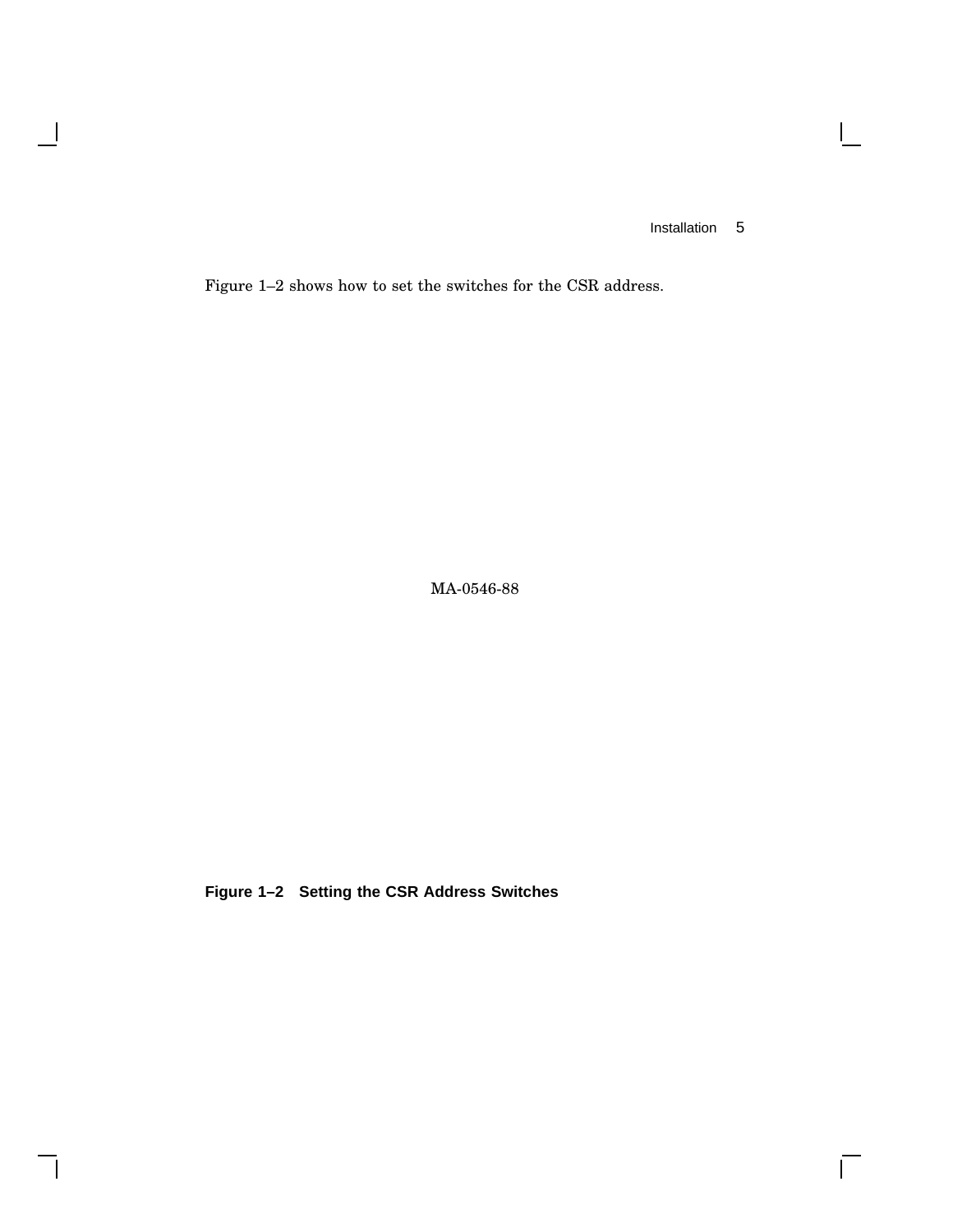Figure 1–2 shows how to set the switches for the CSR address.

MA-0546-88

**Figure 1–2 Setting the CSR Address Switches**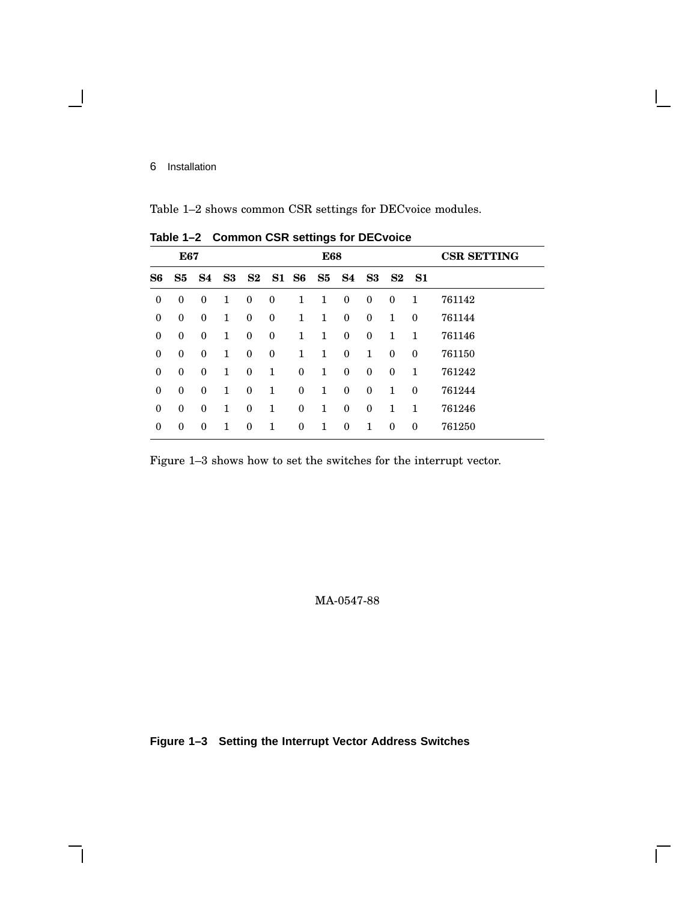Table 1–2 shows common CSR settings for DECvoice modules.

**Table 1–2 Common CSR settings for DECvoice**

| E67 | | | | | | E68 | | | | | | CSR SETTING |
|---|---|---|---|---|---|---|---|---|---|---|---|---|
| **S6** | **S5** | **S4** | **S3** | **S2** | **S1** | **S6** | **S5** | **S4** | **S3** | **S2** | **S1** | |
| 0 | 0 | 0 | 1 | 0 | 0 | 1 | 1 | 0 | 0 | 0 | 1 | 761142 |
| 0 | 0 | 0 | 1 | 0 | 0 | 1 | 1 | 0 | 0 | 1 | 0 | 761144 |
| 0 | 0 | 0 | 1 | 0 | 0 | 1 | 1 | 0 | 0 | 1 | 1 | 761146 |
| 0 | 0 | 0 | 1 | 0 | 0 | 1 | 1 | 0 | 1 | 0 | 0 | 761150 |
| 0 | 0 | 0 | 1 | 0 | 1 | 0 | 1 | 0 | 0 | 0 | 1 | 761242 |
| 0 | 0 | 0 | 1 | 0 | 1 | 0 | 1 | 0 | 0 | 1 | 0 | 761244 |
| 0 | 0 | 0 | 1 | 0 | 1 | 0 | 1 | 0 | 0 | 1 | 1 | 761246 |
| 0 | 0 | 0 | 1 | 0 | 1 | 0 | 1 | 0 | 1 | 0 | 0 | 761250 |

Figure 1–3 shows how to set the switches for the interrupt vector.

MA-0547-88

**Figure 1–3 Setting the Interrupt Vector Address Switches**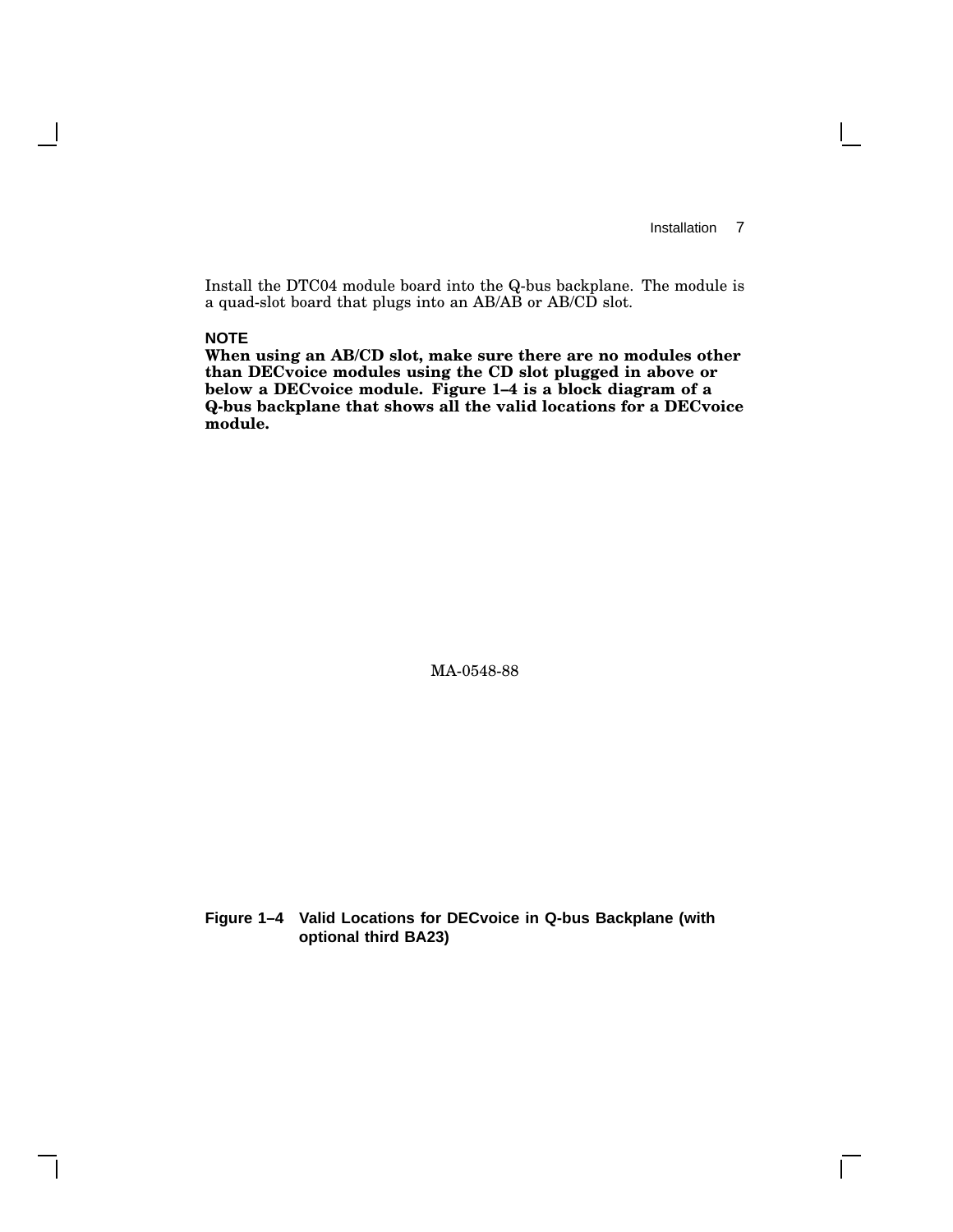Install the DTC04 module board into the Q-bus backplane. The module is a quad-slot board that plugs into an AB/AB or AB/CD slot.

**NOTE**

**When using an AB/CD slot, make sure there are no modules other than DECvoice modules using the CD slot plugged in above or below a DECvoice module. Figure 1–4 is a block diagram of a Q-bus backplane that shows all the valid locations for a DECvoice module.**

MA-0548-88

**Figure 1–4 Valid Locations for DECvoice in Q-bus Backplane (with optional third BA23)**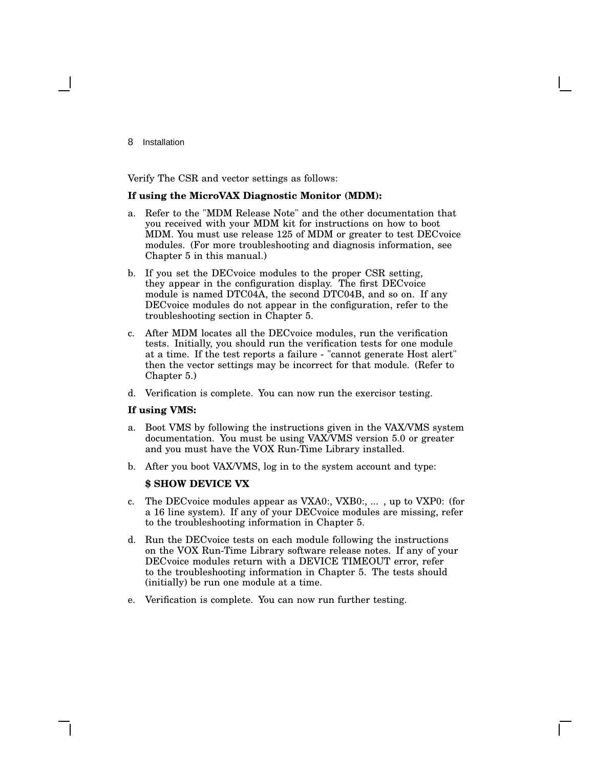Verify The CSR and vector settings as follows:

**If using the MicroVAX Diagnostic Monitor (MDM):**

a. Refer to the "MDM Release Note" and the other documentation that you received with your MDM kit for instructions on how to boot MDM. You must use release 125 of MDM or greater to test DECvoice modules. (For more troubleshooting and diagnosis information, see Chapter 5 in this manual.)

b. If you set the DECvoice modules to the proper CSR setting, they appear in the configuration display. The first DECvoice module is named DTC04A, the second DTC04B, and so on. If any DECvoice modules do not appear in the configuration, refer to the troubleshooting section in Chapter 5.

c. After MDM locates all the DECvoice modules, run the verification tests. Initially, you should run the verification tests for one module at a time. If the test reports a failure - "cannot generate Host alert" then the vector settings may be incorrect for that module. (Refer to Chapter 5.)

d. Verification is complete. You can now run the exercisor testing.

**If using VMS:**

a. Boot VMS by following the instructions given in the VAX/VMS system documentation. You must be using VAX/VMS version 5.0 or greater and you must have the VOX Run-Time Library installed.

b. After you boot VAX/VMS, log in to the system account and type:

   **$ SHOW DEVICE VX**

c. The DECvoice modules appear as VXA0:, VXB0:, ... , up to VXP0: (for a 16 line system). If any of your DECvoice modules are missing, refer to the troubleshooting information in Chapter 5.

d. Run the DECvoice tests on each module following the instructions on the VOX Run-Time Library software release notes. If any of your DECvoice modules return with a DEVICE TIMEOUT error, refer to the troubleshooting information in Chapter 5. The tests should (initially) be run one module at a time.

e. Verification is complete. You can now run further testing.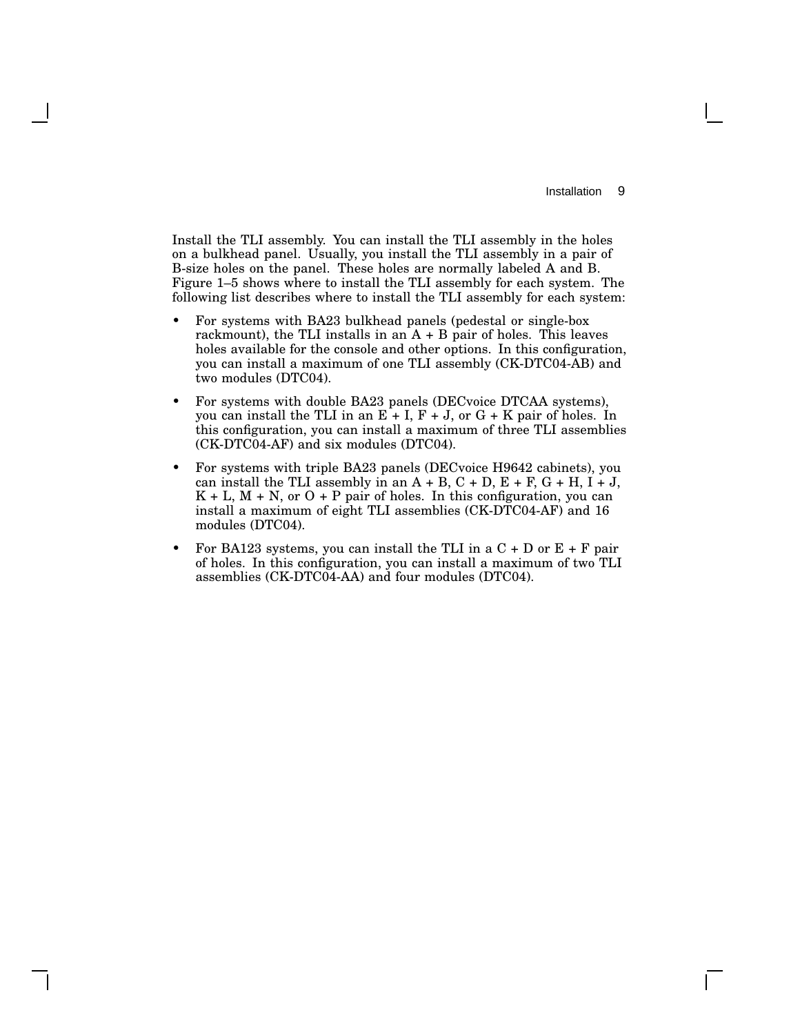Install the TLI assembly. You can install the TLI assembly in the holes on a bulkhead panel. Usually, you install the TLI assembly in a pair of B-size holes on the panel. These holes are normally labeled A and B. Figure 1–5 shows where to install the TLI assembly for each system. The following list describes where to install the TLI assembly for each system:

- For systems with BA23 bulkhead panels (pedestal or single-box rackmount), the TLI installs in an A + B pair of holes. This leaves holes available for the console and other options. In this configuration, you can install a maximum of one TLI assembly (CK-DTC04-AB) and two modules (DTC04).
- For systems with double BA23 panels (DECvoice DTCAA systems), you can install the TLI in an E + I, F + J, or G + K pair of holes. In this configuration, you can install a maximum of three TLI assemblies (CK-DTC04-AF) and six modules (DTC04).
- For systems with triple BA23 panels (DECvoice H9642 cabinets), you can install the TLI assembly in an A + B, C + D, E + F, G + H, I + J, K + L, M + N, or O + P pair of holes. In this configuration, you can install a maximum of eight TLI assemblies (CK-DTC04-AF) and 16 modules (DTC04).
- For BA123 systems, you can install the TLI in a C + D or E + F pair of holes. In this configuration, you can install a maximum of two TLI assemblies (CK-DTC04-AA) and four modules (DTC04).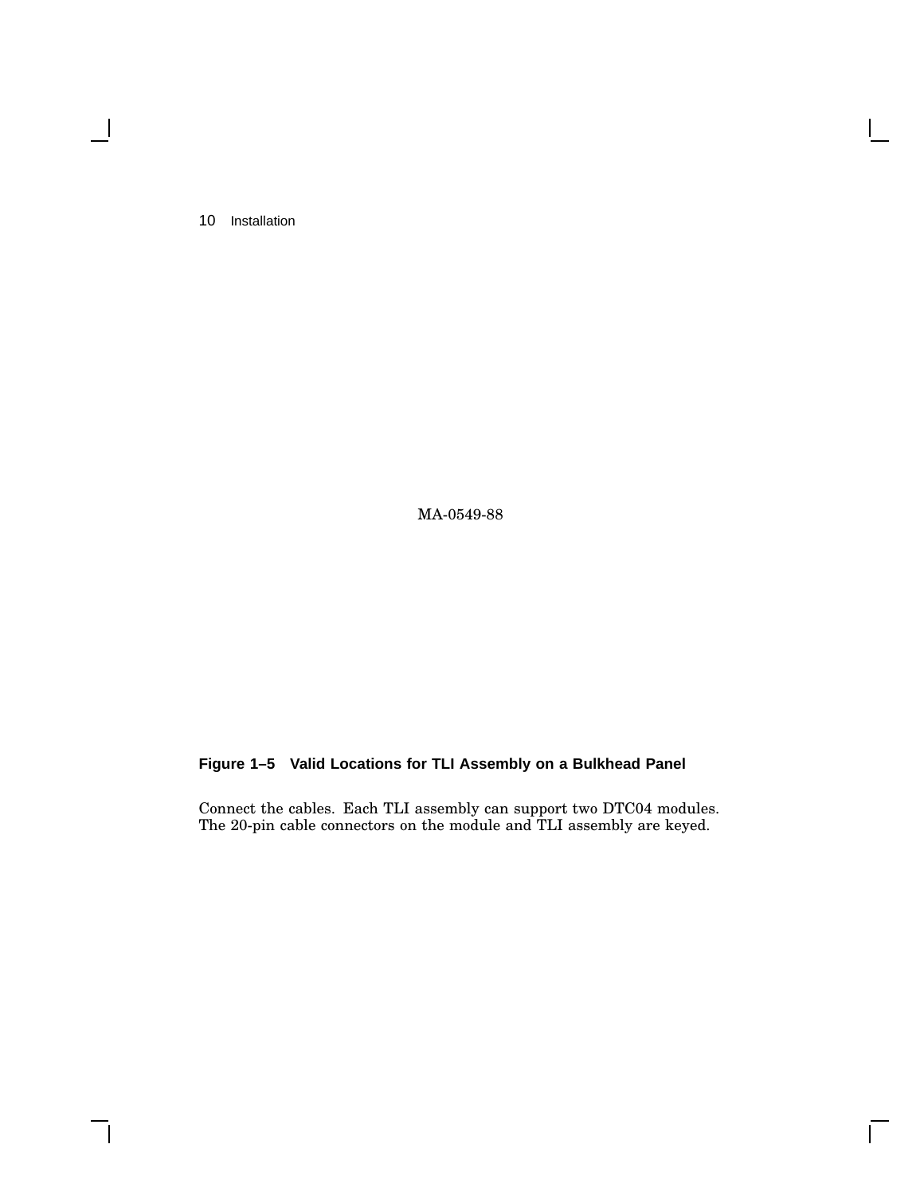MA-0549-88

**Figure 1–5 Valid Locations for TLI Assembly on a Bulkhead Panel**

Connect the cables. Each TLI assembly can support two DTC04 modules. The 20-pin cable connectors on the module and TLI assembly are keyed.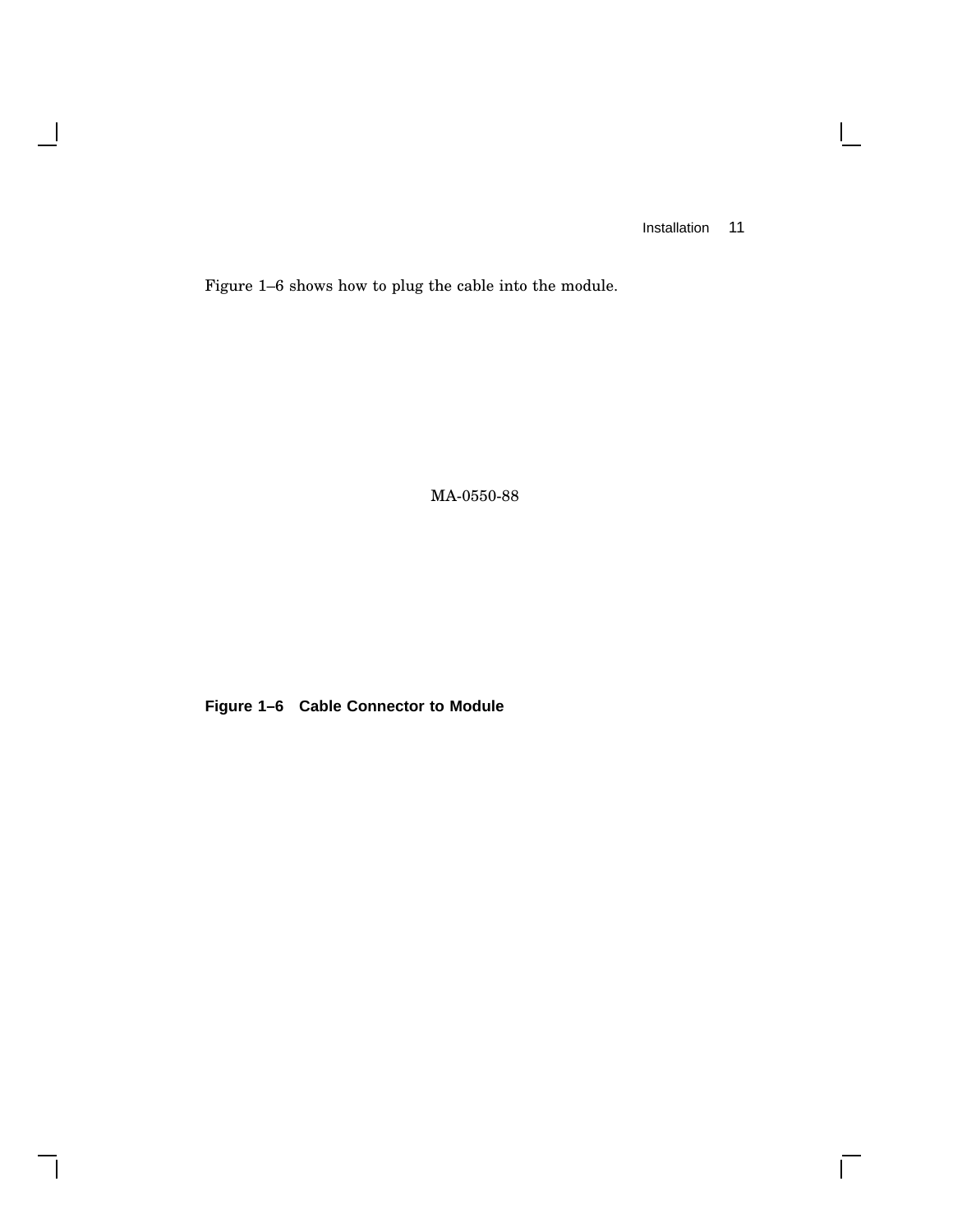Figure 1–6 shows how to plug the cable into the module.

MA-0550-88

**Figure 1–6 Cable Connector to Module**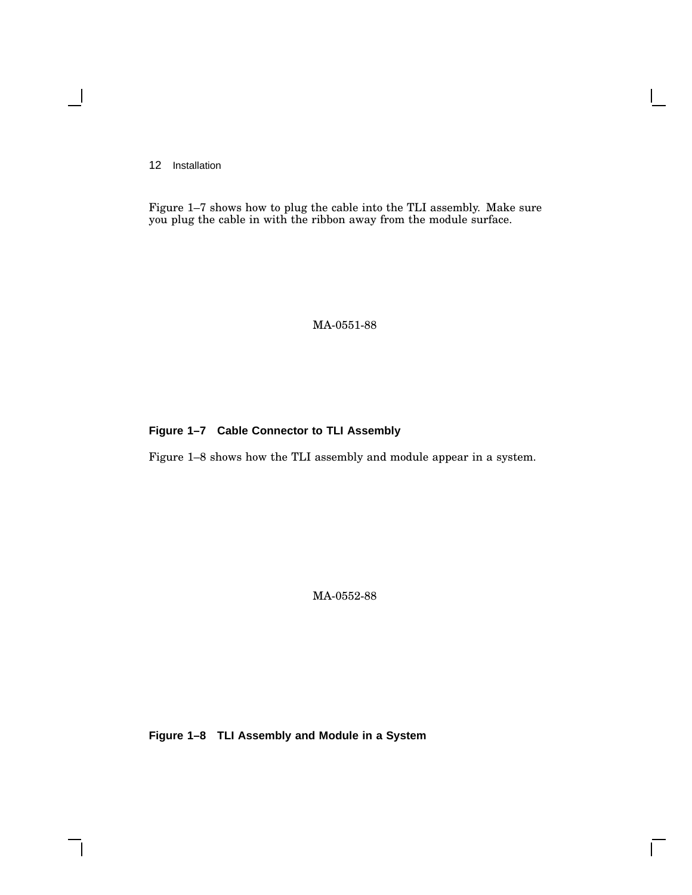Figure 1–7 shows how to plug the cable into the TLI assembly. Make sure you plug the cable in with the ribbon away from the module surface.

MA-0551-88

**Figure 1–7 Cable Connector to TLI Assembly**

Figure 1–8 shows how the TLI assembly and module appear in a system.

MA-0552-88

**Figure 1–8 TLI Assembly and Module in a System**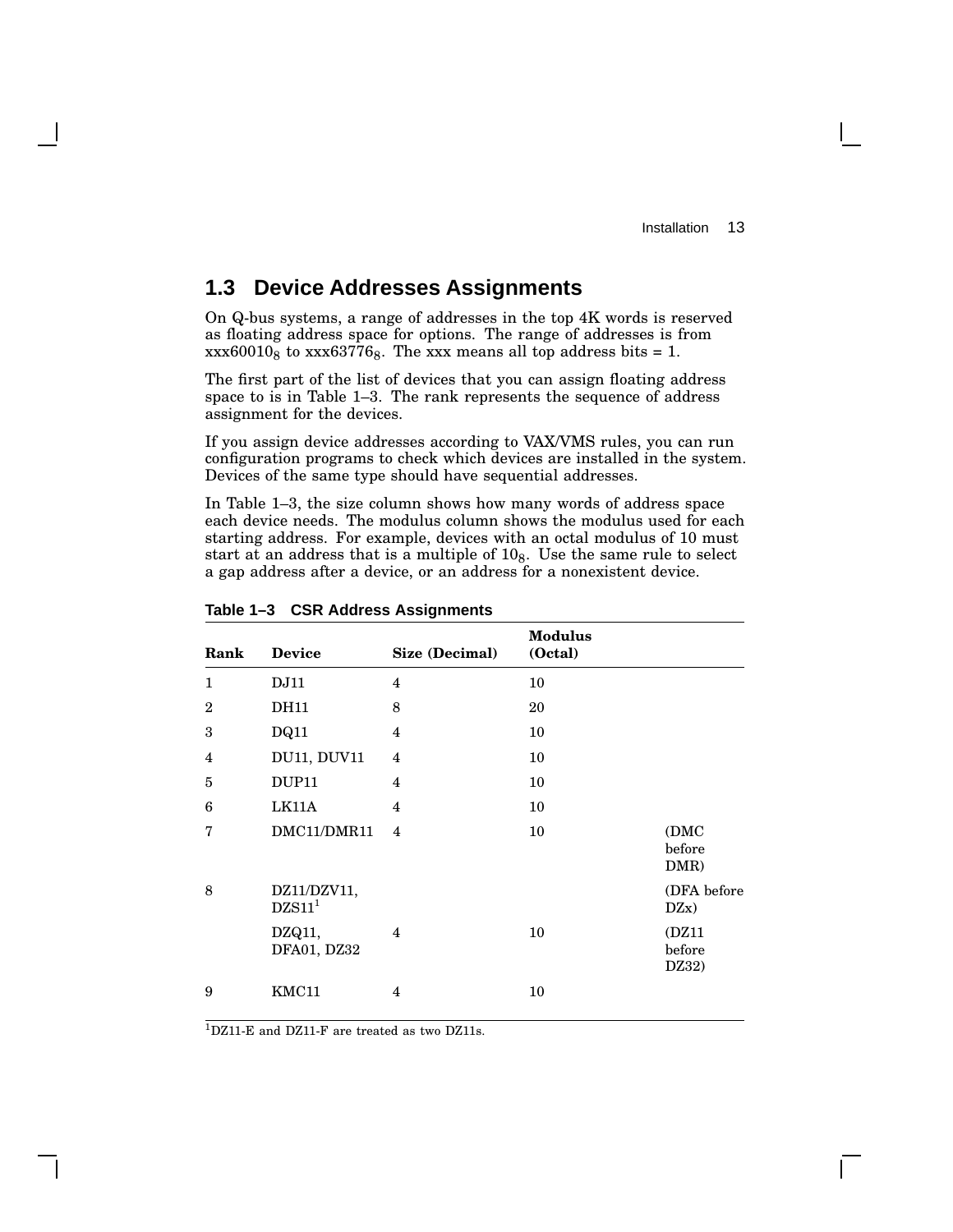## 1.3 Device Addresses Assignments

On Q-bus systems, a range of addresses in the top 4K words is reserved as floating address space for options. The range of addresses is from $xxx60010_8$ to $xxx63776_8$. The xxx means all top address bits = 1.

The first part of the list of devices that you can assign floating address space to is in Table 1–3. The rank represents the sequence of address assignment for the devices.

If you assign device addresses according to VAX/VMS rules, you can run configuration programs to check which devices are installed in the system. Devices of the same type should have sequential addresses.

In Table 1–3, the size column shows how many words of address space each device needs. The modulus column shows the modulus used for each starting address. For example, devices with an octal modulus of 10 must start at an address that is a multiple of $10_8$. Use the same rule to select a gap address after a device, or an address for a nonexistent device.

**Table 1–3 CSR Address Assignments**

| Rank | Device | Size (Decimal) | Modulus (Octal) | |
|---|---|---|---|---|
| 1 | DJ11 | 4 | 10 | |
| 2 | DH11 | 8 | 20 | |
| 3 | DQ11 | 4 | 10 | |
| 4 | DU11, DUV11 | 4 | 10 | |
| 5 | DUP11 | 4 | 10 | |
| 6 | LK11A | 4 | 10 | |
| 7 | DMC11/DMR11 | 4 | 10 | (DMC before DMR) |
| 8 | DZ11/DZV11, DZS11[1] | | | (DFA before DZx) |
| | DZQ11, DFA01, DZ32 | 4 | 10 | (DZ11 before DZ32) |
| 9 | KMC11 | 4 | 10 | |

[1]DZ11-E and DZ11-F are treated as two DZ11s.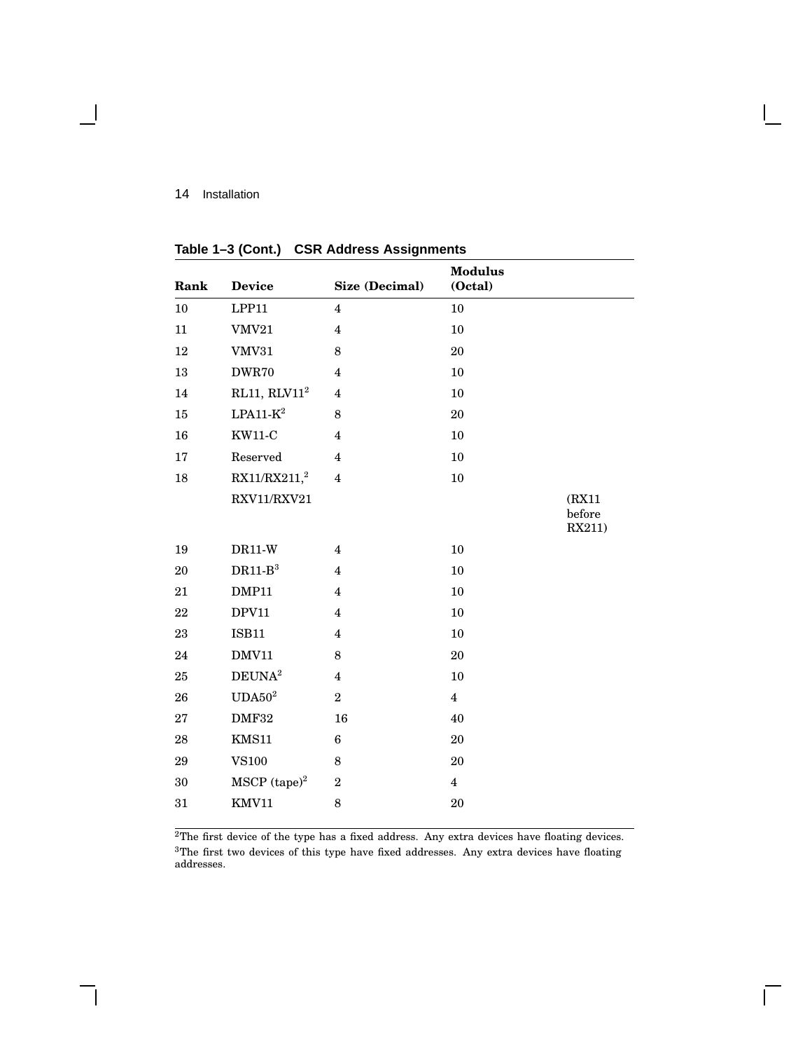**Table 1–3 (Cont.) CSR Address Assignments**

| Rank | Device | Size (Decimal) | Modulus (Octal) | |
|---|---|---|---|---|
| 10 | LPP11 | 4 | 10 | |
| 11 | VMV21 | 4 | 10 | |
| 12 | VMV31 | 8 | 20 | |
| 13 | DWR70 | 4 | 10 | |
| 14 | RL11, RLV11[2] | 4 | 10 | |
| 15 | LPA11-K[2] | 8 | 20 | |
| 16 | KW11-C | 4 | 10 | |
| 17 | Reserved | 4 | 10 | |
| 18 | RX11/RX211,[2] RXV11/RXV21 | 4 | 10 | (RX11 before RX211) |
| 19 | DR11-W | 4 | 10 | |
| 20 | DR11-B[3] | 4 | 10 | |
| 21 | DMP11 | 4 | 10 | |
| 22 | DPV11 | 4 | 10 | |
| 23 | ISB11 | 4 | 10 | |
| 24 | DMV11 | 8 | 20 | |
| 25 | DEUNA[2] | 4 | 10 | |
| 26 | UDA50[2] | 2 | 4 | |
| 27 | DMF32 | 16 | 40 | |
| 28 | KMS11 | 6 | 20 | |
| 29 | VS100 | 8 | 20 | |
| 30 | MSCP (tape)[2] | 2 | 4 | |
| 31 | KMV11 | 8 | 20 | |

[2]The first device of the type has a fixed address. Any extra devices have floating devices.
[3]The first two devices of this type have fixed addresses. Any extra devices have floating addresses.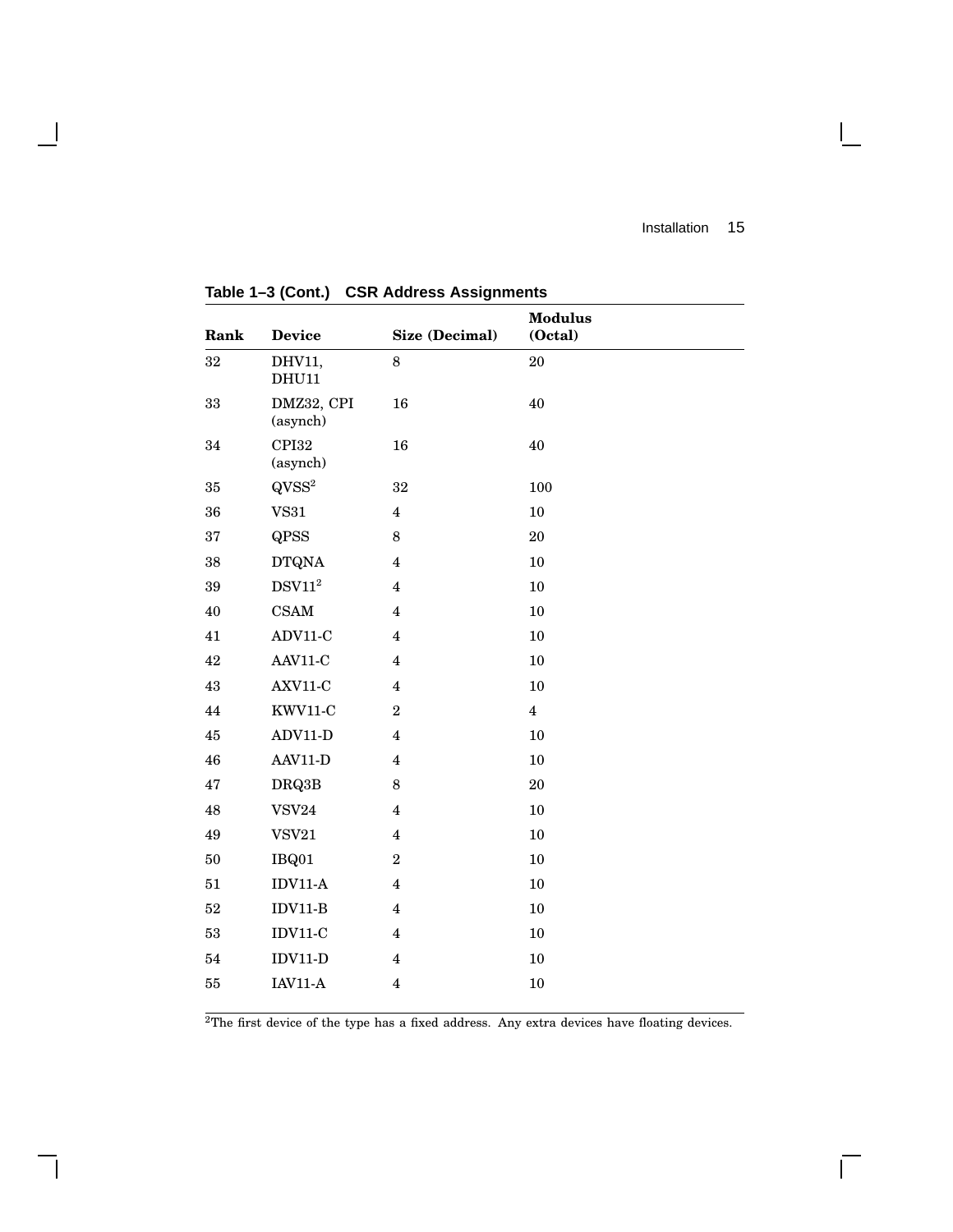**Table 1–3 (Cont.) CSR Address Assignments**

| Rank | Device | Size (Decimal) | Modulus (Octal) |
|---|---|---|---|
| 32 | DHV11, DHU11 | 8 | 20 |
| 33 | DMZ32, CPI (asynch) | 16 | 40 |
| 34 | CPI32 (asynch) | 16 | 40 |
| 35 | QVSS[2] | 32 | 100 |
| 36 | VS31 | 4 | 10 |
| 37 | QPSS | 8 | 20 |
| 38 | DTQNA | 4 | 10 |
| 39 | DSV11[2] | 4 | 10 |
| 40 | CSAM | 4 | 10 |
| 41 | ADV11-C | 4 | 10 |
| 42 | AAV11-C | 4 | 10 |
| 43 | AXV11-C | 4 | 10 |
| 44 | KWV11-C | 2 | 4 |
| 45 | ADV11-D | 4 | 10 |
| 46 | AAV11-D | 4 | 10 |
| 47 | DRQ3B | 8 | 20 |
| 48 | VSV24 | 4 | 10 |
| 49 | VSV21 | 4 | 10 |
| 50 | IBQ01 | 2 | 10 |
| 51 | IDV11-A | 4 | 10 |
| 52 | IDV11-B | 4 | 10 |
| 53 | IDV11-C | 4 | 10 |
| 54 | IDV11-D | 4 | 10 |
| 55 | IAV11-A | 4 | 10 |

[2]The first device of the type has a fixed address. Any extra devices have floating devices.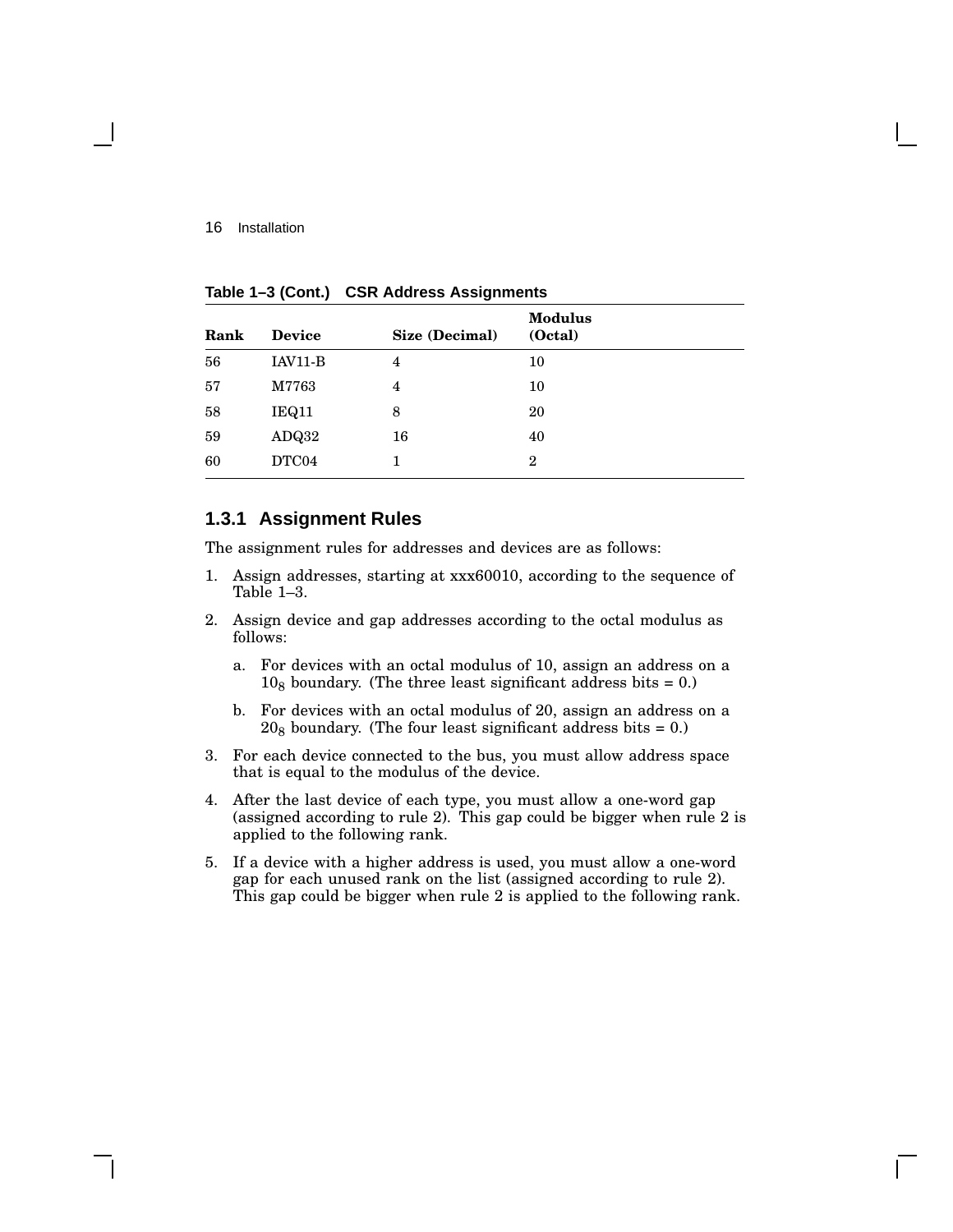**Table 1–3 (Cont.) CSR Address Assignments**

| Rank | Device | Size (Decimal) | Modulus (Octal) |
|---|---|---|---|
| 56 | IAV11-B | 4 | 10 |
| 57 | M7763 | 4 | 10 |
| 58 | IEQ11 | 8 | 20 |
| 59 | ADQ32 | 16 | 40 |
| 60 | DTC04 | 1 | 2 |

### 1.3.1 Assignment Rules

The assignment rules for addresses and devices are as follows:

1. Assign addresses, starting at xxx60010, according to the sequence of Table 1–3.
2. Assign device and gap addresses according to the octal modulus as follows:
   a. For devices with an octal modulus of 10, assign an address on a $10_8$ boundary. (The three least significant address bits = 0.)
   b. For devices with an octal modulus of 20, assign an address on a $20_8$ boundary. (The four least significant address bits = 0.)
3. For each device connected to the bus, you must allow address space that is equal to the modulus of the device.
4. After the last device of each type, you must allow a one-word gap (assigned according to rule 2). This gap could be bigger when rule 2 is applied to the following rank.
5. If a device with a higher address is used, you must allow a one-word gap for each unused rank on the list (assigned according to rule 2). This gap could be bigger when rule 2 is applied to the following rank.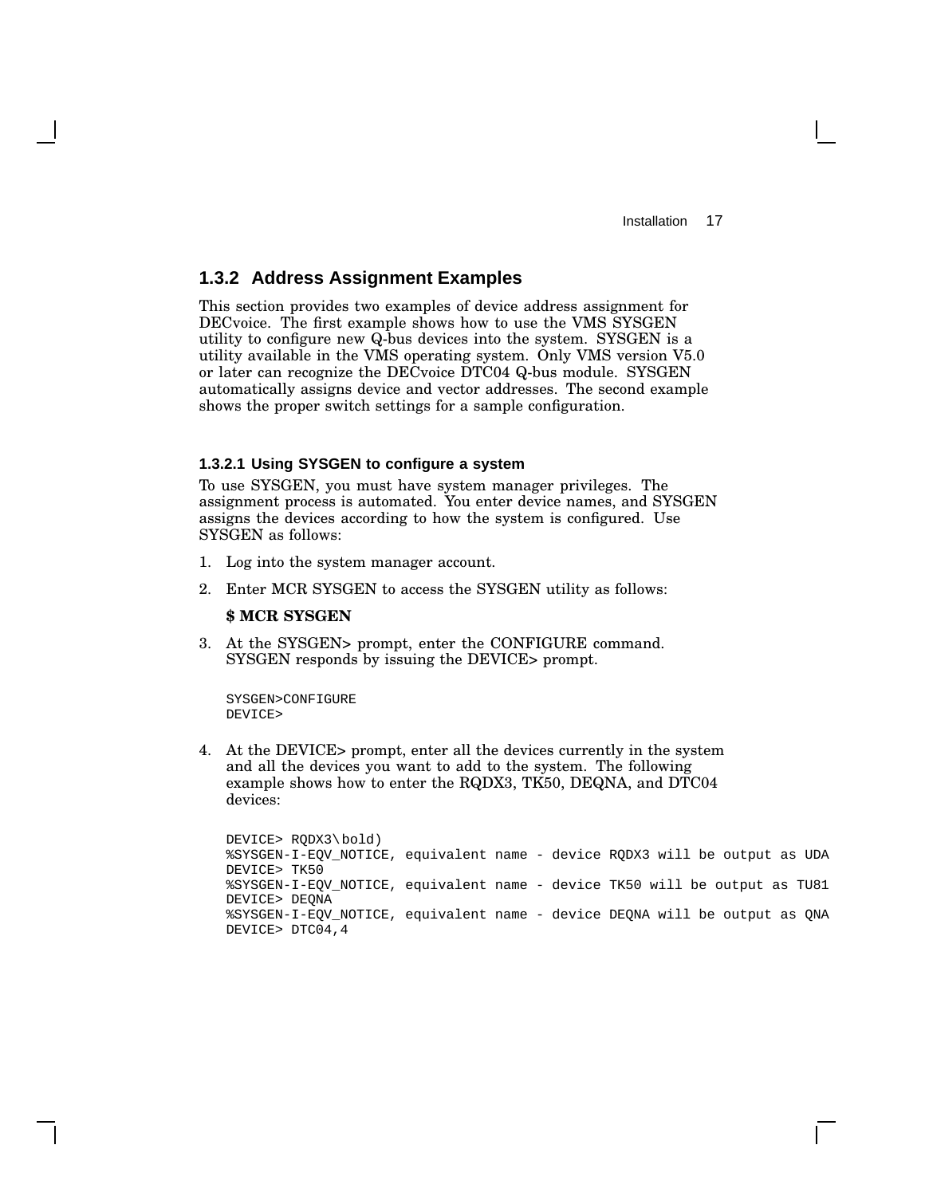### 1.3.2 Address Assignment Examples

This section provides two examples of device address assignment for DECvoice. The first example shows how to use the VMS SYSGEN utility to configure new Q-bus devices into the system. SYSGEN is a utility available in the VMS operating system. Only VMS version V5.0 or later can recognize the DECvoice DTC04 Q-bus module. SYSGEN automatically assigns device and vector addresses. The second example shows the proper switch settings for a sample configuration.

#### 1.3.2.1 Using SYSGEN to configure a system

To use SYSGEN, you must have system manager privileges. The assignment process is automated. You enter device names, and SYSGEN assigns the devices according to how the system is configured. Use SYSGEN as follows:

1. Log into the system manager account.
2. Enter MCR SYSGEN to access the SYSGEN utility as follows:

   **$ MCR SYSGEN**

3. At the SYSGEN> prompt, enter the CONFIGURE command. SYSGEN responds by issuing the DEVICE> prompt.

```
SYSGEN>CONFIGURE
DEVICE>
```

4. At the DEVICE> prompt, enter all the devices currently in the system and all the devices you want to add to the system. The following example shows how to enter the RQDX3, TK50, DEQNA, and DTC04 devices:

```
DEVICE> RQDX3\bold)
%SYSGEN-I-EQV_NOTICE, equivalent name - device RQDX3 will be output as UDA
DEVICE> TK50
%SYSGEN-I-EQV_NOTICE, equivalent name - device TK50 will be output as TU81
DEVICE> DEQNA
%SYSGEN-I-EQV_NOTICE, equivalent name - device DEQNA will be output as QNA
DEVICE> DTC04,4
```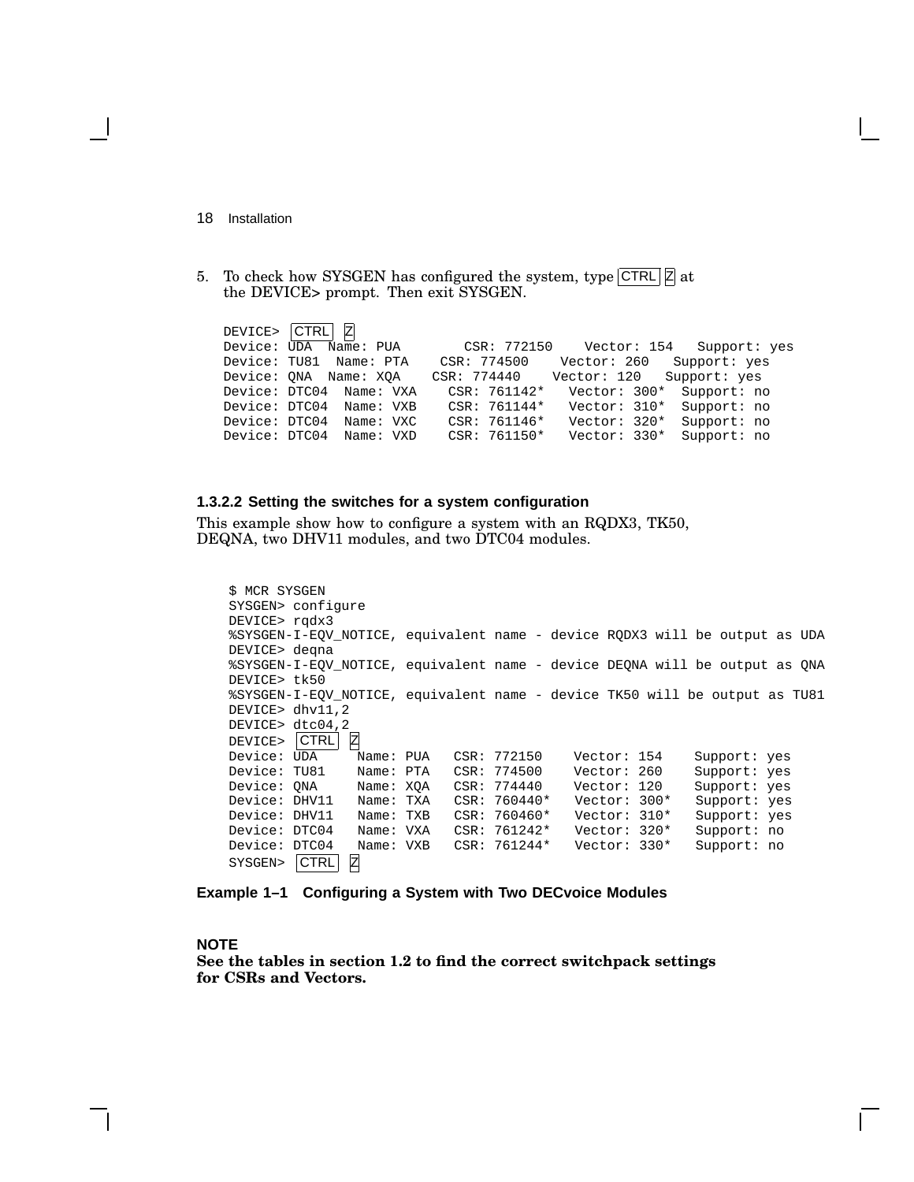5. To check how SYSGEN has configured the system, type CTRL Z at the DEVICE> prompt. Then exit SYSGEN.

```
DEVICE> CTRL Z
Device: UDA  Name: PUA       CSR: 772150    Vector: 154   Support: yes
Device: TU81  Name: PTA    CSR: 774500    Vector: 260   Support: yes
Device: QNA  Name: XQA    CSR: 774440    Vector: 120   Support: yes
Device: DTC04  Name: VXA    CSR: 761142*   Vector: 300*  Support: no
Device: DTC04  Name: VXB    CSR: 761144*   Vector: 310*  Support: no
Device: DTC04  Name: VXC    CSR: 761146*   Vector: 320*  Support: no
Device: DTC04  Name: VXD    CSR: 761150*   Vector: 330*  Support: no
```

### 1.3.2.2 Setting the switches for a system configuration

This example show how to configure a system with an RQDX3, TK50, DEQNA, two DHV11 modules, and two DTC04 modules.

```
$ MCR SYSGEN
SYSGEN> configure
DEVICE> rqdx3
%SYSGEN-I-EQV_NOTICE, equivalent name - device RQDX3 will be output as UDA
DEVICE> deqna
%SYSGEN-I-EQV_NOTICE, equivalent name - device DEQNA will be output as QNA
DEVICE> tk50
%SYSGEN-I-EQV_NOTICE, equivalent name - device TK50 will be output as TU81
DEVICE> dhv11,2
DEVICE> dtc04,2
DEVICE> CTRL Z
Device: UDA     Name: PUA   CSR: 772150    Vector: 154    Support: yes
Device: TU81    Name: PTA   CSR: 774500    Vector: 260    Support: yes
Device: QNA     Name: XQA   CSR: 774440    Vector: 120    Support: yes
Device: DHV11   Name: TXA   CSR: 760440*   Vector: 300*   Support: yes
Device: DHV11   Name: TXB   CSR: 760460*   Vector: 310*   Support: yes
Device: DTC04   Name: VXA   CSR: 761242*   Vector: 320*   Support: no
Device: DTC04   Name: VXB   CSR: 761244*   Vector: 330*   Support: no
SYSGEN> CTRL Z
```

**Example 1–1 Configuring a System with Two DECvoice Modules**

**NOTE**
**See the tables in section 1.2 to find the correct switchpack settings for CSRs and Vectors.**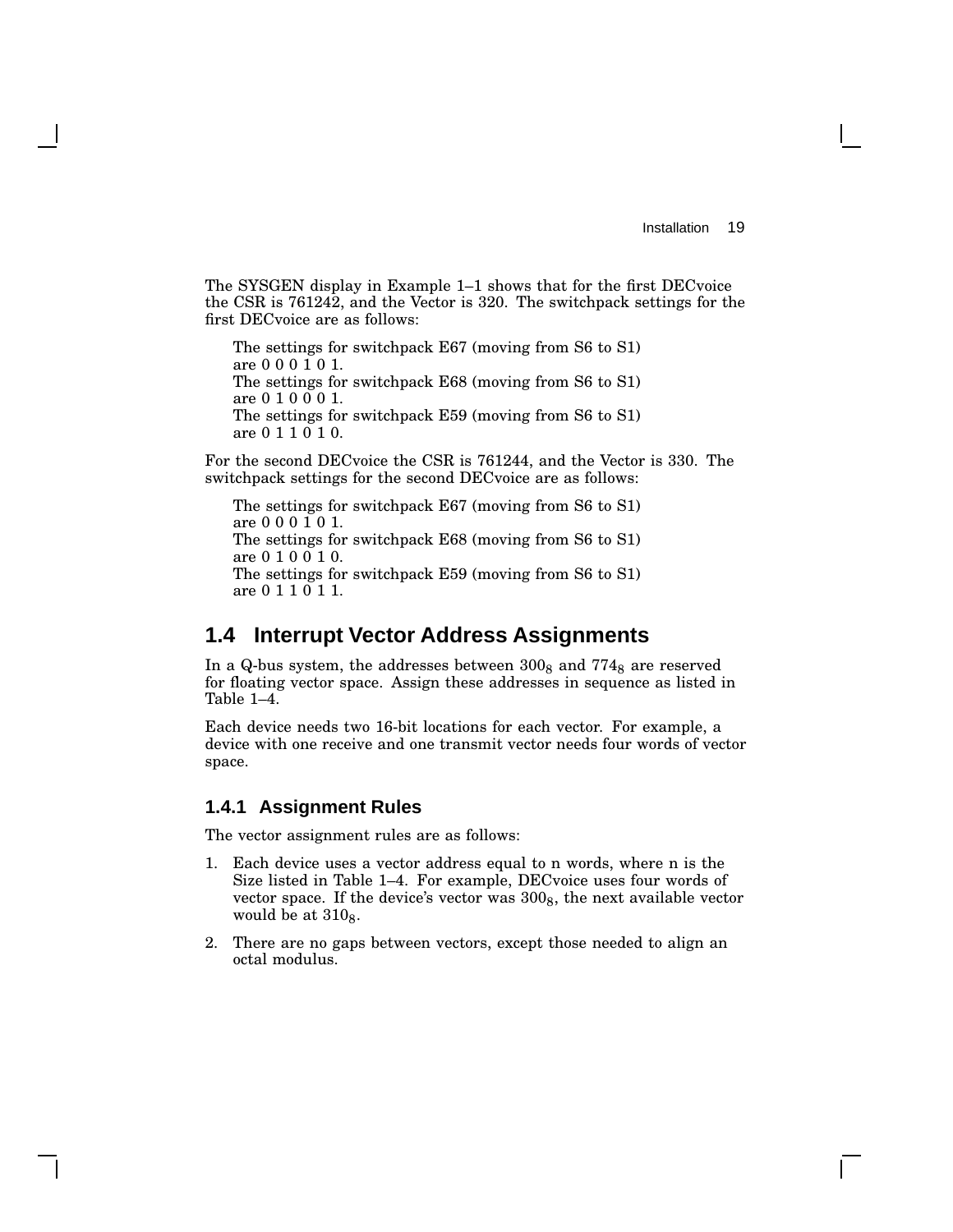The SYSGEN display in Example 1–1 shows that for the first DECvoice the CSR is 761242, and the Vector is 320. The switchpack settings for the first DECvoice are as follows:

> The settings for switchpack E67 (moving from S6 to S1) are 0 0 0 1 0 1.
> The settings for switchpack E68 (moving from S6 to S1) are 0 1 0 0 0 1.
> The settings for switchpack E59 (moving from S6 to S1) are 0 1 1 0 1 0.

For the second DECvoice the CSR is 761244, and the Vector is 330. The switchpack settings for the second DECvoice are as follows:

> The settings for switchpack E67 (moving from S6 to S1) are 0 0 0 1 0 1.
> The settings for switchpack E68 (moving from S6 to S1) are 0 1 0 0 1 0.
> The settings for switchpack E59 (moving from S6 to S1) are 0 1 1 0 1 1.

## 1.4 Interrupt Vector Address Assignments

In a Q-bus system, the addresses between $300_8$ and $774_8$ are reserved for floating vector space. Assign these addresses in sequence as listed in Table 1–4.

Each device needs two 16-bit locations for each vector. For example, a device with one receive and one transmit vector needs four words of vector space.

### 1.4.1 Assignment Rules

The vector assignment rules are as follows:

1. Each device uses a vector address equal to n words, where n is the Size listed in Table 1–4. For example, DECvoice uses four words of vector space. If the device's vector was $300_8$, the next available vector would be at $310_8$.
2. There are no gaps between vectors, except those needed to align an octal modulus.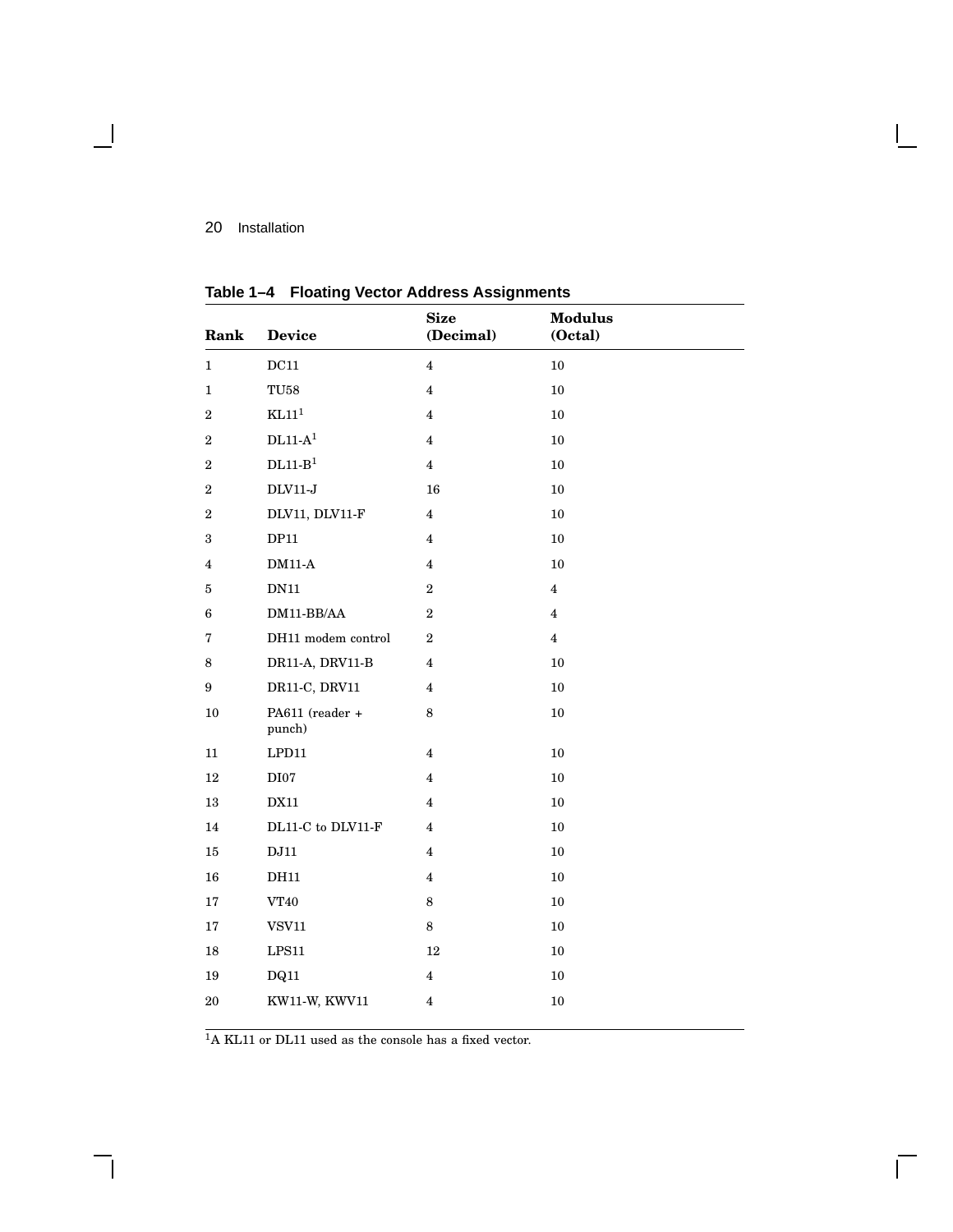**Table 1–4 Floating Vector Address Assignments**

| Rank | Device | Size (Decimal) | Modulus (Octal) |
|---|---|---|---|
| 1 | DC11 | 4 | 10 |
| 1 | TU58 | 4 | 10 |
| 2 | KL11[1] | 4 | 10 |
| 2 | DL11-A[1] | 4 | 10 |
| 2 | DL11-B[1] | 4 | 10 |
| 2 | DLV11-J | 16 | 10 |
| 2 | DLV11, DLV11-F | 4 | 10 |
| 3 | DP11 | 4 | 10 |
| 4 | DM11-A | 4 | 10 |
| 5 | DN11 | 2 | 4 |
| 6 | DM11-BB/AA | 2 | 4 |
| 7 | DH11 modem control | 2 | 4 |
| 8 | DR11-A, DRV11-B | 4 | 10 |
| 9 | DR11-C, DRV11 | 4 | 10 |
| 10 | PA611 (reader + punch) | 8 | 10 |
| 11 | LPD11 | 4 | 10 |
| 12 | DI07 | 4 | 10 |
| 13 | DX11 | 4 | 10 |
| 14 | DL11-C to DLV11-F | 4 | 10 |
| 15 | DJ11 | 4 | 10 |
| 16 | DH11 | 4 | 10 |
| 17 | VT40 | 8 | 10 |
| 17 | VSV11 | 8 | 10 |
| 18 | LPS11 | 12 | 10 |
| 19 | DQ11 | 4 | 10 |
| 20 | KW11-W, KWV11 | 4 | 10 |

[1]A KL11 or DL11 used as the console has a fixed vector.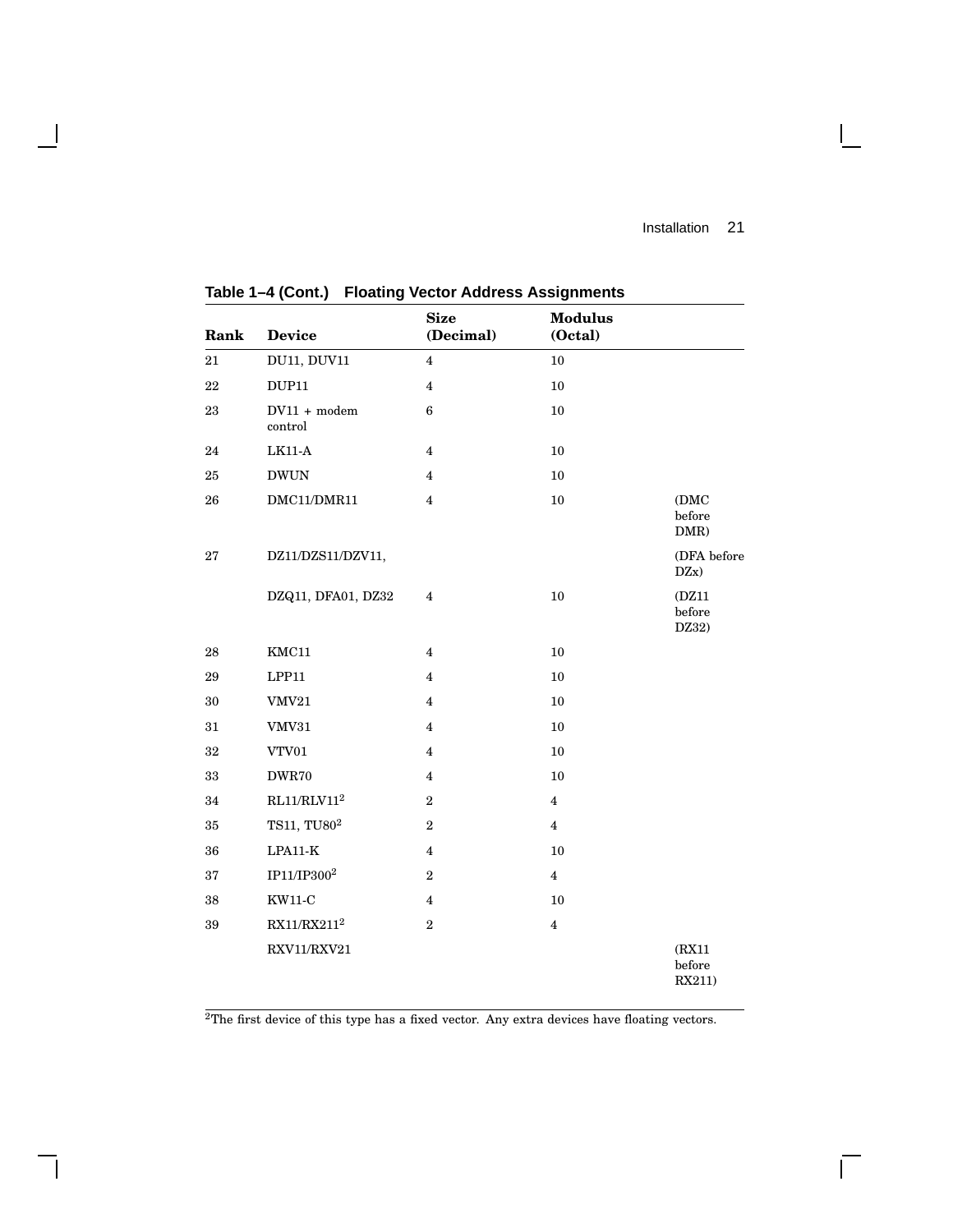**Table 1–4 (Cont.) Floating Vector Address Assignments**

| Rank | Device | Size (Decimal) | Modulus (Octal) | |
|---|---|---|---|---|
| 21 | DU11, DUV11 | 4 | 10 | |
| 22 | DUP11 | 4 | 10 | |
| 23 | DV11 + modem control | 6 | 10 | |
| 24 | LK11-A | 4 | 10 | |
| 25 | DWUN | 4 | 10 | |
| 26 | DMC11/DMR11 | 4 | 10 | (DMC before DMR) |
| 27 | DZ11/DZS11/DZV11, | | | (DFA before DZx) |
| | DZQ11, DFA01, DZ32 | 4 | 10 | (DZ11 before DZ32) |
| 28 | KMC11 | 4 | 10 | |
| 29 | LPP11 | 4 | 10 | |
| 30 | VMV21 | 4 | 10 | |
| 31 | VMV31 | 4 | 10 | |
| 32 | VTV01 | 4 | 10 | |
| 33 | DWR70 | 4 | 10 | |
| 34 | RL11/RLV11[2] | 2 | 4 | |
| 35 | TS11, TU80[2] | 2 | 4 | |
| 36 | LPA11-K | 4 | 10 | |
| 37 | IP11/IP300[2] | 2 | 4 | |
| 38 | KW11-C | 4 | 10 | |
| 39 | RX11/RX211[2] | 2 | 4 | |
| | RXV11/RXV21 | | | (RX11 before RX211) |

[2]The first device of this type has a fixed vector. Any extra devices have floating vectors.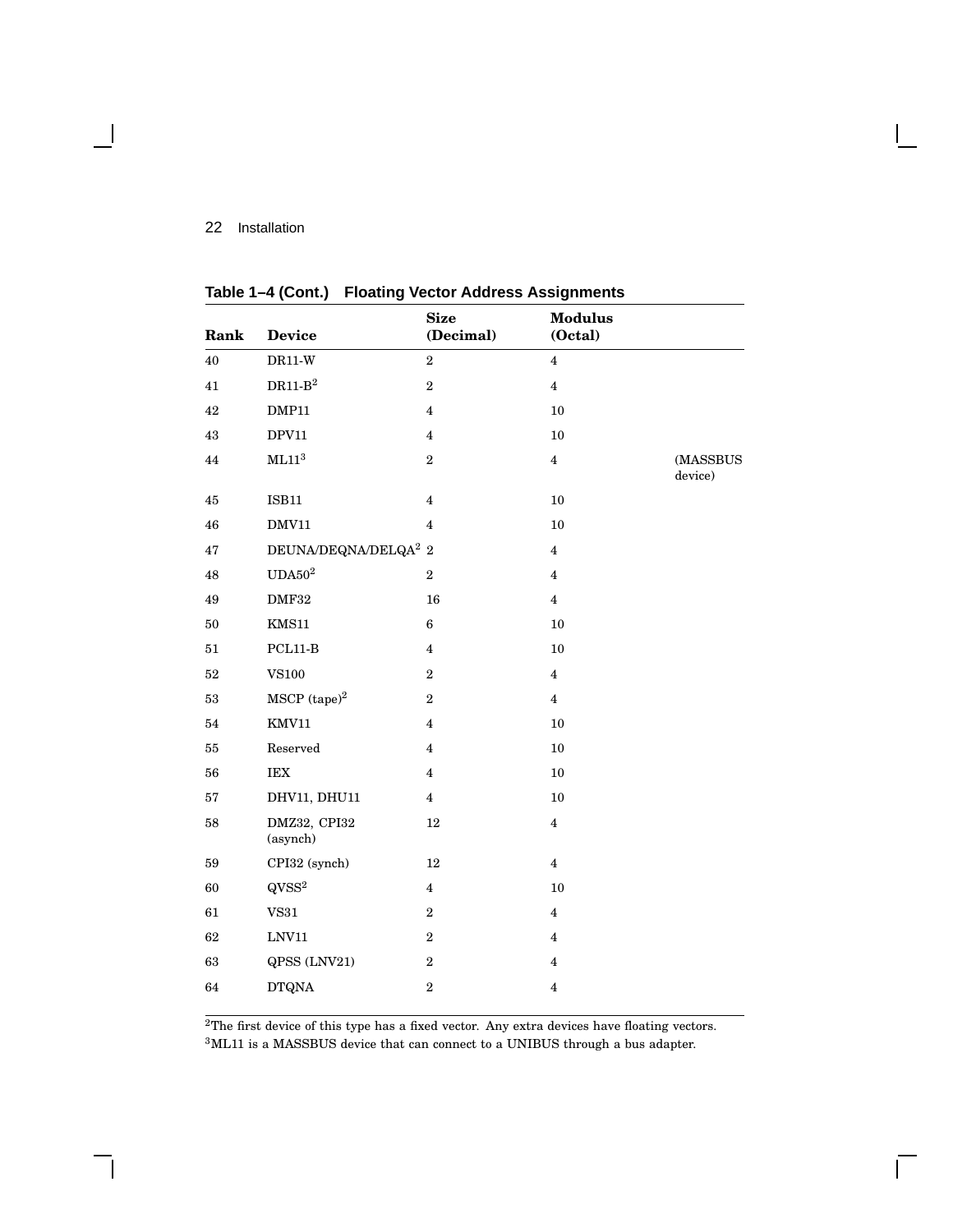**Table 1–4 (Cont.) Floating Vector Address Assignments**

| Rank | Device | Size (Decimal) | Modulus (Octal) | |
|---|---|---|---|---|
| 40 | DR11-W | 2 | 4 | |
| 41 | DR11-B[2] | 2 | 4 | |
| 42 | DMP11 | 4 | 10 | |
| 43 | DPV11 | 4 | 10 | |
| 44 | ML11[3] | 2 | 4 | (MASSBUS device) |
| 45 | ISB11 | 4 | 10 | |
| 46 | DMV11 | 4 | 10 | |
| 47 | DEUNA/DEQNA/DELQA[2] | 2 | 4 | |
| 48 | UDA50[2] | 2 | 4 | |
| 49 | DMF32 | 16 | 4 | |
| 50 | KMS11 | 6 | 10 | |
| 51 | PCL11-B | 4 | 10 | |
| 52 | VS100 | 2 | 4 | |
| 53 | MSCP (tape)[2] | 2 | 4 | |
| 54 | KMV11 | 4 | 10 | |
| 55 | Reserved | 4 | 10 | |
| 56 | IEX | 4 | 10 | |
| 57 | DHV11, DHU11 | 4 | 10 | |
| 58 | DMZ32, CPI32 (asynch) | 12 | 4 | |
| 59 | CPI32 (synch) | 12 | 4 | |
| 60 | QVSS[2] | 4 | 10 | |
| 61 | VS31 | 2 | 4 | |
| 62 | LNV11 | 2 | 4 | |
| 63 | QPSS (LNV21) | 2 | 4 | |
| 64 | DTQNA | 2 | 4 | |

[2]The first device of this type has a fixed vector. Any extra devices have floating vectors.
[3]ML11 is a MASSBUS device that can connect to a UNIBUS through a bus adapter.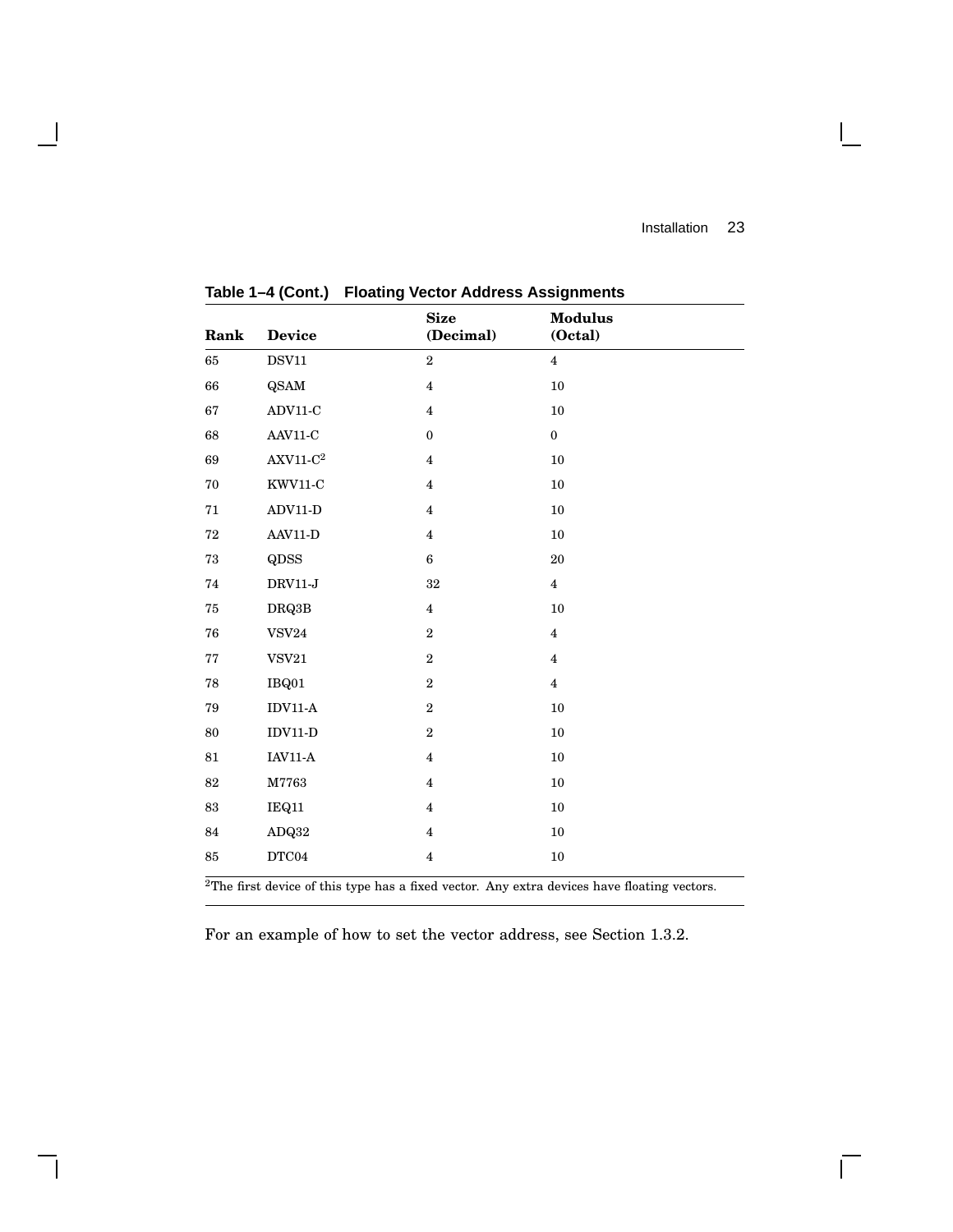**Table 1–4 (Cont.) Floating Vector Address Assignments**

| Rank | Device | Size (Decimal) | Modulus (Octal) |
|---|---|---|---|
| 65 | DSV11 | 2 | 4 |
| 66 | QSAM | 4 | 10 |
| 67 | ADV11-C | 4 | 10 |
| 68 | AAV11-C | 0 | 0 |
| 69 | AXV11-C[2] | 4 | 10 |
| 70 | KWV11-C | 4 | 10 |
| 71 | ADV11-D | 4 | 10 |
| 72 | AAV11-D | 4 | 10 |
| 73 | QDSS | 6 | 20 |
| 74 | DRV11-J | 32 | 4 |
| 75 | DRQ3B | 4 | 10 |
| 76 | VSV24 | 2 | 4 |
| 77 | VSV21 | 2 | 4 |
| 78 | IBQ01 | 2 | 4 |
| 79 | IDV11-A | 2 | 10 |
| 80 | IDV11-D | 2 | 10 |
| 81 | IAV11-A | 4 | 10 |
| 82 | M7763 | 4 | 10 |
| 83 | IEQ11 | 4 | 10 |
| 84 | ADQ32 | 4 | 10 |
| 85 | DTC04 | 4 | 10 |

[2]The first device of this type has a fixed vector. Any extra devices have floating vectors.

For an example of how to set the vector address, see Section 1.3.2.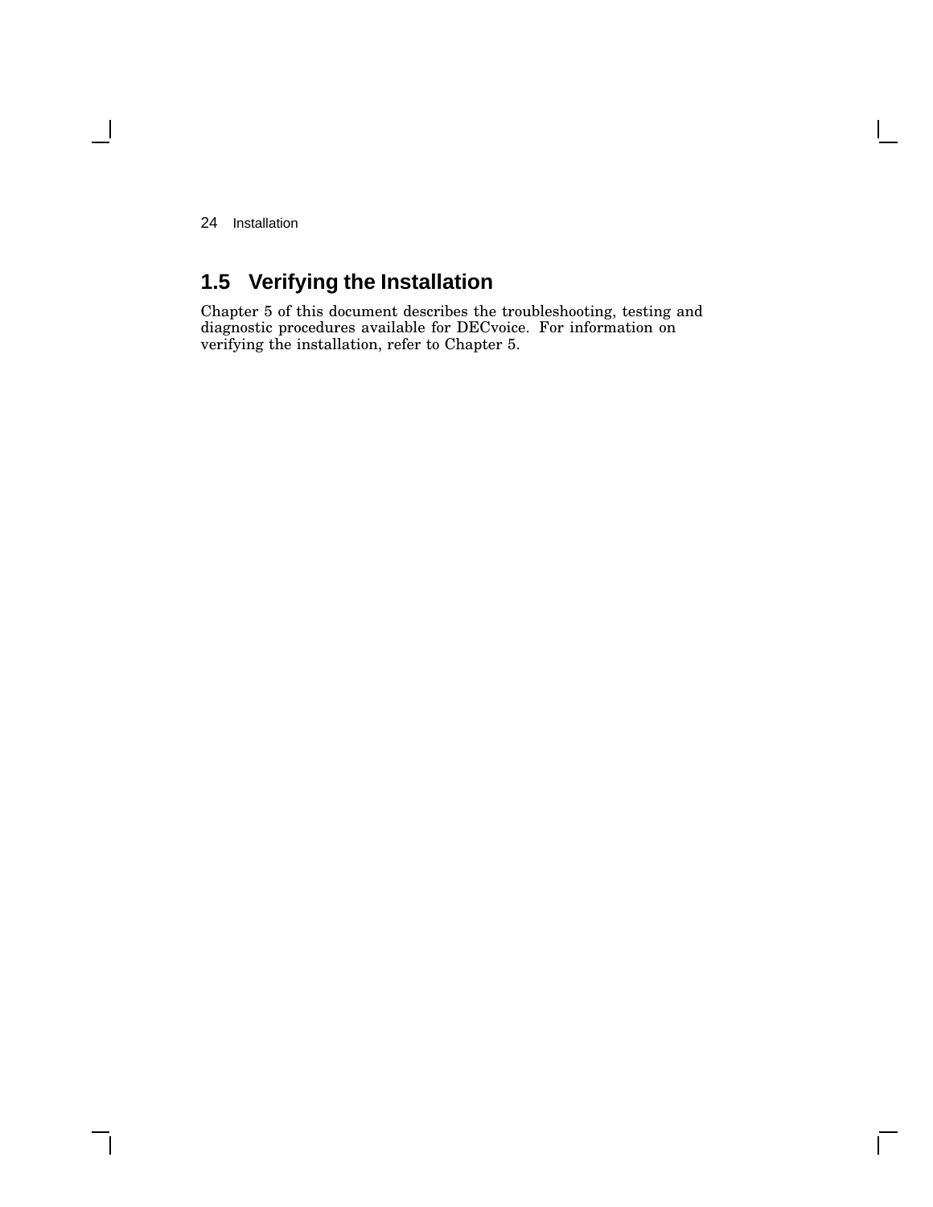## 1.5 Verifying the Installation

Chapter 5 of this document describes the troubleshooting, testing and diagnostic procedures available for DECvoice. For information on verifying the installation, refer to Chapter 5.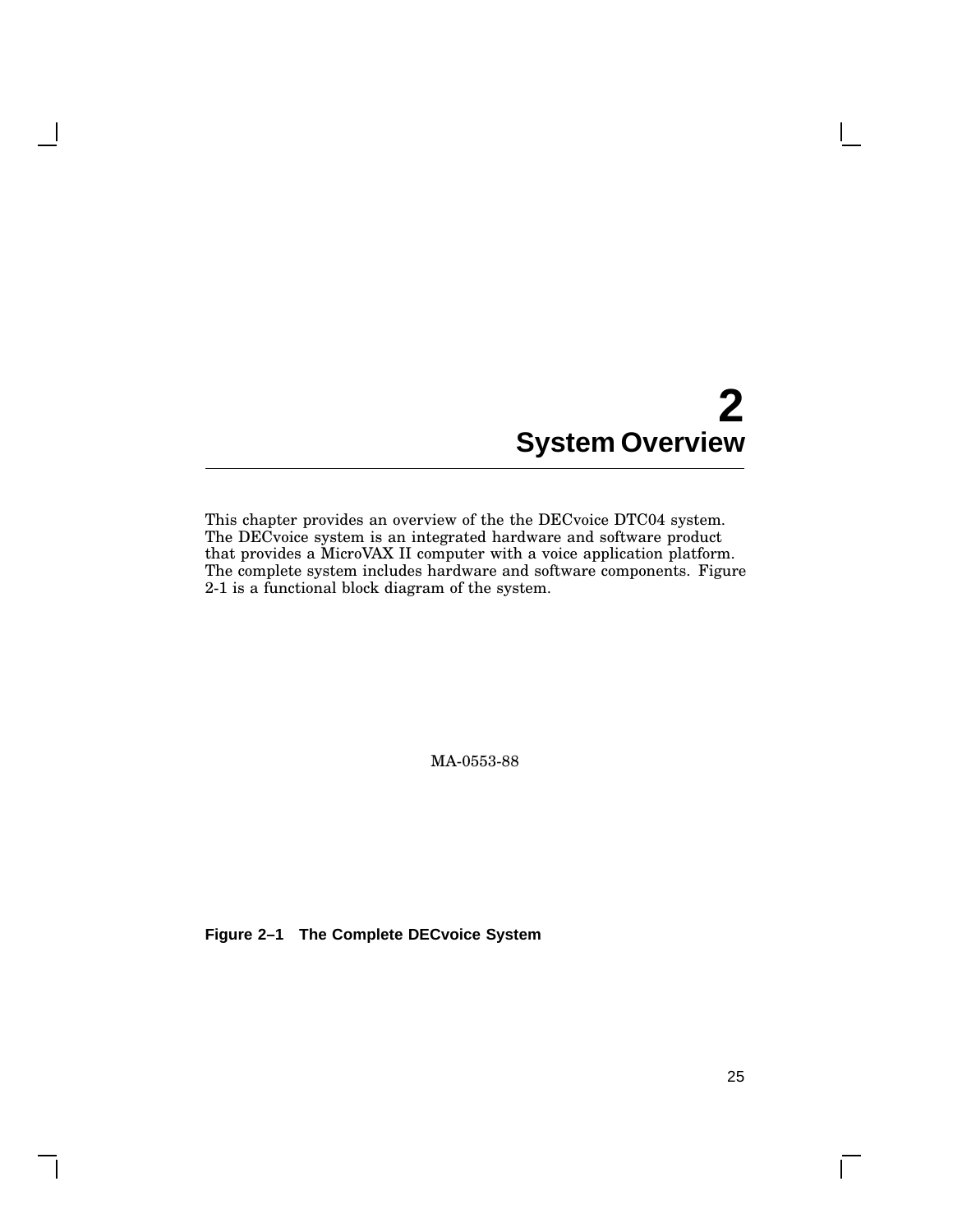# 2 System Overview

This chapter provides an overview of the the DECvoice DTC04 system. The DECvoice system is an integrated hardware and software product that provides a MicroVAX II computer with a voice application platform. The complete system includes hardware and software components. Figure 2-1 is a functional block diagram of the system.

MA-0553-88

**Figure 2–1 The Complete DECvoice System**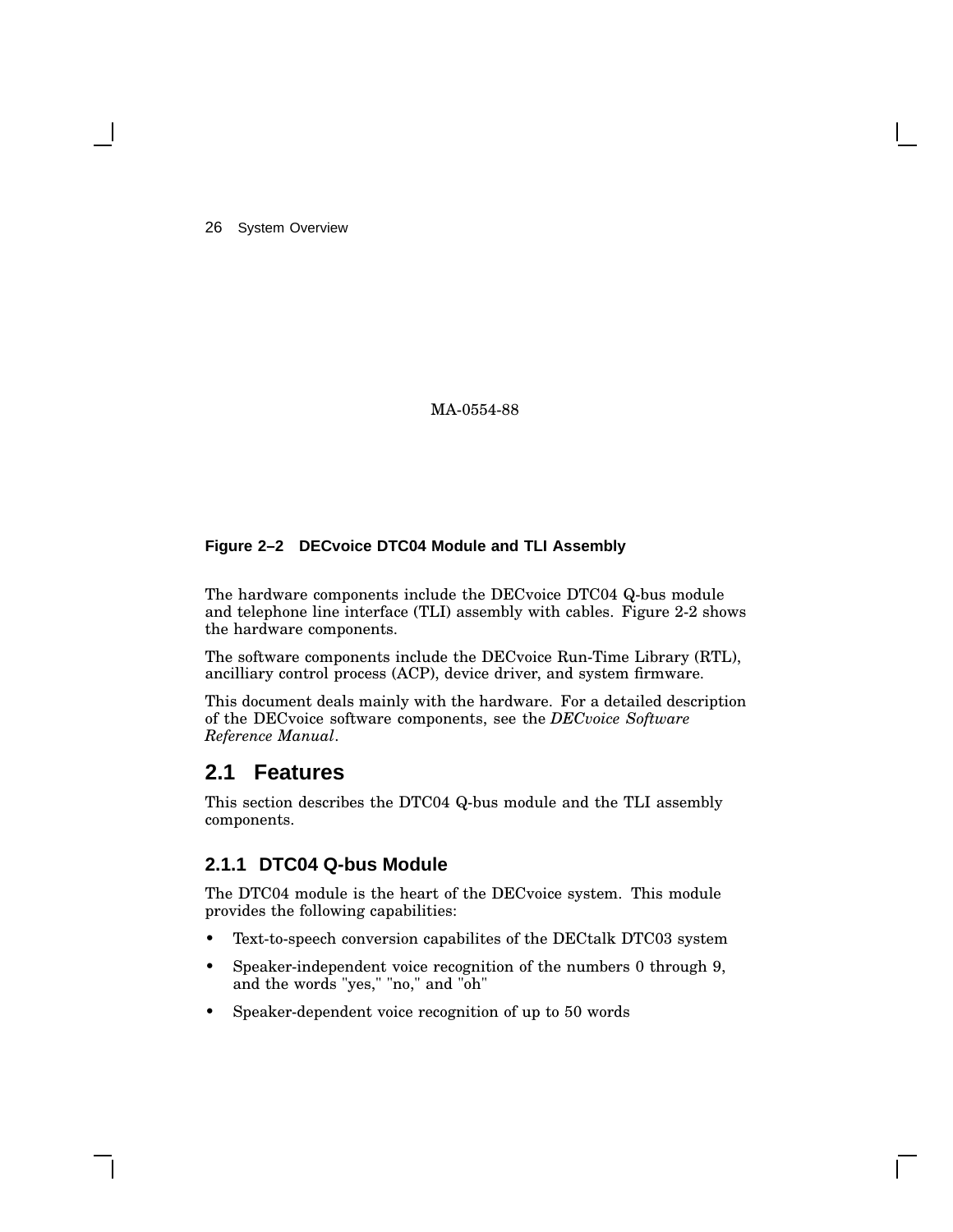MA-0554-88

**Figure 2–2 DECvoice DTC04 Module and TLI Assembly**

The hardware components include the DECvoice DTC04 Q-bus module and telephone line interface (TLI) assembly with cables. Figure 2-2 shows the hardware components.

The software components include the DECvoice Run-Time Library (RTL), ancilliary control process (ACP), device driver, and system firmware.

This document deals mainly with the hardware. For a detailed description of the DECvoice software components, see the *DECvoice Software Reference Manual*.

## 2.1 Features

This section describes the DTC04 Q-bus module and the TLI assembly components.

### 2.1.1 DTC04 Q-bus Module

The DTC04 module is the heart of the DECvoice system. This module provides the following capabilities:

- Text-to-speech conversion capabilites of the DECtalk DTC03 system
- Speaker-independent voice recognition of the numbers 0 through 9, and the words "yes," "no," and "oh"
- Speaker-dependent voice recognition of up to 50 words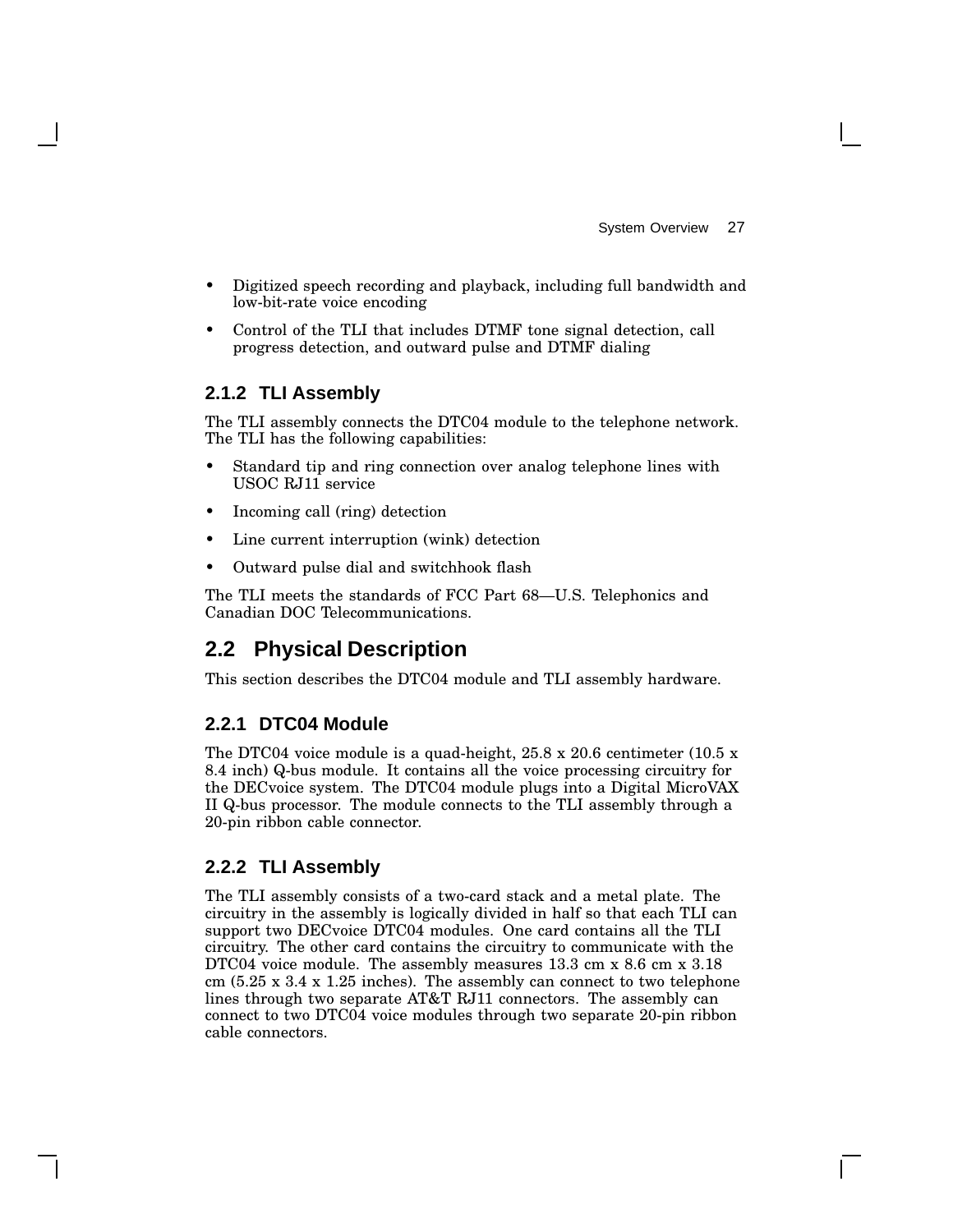- Digitized speech recording and playback, including full bandwidth and low-bit-rate voice encoding
- Control of the TLI that includes DTMF tone signal detection, call progress detection, and outward pulse and DTMF dialing

### 2.1.2 TLI Assembly

The TLI assembly connects the DTC04 module to the telephone network. The TLI has the following capabilities:

- Standard tip and ring connection over analog telephone lines with USOC RJ11 service
- Incoming call (ring) detection
- Line current interruption (wink) detection
- Outward pulse dial and switchhook flash

The TLI meets the standards of FCC Part 68—U.S. Telephonics and Canadian DOC Telecommunications.

## 2.2 Physical Description

This section describes the DTC04 module and TLI assembly hardware.

### 2.2.1 DTC04 Module

The DTC04 voice module is a quad-height, 25.8 x 20.6 centimeter (10.5 x 8.4 inch) Q-bus module. It contains all the voice processing circuitry for the DECvoice system. The DTC04 module plugs into a Digital MicroVAX II Q-bus processor. The module connects to the TLI assembly through a 20-pin ribbon cable connector.

### 2.2.2 TLI Assembly

The TLI assembly consists of a two-card stack and a metal plate. The circuitry in the assembly is logically divided in half so that each TLI can support two DECvoice DTC04 modules. One card contains all the TLI circuitry. The other card contains the circuitry to communicate with the DTC04 voice module. The assembly measures 13.3 cm x 8.6 cm x 3.18 cm (5.25 x 3.4 x 1.25 inches). The assembly can connect to two telephone lines through two separate AT&T RJ11 connectors. The assembly can connect to two DTC04 voice modules through two separate 20-pin ribbon cable connectors.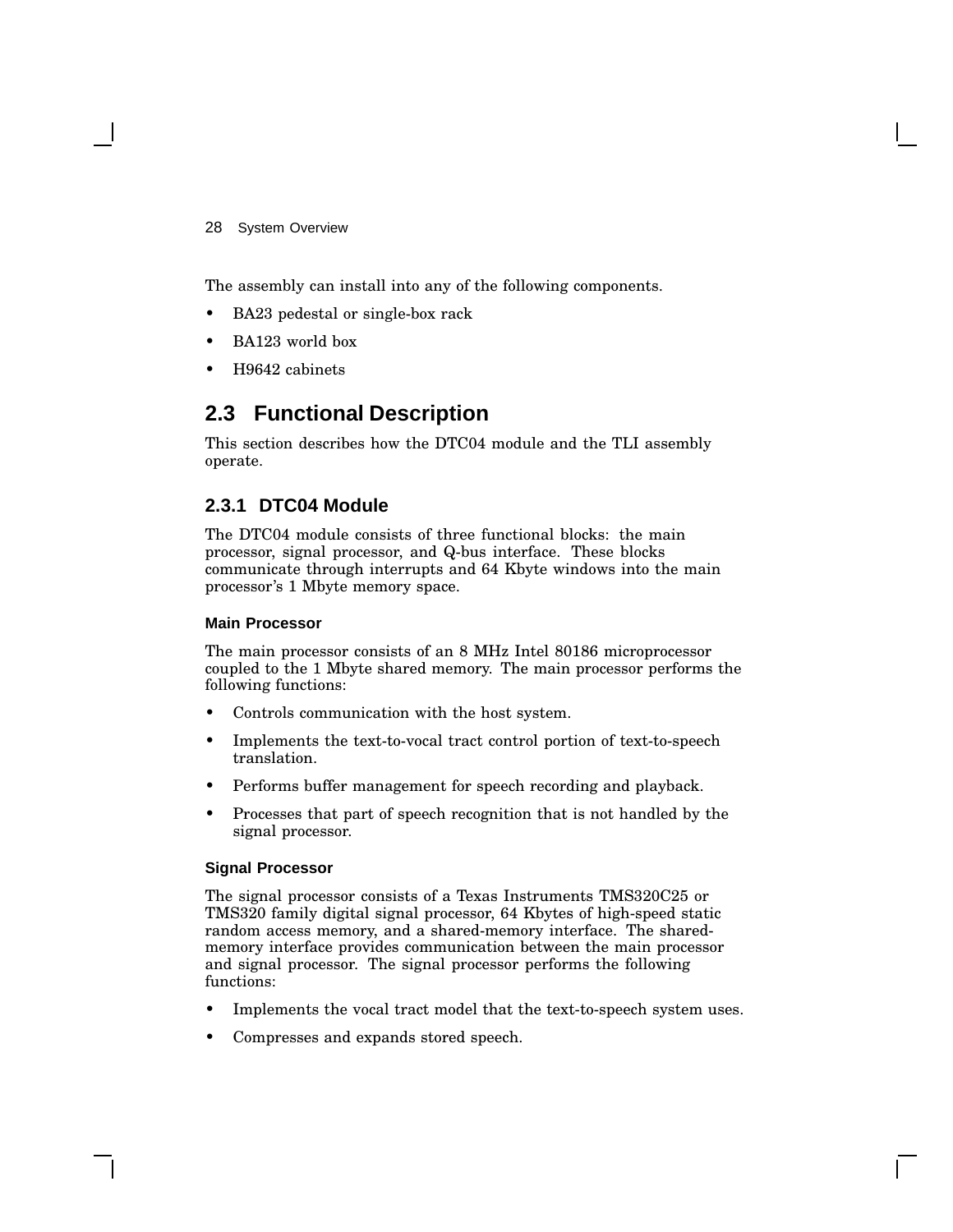The assembly can install into any of the following components.

- BA23 pedestal or single-box rack
- BA123 world box
- H9642 cabinets

## 2.3 Functional Description

This section describes how the DTC04 module and the TLI assembly operate.

### 2.3.1 DTC04 Module

The DTC04 module consists of three functional blocks: the main processor, signal processor, and Q-bus interface. These blocks communicate through interrupts and 64 Kbyte windows into the main processor's 1 Mbyte memory space.

#### Main Processor

The main processor consists of an 8 MHz Intel 80186 microprocessor coupled to the 1 Mbyte shared memory. The main processor performs the following functions:

- Controls communication with the host system.
- Implements the text-to-vocal tract control portion of text-to-speech translation.
- Performs buffer management for speech recording and playback.
- Processes that part of speech recognition that is not handled by the signal processor.

#### Signal Processor

The signal processor consists of a Texas Instruments TMS320C25 or TMS320 family digital signal processor, 64 Kbytes of high-speed static random access memory, and a shared-memory interface. The shared-memory interface provides communication between the main processor and signal processor. The signal processor performs the following functions:

- Implements the vocal tract model that the text-to-speech system uses.
- Compresses and expands stored speech.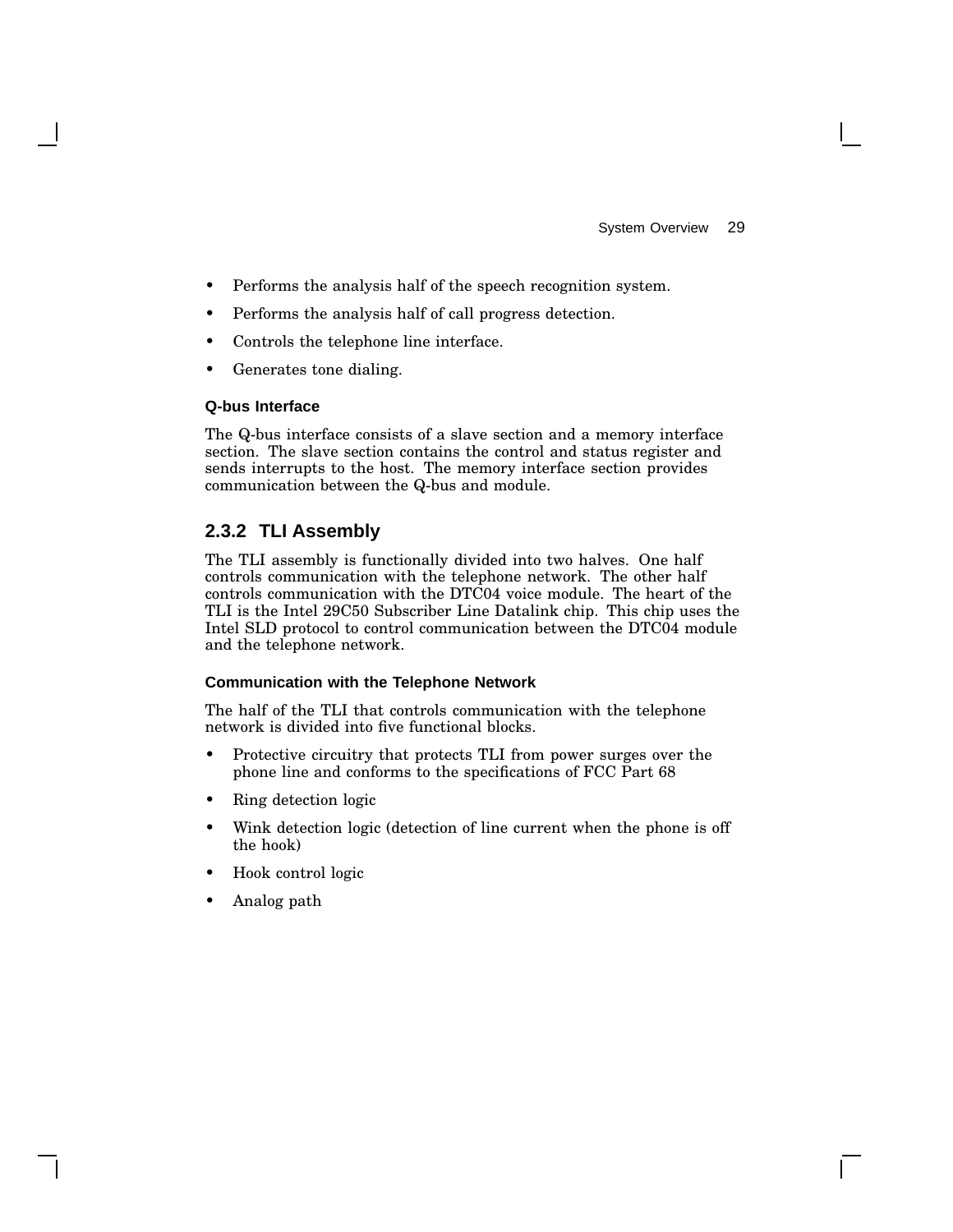- Performs the analysis half of the speech recognition system.
- Performs the analysis half of call progress detection.
- Controls the telephone line interface.
- Generates tone dialing.

#### Q-bus Interface

The Q-bus interface consists of a slave section and a memory interface section. The slave section contains the control and status register and sends interrupts to the host. The memory interface section provides communication between the Q-bus and module.

### 2.3.2 TLI Assembly

The TLI assembly is functionally divided into two halves. One half controls communication with the telephone network. The other half controls communication with the DTC04 voice module. The heart of the TLI is the Intel 29C50 Subscriber Line Datalink chip. This chip uses the Intel SLD protocol to control communication between the DTC04 module and the telephone network.

#### Communication with the Telephone Network

The half of the TLI that controls communication with the telephone network is divided into five functional blocks.

- Protective circuitry that protects TLI from power surges over the phone line and conforms to the specifications of FCC Part 68
- Ring detection logic
- Wink detection logic (detection of line current when the phone is off the hook)
- Hook control logic
- Analog path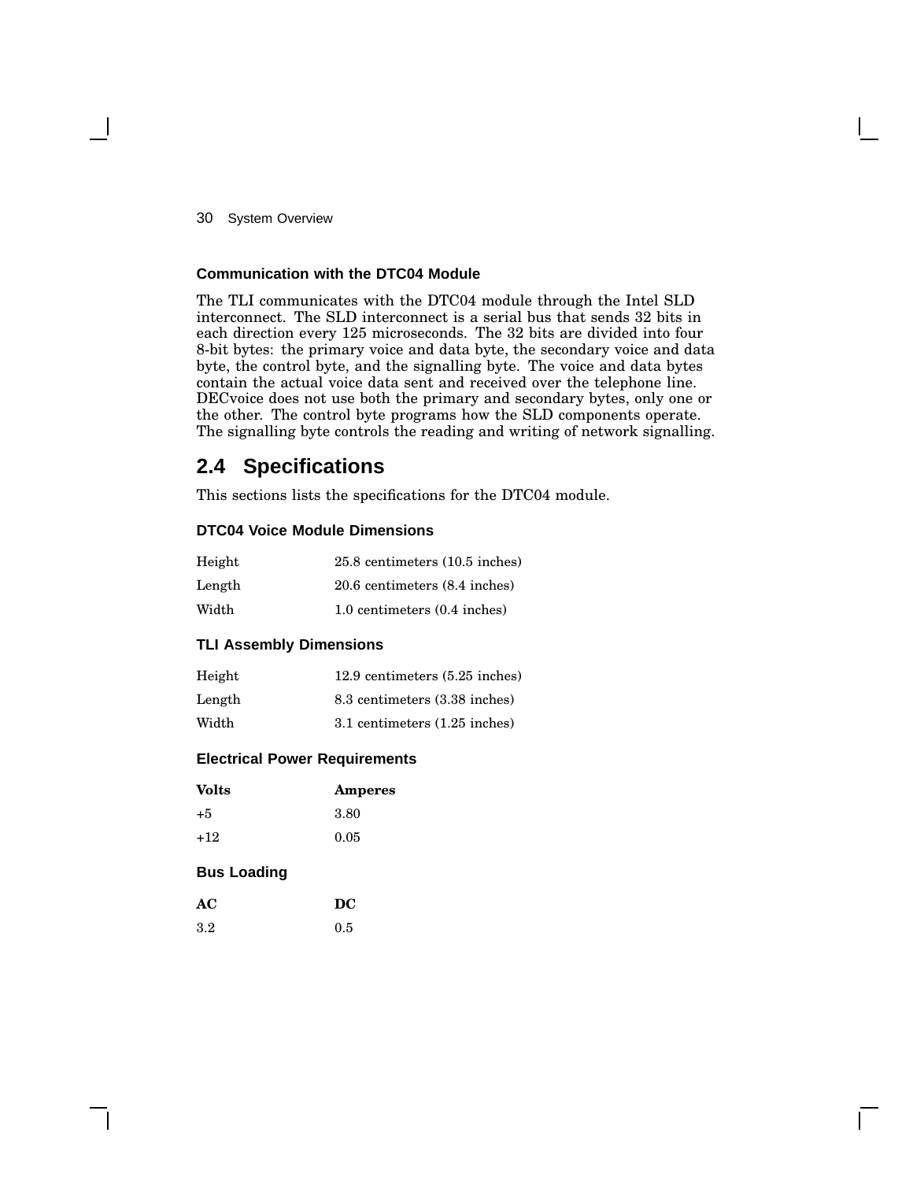### Communication with the DTC04 Module

The TLI communicates with the DTC04 module through the Intel SLD interconnect. The SLD interconnect is a serial bus that sends 32 bits in each direction every 125 microseconds. The 32 bits are divided into four 8-bit bytes: the primary voice and data byte, the secondary voice and data byte, the control byte, and the signalling byte. The voice and data bytes contain the actual voice data sent and received over the telephone line. DECvoice does not use both the primary and secondary bytes, only one or the other. The control byte programs how the SLD components operate. The signalling byte controls the reading and writing of network signalling.

## 2.4 Specifications

This sections lists the specifications for the DTC04 module.

### DTC04 Voice Module Dimensions

| | |
|---|---|
| Height | 25.8 centimeters (10.5 inches) |
| Length | 20.6 centimeters (8.4 inches) |
| Width | 1.0 centimeters (0.4 inches) |

### TLI Assembly Dimensions

| | |
|---|---|
| Height | 12.9 centimeters (5.25 inches) |
| Length | 8.3 centimeters (3.38 inches) |
| Width | 3.1 centimeters (1.25 inches) |

### Electrical Power Requirements

| Volts | Amperes |
|---|---|
| +5 | 3.80 |
| +12 | 0.05 |

### Bus Loading

| AC | DC |
|---|---|
| 3.2 | 0.5 |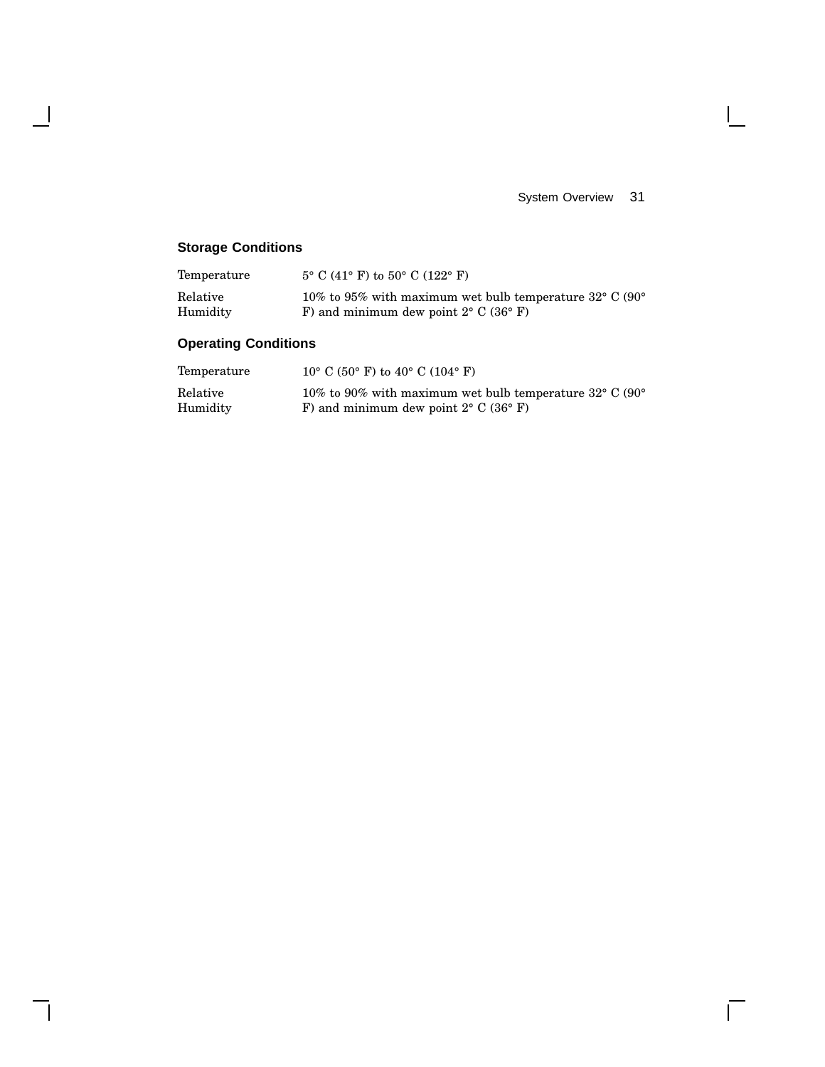### Storage Conditions

| | |
|---|---|
| Temperature | 5° C (41° F) to 50° C (122° F) |
| Relative Humidity | 10% to 95% with maximum wet bulb temperature 32° C (90° F) and minimum dew point 2° C (36° F) |

### Operating Conditions

| | |
|---|---|
| Temperature | 10° C (50° F) to 40° C (104° F) |
| Relative Humidity | 10% to 90% with maximum wet bulb temperature 32° C (90° F) and minimum dew point 2° C (36° F) |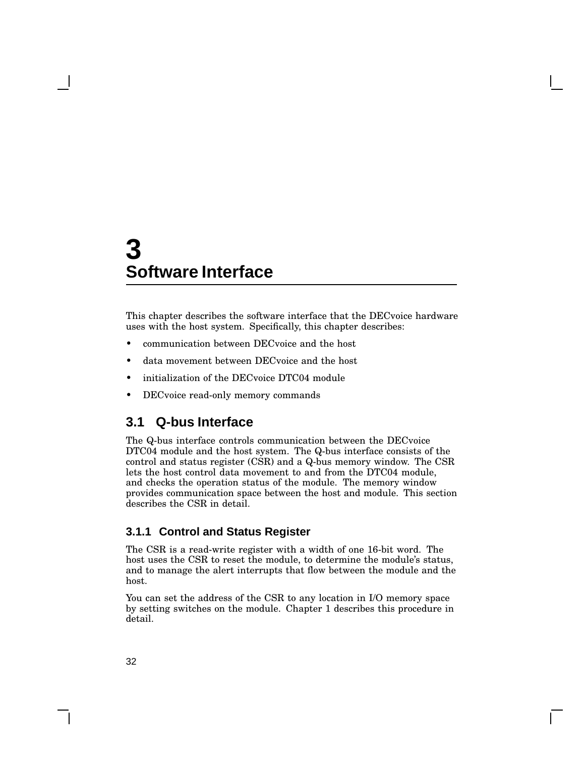# 3
# Software Interface

This chapter describes the software interface that the DECvoice hardware uses with the host system. Specifically, this chapter describes:

- communication between DECvoice and the host
- data movement between DECvoice and the host
- initialization of the DECvoice DTC04 module
- DECvoice read-only memory commands

## 3.1 Q-bus Interface

The Q-bus interface controls communication between the DECvoice DTC04 module and the host system. The Q-bus interface consists of the control and status register (CSR) and a Q-bus memory window. The CSR lets the host control data movement to and from the DTC04 module, and checks the operation status of the module. The memory window provides communication space between the host and module. This section describes the CSR in detail.

### 3.1.1 Control and Status Register

The CSR is a read-write register with a width of one 16-bit word. The host uses the CSR to reset the module, to determine the module's status, and to manage the alert interrupts that flow between the module and the host.

You can set the address of the CSR to any location in I/O memory space by setting switches on the module. Chapter 1 describes this procedure in detail.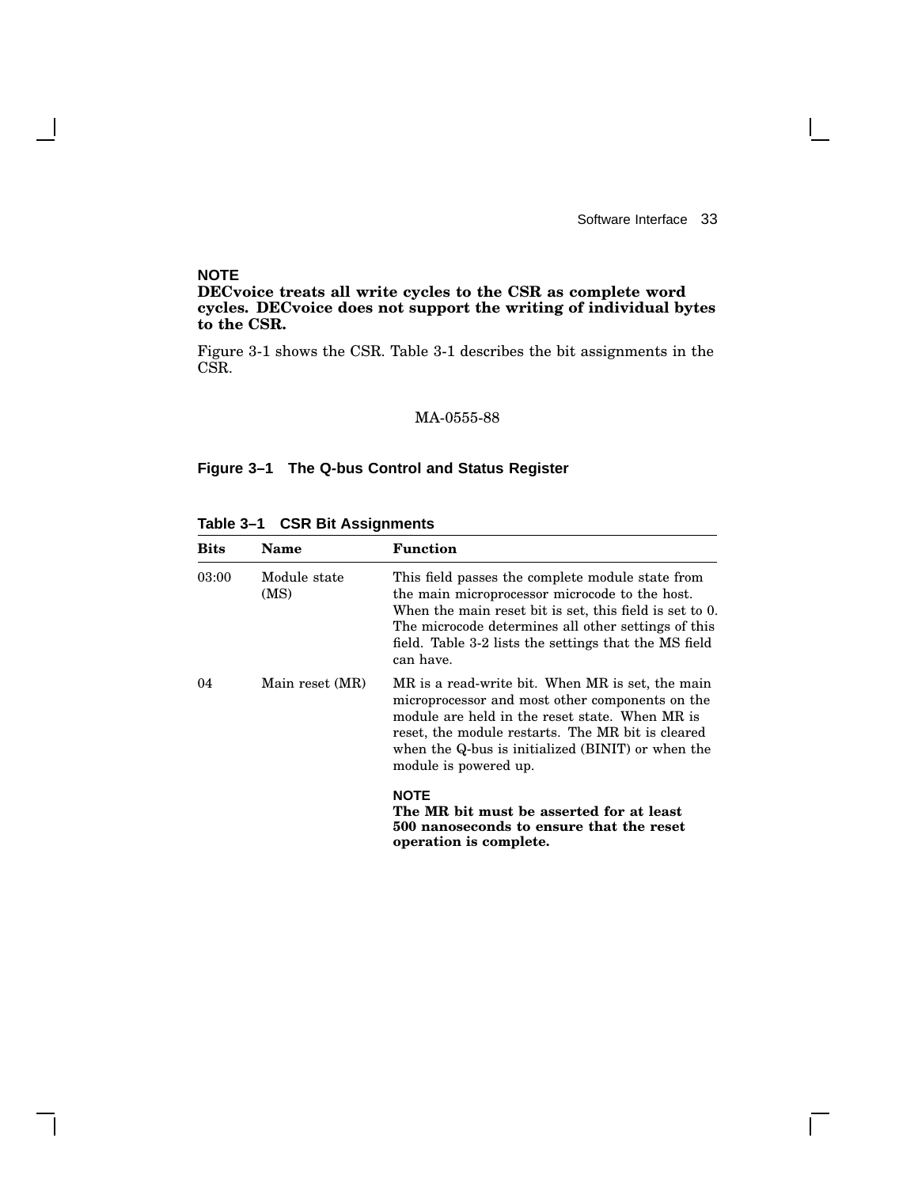**NOTE**
**DECvoice treats all write cycles to the CSR as complete word cycles. DECvoice does not support the writing of individual bytes to the CSR.**

Figure 3-1 shows the CSR. Table 3-1 describes the bit assignments in the CSR.

MA-0555-88

**Figure 3–1 The Q-bus Control and Status Register**

**Table 3–1 CSR Bit Assignments**

| Bits | Name | Function |
|---|---|---|
| 03:00 | Module state (MS) | This field passes the complete module state from the main microprocessor microcode to the host. When the main reset bit is set, this field is set to 0. The microcode determines all other settings of this field. Table 3-2 lists the settings that the MS field can have. |
| 04 | Main reset (MR) | MR is a read-write bit. When MR is set, the main microprocessor and most other components on the module are held in the reset state. When MR is reset, the module restarts. The MR bit is cleared when the Q-bus is initialized (BINIT) or when the module is powered up. **NOTE** **The MR bit must be asserted for at least 500 nanoseconds to ensure that the reset operation is complete.** |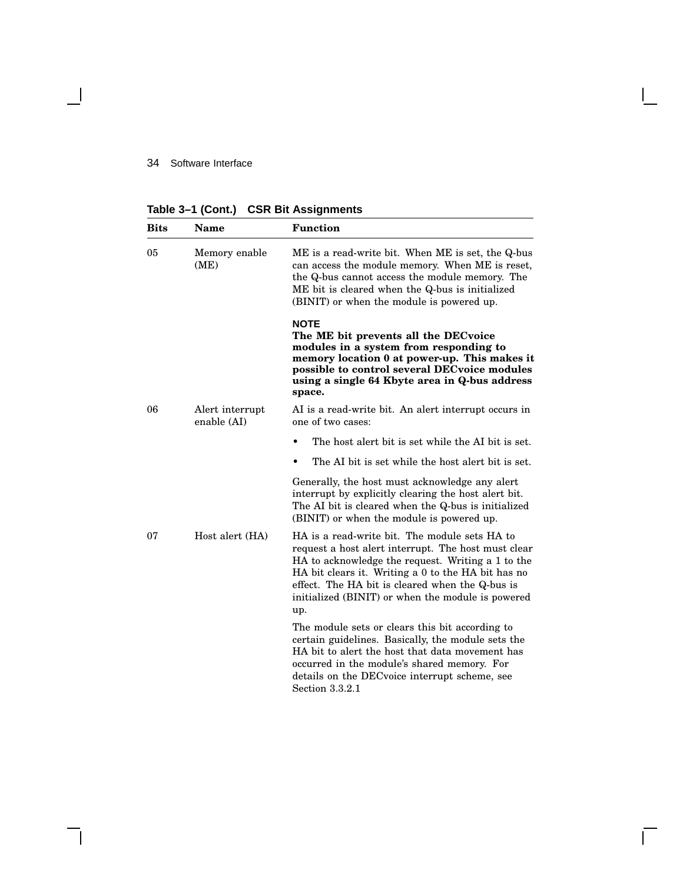**Table 3–1 (Cont.) CSR Bit Assignments**

| Bits | Name | Function |
|---|---|---|
| 05 | Memory enable (ME) | ME is a read-write bit. When ME is set, the Q-bus can access the module memory. When ME is reset, the Q-bus cannot access the module memory. The ME bit is cleared when the Q-bus is initialized (BINIT) or when the module is powered up.<br><br>**NOTE**<br>**The ME bit prevents all the DECvoice modules in a system from responding to memory location 0 at power-up. This makes it possible to control several DECvoice modules using a single 64 Kbyte area in Q-bus address space.** |
| 06 | Alert interrupt enable (AI) | AI is a read-write bit. An alert interrupt occurs in one of two cases:<br>• The host alert bit is set while the AI bit is set.<br>• The AI bit is set while the host alert bit is set.<br><br>Generally, the host must acknowledge any alert interrupt by explicitly clearing the host alert bit. The AI bit is cleared when the Q-bus is initialized (BINIT) or when the module is powered up. |
| 07 | Host alert (HA) | HA is a read-write bit. The module sets HA to request a host alert interrupt. The host must clear HA to acknowledge the request. Writing a 1 to the HA bit clears it. Writing a 0 to the HA bit has no effect. The HA bit is cleared when the Q-bus is initialized (BINIT) or when the module is powered up.<br><br>The module sets or clears this bit according to certain guidelines. Basically, the module sets the HA bit to alert the host that data movement has occurred in the module's shared memory. For details on the DECvoice interrupt scheme, see Section 3.3.2.1 |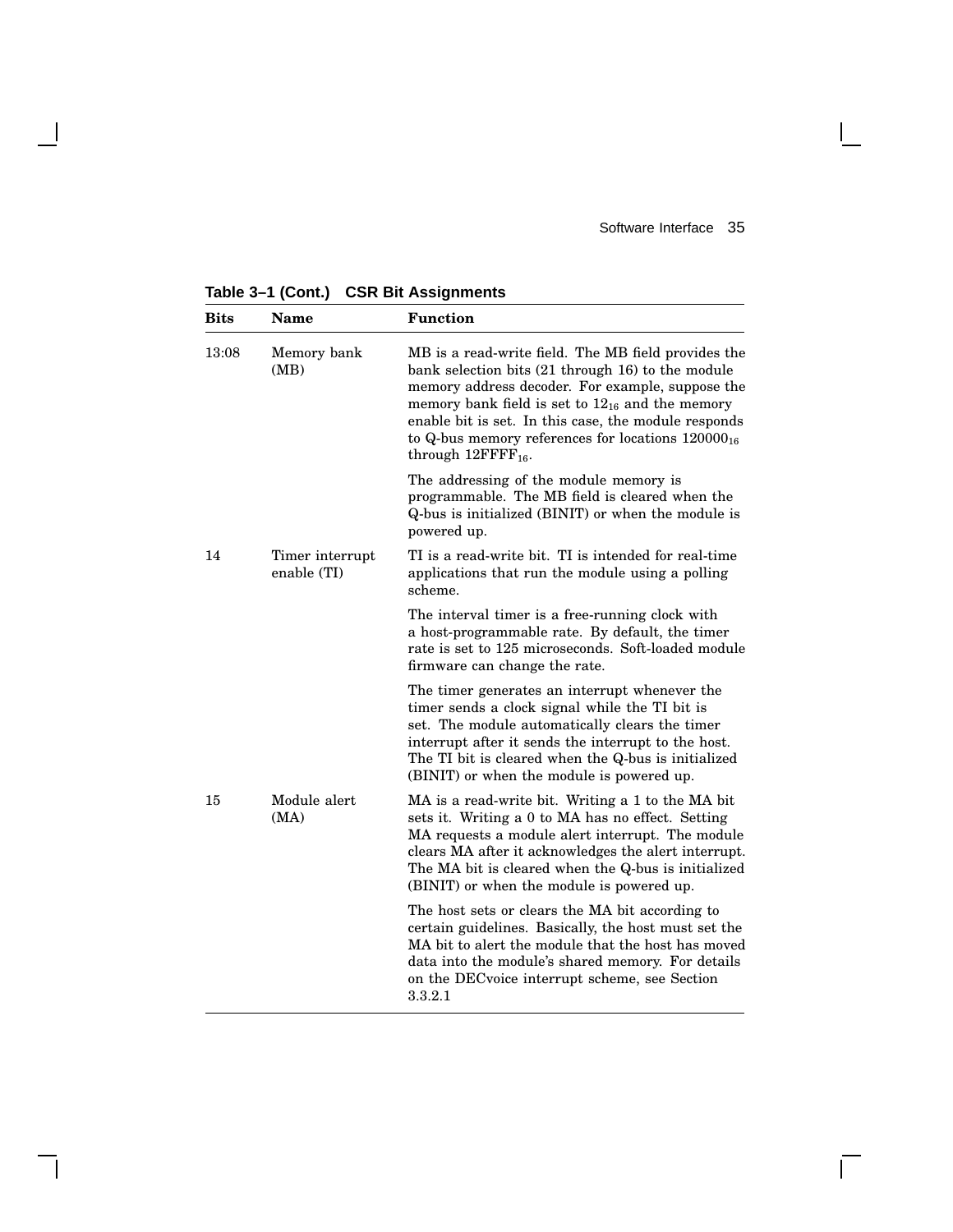**Table 3–1 (Cont.) CSR Bit Assignments**

| Bits | Name | Function |
|---|---|---|
| 13:08 | Memory bank (MB) | MB is a read-write field. The MB field provides the bank selection bits (21 through 16) to the module memory address decoder. For example, suppose the memory bank field is set to $12_{16}$ and the memory enable bit is set. In this case, the module responds to Q-bus memory references for locations $120000_{16}$ through $12FFFF_{16}$.<br><br>The addressing of the module memory is programmable. The MB field is cleared when the Q-bus is initialized (BINIT) or when the module is powered up. |
| 14 | Timer interrupt enable (TI) | TI is a read-write bit. TI is intended for real-time applications that run the module using a polling scheme.<br><br>The interval timer is a free-running clock with a host-programmable rate. By default, the timer rate is set to 125 microseconds. Soft-loaded module firmware can change the rate.<br><br>The timer generates an interrupt whenever the timer sends a clock signal while the TI bit is set. The module automatically clears the timer interrupt after it sends the interrupt to the host. The TI bit is cleared when the Q-bus is initialized (BINIT) or when the module is powered up. |
| 15 | Module alert (MA) | MA is a read-write bit. Writing a 1 to the MA bit sets it. Writing a 0 to MA has no effect. Setting MA requests a module alert interrupt. The module clears MA after it acknowledges the alert interrupt. The MA bit is cleared when the Q-bus is initialized (BINIT) or when the module is powered up.<br><br>The host sets or clears the MA bit according to certain guidelines. Basically, the host must set the MA bit to alert the module that the host has moved data into the module's shared memory. For details on the DECvoice interrupt scheme, see Section 3.3.2.1 |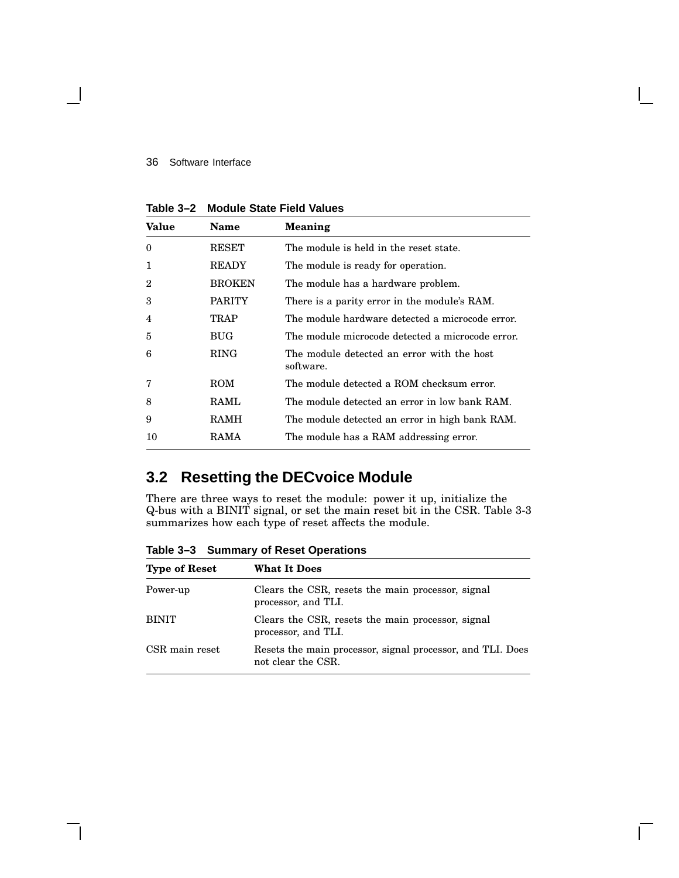**Table 3–2 Module State Field Values**

| Value | Name | Meaning |
|---|---|---|
| 0 | RESET | The module is held in the reset state. |
| 1 | READY | The module is ready for operation. |
| 2 | BROKEN | The module has a hardware problem. |
| 3 | PARITY | There is a parity error in the module's RAM. |
| 4 | TRAP | The module hardware detected a microcode error. |
| 5 | BUG | The module microcode detected a microcode error. |
| 6 | RING | The module detected an error with the host software. |
| 7 | ROM | The module detected a ROM checksum error. |
| 8 | RAML | The module detected an error in low bank RAM. |
| 9 | RAMH | The module detected an error in high bank RAM. |
| 10 | RAMA | The module has a RAM addressing error. |

## 3.2 Resetting the DECvoice Module

There are three ways to reset the module: power it up, initialize the Q-bus with a BINIT signal, or set the main reset bit in the CSR. Table 3-3 summarizes how each type of reset affects the module.

**Table 3–3 Summary of Reset Operations**

| Type of Reset | What It Does |
|---|---|
| Power-up | Clears the CSR, resets the main processor, signal processor, and TLI. |
| BINIT | Clears the CSR, resets the main processor, signal processor, and TLI. |
| CSR main reset | Resets the main processor, signal processor, and TLI. Does not clear the CSR. |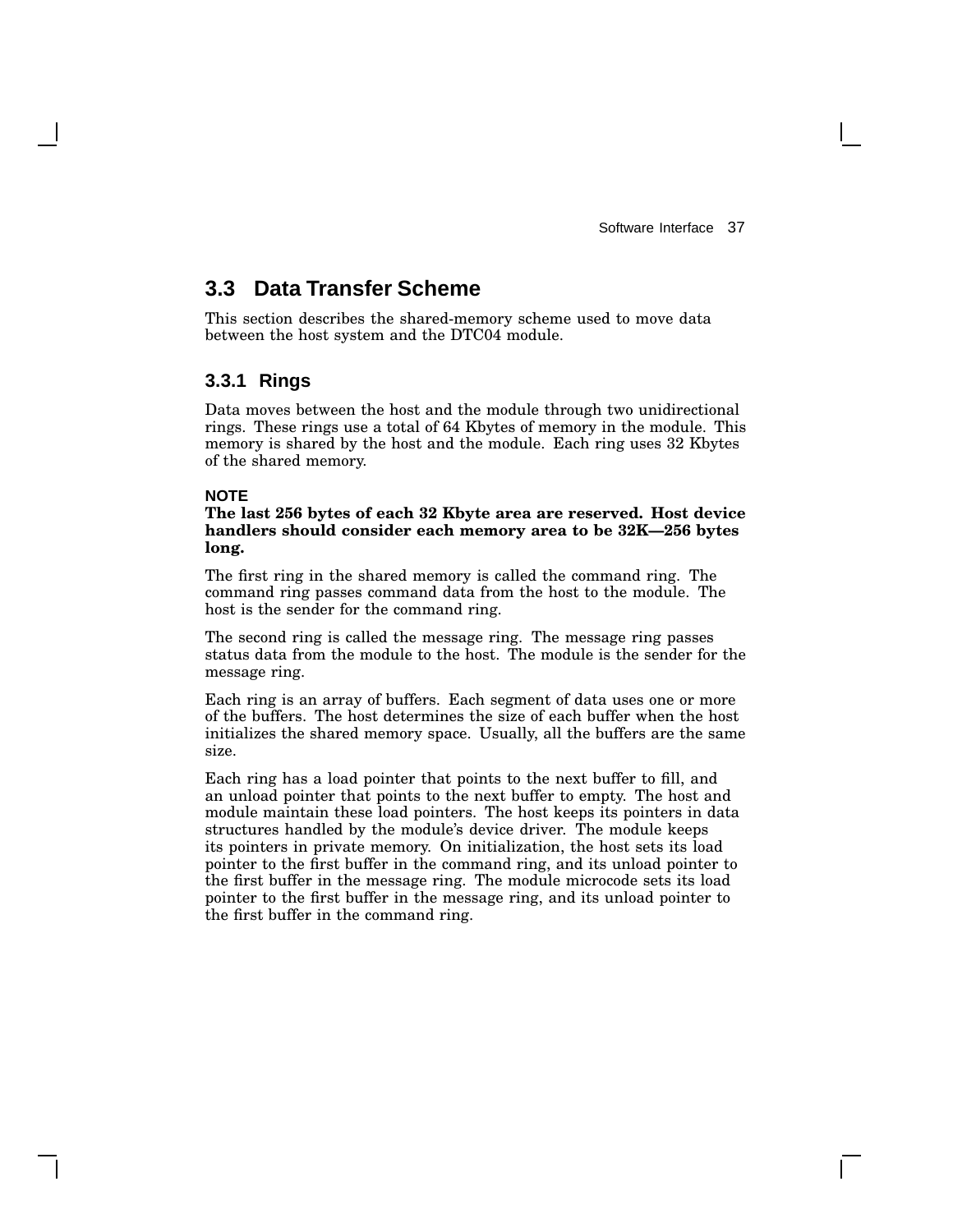## 3.3 Data Transfer Scheme

This section describes the shared-memory scheme used to move data between the host system and the DTC04 module.

### 3.3.1 Rings

Data moves between the host and the module through two unidirectional rings. These rings use a total of 64 Kbytes of memory in the module. This memory is shared by the host and the module. Each ring uses 32 Kbytes of the shared memory.

**NOTE**

**The last 256 bytes of each 32 Kbyte area are reserved. Host device handlers should consider each memory area to be 32K—256 bytes long.**

The first ring in the shared memory is called the command ring. The command ring passes command data from the host to the module. The host is the sender for the command ring.

The second ring is called the message ring. The message ring passes status data from the module to the host. The module is the sender for the message ring.

Each ring is an array of buffers. Each segment of data uses one or more of the buffers. The host determines the size of each buffer when the host initializes the shared memory space. Usually, all the buffers are the same size.

Each ring has a load pointer that points to the next buffer to fill, and an unload pointer that points to the next buffer to empty. The host and module maintain these load pointers. The host keeps its pointers in data structures handled by the module's device driver. The module keeps its pointers in private memory. On initialization, the host sets its load pointer to the first buffer in the command ring, and its unload pointer to the first buffer in the message ring. The module microcode sets its load pointer to the first buffer in the message ring, and its unload pointer to the first buffer in the command ring.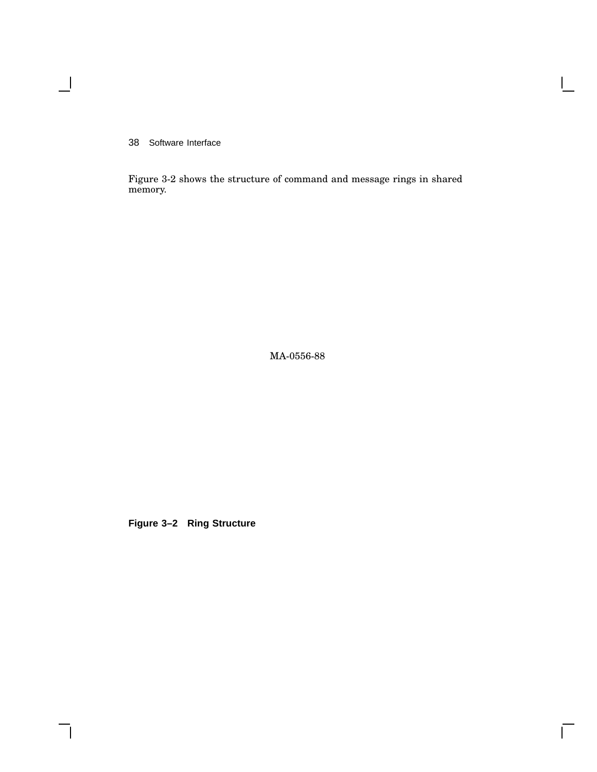Figure 3-2 shows the structure of command and message rings in shared memory.

MA-0556-88

**Figure 3–2 Ring Structure**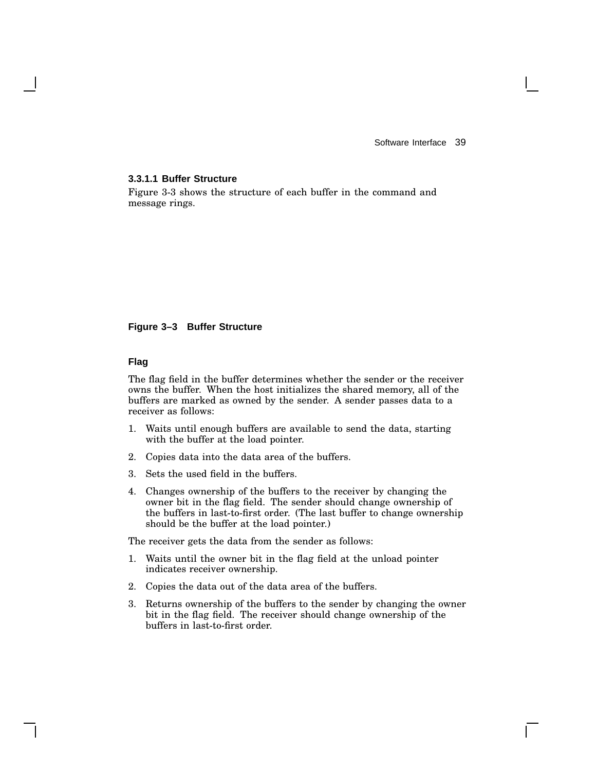#### 3.3.1.1 Buffer Structure

Figure 3-3 shows the structure of each buffer in the command and message rings.

**Figure 3–3 Buffer Structure**

**Flag**

The flag field in the buffer determines whether the sender or the receiver owns the buffer. When the host initializes the shared memory, all of the buffers are marked as owned by the sender. A sender passes data to a receiver as follows:

1. Waits until enough buffers are available to send the data, starting with the buffer at the load pointer.
2. Copies data into the data area of the buffers.
3. Sets the used field in the buffers.
4. Changes ownership of the buffers to the receiver by changing the owner bit in the flag field. The sender should change ownership of the buffers in last-to-first order. (The last buffer to change ownership should be the buffer at the load pointer.)

The receiver gets the data from the sender as follows:

1. Waits until the owner bit in the flag field at the unload pointer indicates receiver ownership.
2. Copies the data out of the data area of the buffers.
3. Returns ownership of the buffers to the sender by changing the owner bit in the flag field. The receiver should change ownership of the buffers in last-to-first order.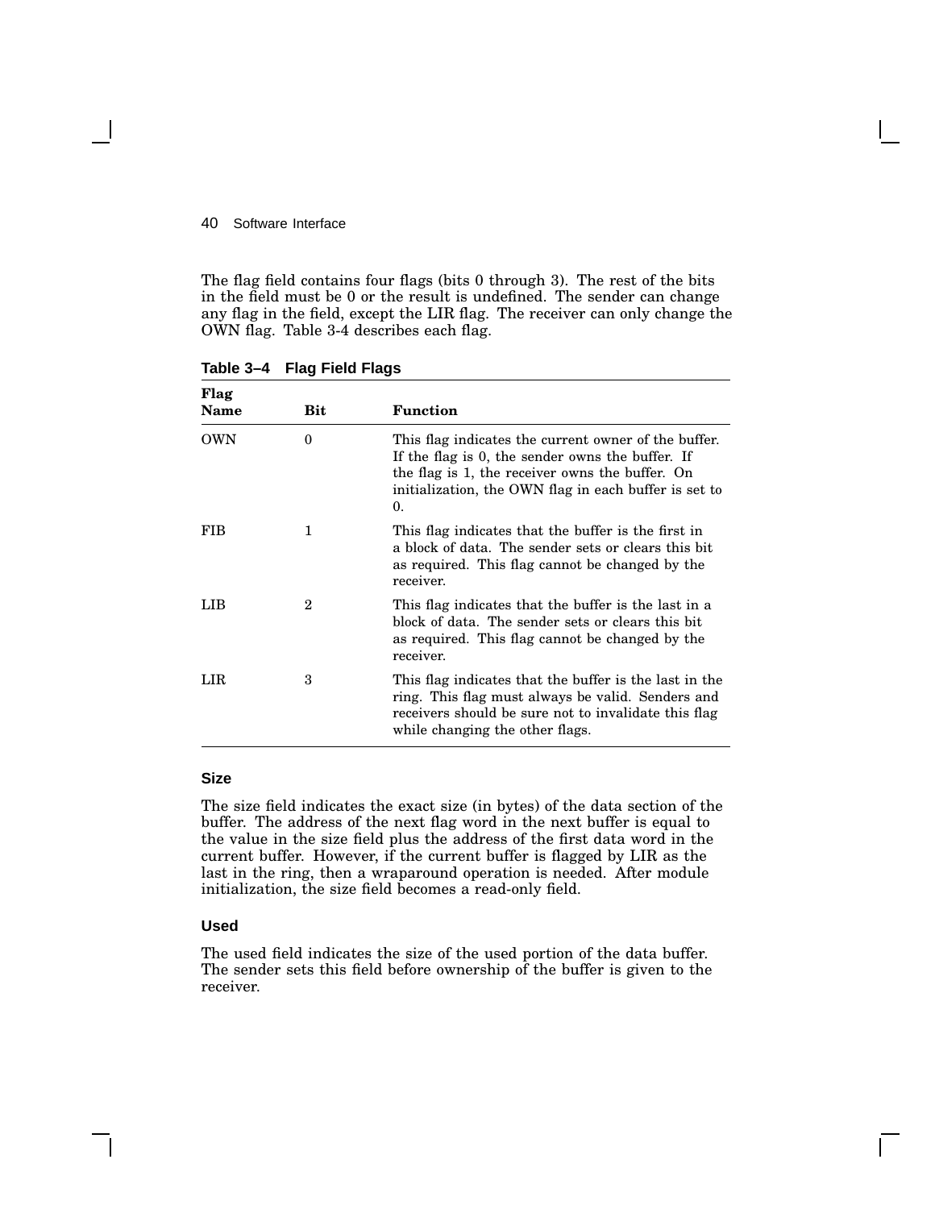The flag field contains four flags (bits 0 through 3). The rest of the bits in the field must be 0 or the result is undefined. The sender can change any flag in the field, except the LIR flag. The receiver can only change the OWN flag. Table 3-4 describes each flag.

**Table 3–4 Flag Field Flags**

| Flag Name | Bit | Function |
|---|---|---|
| OWN | 0 | This flag indicates the current owner of the buffer. If the flag is 0, the sender owns the buffer. If the flag is 1, the receiver owns the buffer. On initialization, the OWN flag in each buffer is set to 0. |
| FIB | 1 | This flag indicates that the buffer is the first in a block of data. The sender sets or clears this bit as required. This flag cannot be changed by the receiver. |
| LIB | 2 | This flag indicates that the buffer is the last in a block of data. The sender sets or clears this bit as required. This flag cannot be changed by the receiver. |
| LIR | 3 | This flag indicates that the buffer is the last in the ring. This flag must always be valid. Senders and receivers should be sure not to invalidate this flag while changing the other flags. |

### Size

The size field indicates the exact size (in bytes) of the data section of the buffer. The address of the next flag word in the next buffer is equal to the value in the size field plus the address of the first data word in the current buffer. However, if the current buffer is flagged by LIR as the last in the ring, then a wraparound operation is needed. After module initialization, the size field becomes a read-only field.

### Used

The used field indicates the size of the used portion of the data buffer. The sender sets this field before ownership of the buffer is given to the receiver.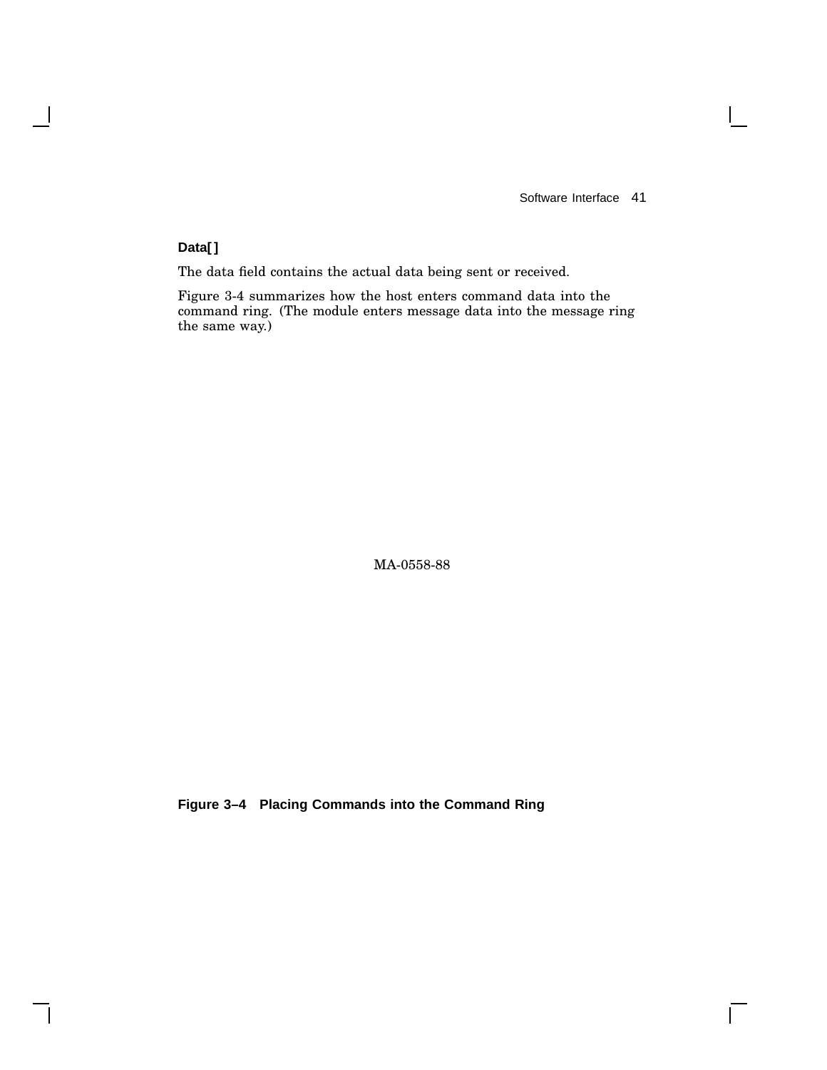### Data[ ]

The data field contains the actual data being sent or received.

Figure 3-4 summarizes how the host enters command data into the command ring. (The module enters message data into the message ring the same way.)

MA-0558-88

**Figure 3–4 Placing Commands into the Command Ring**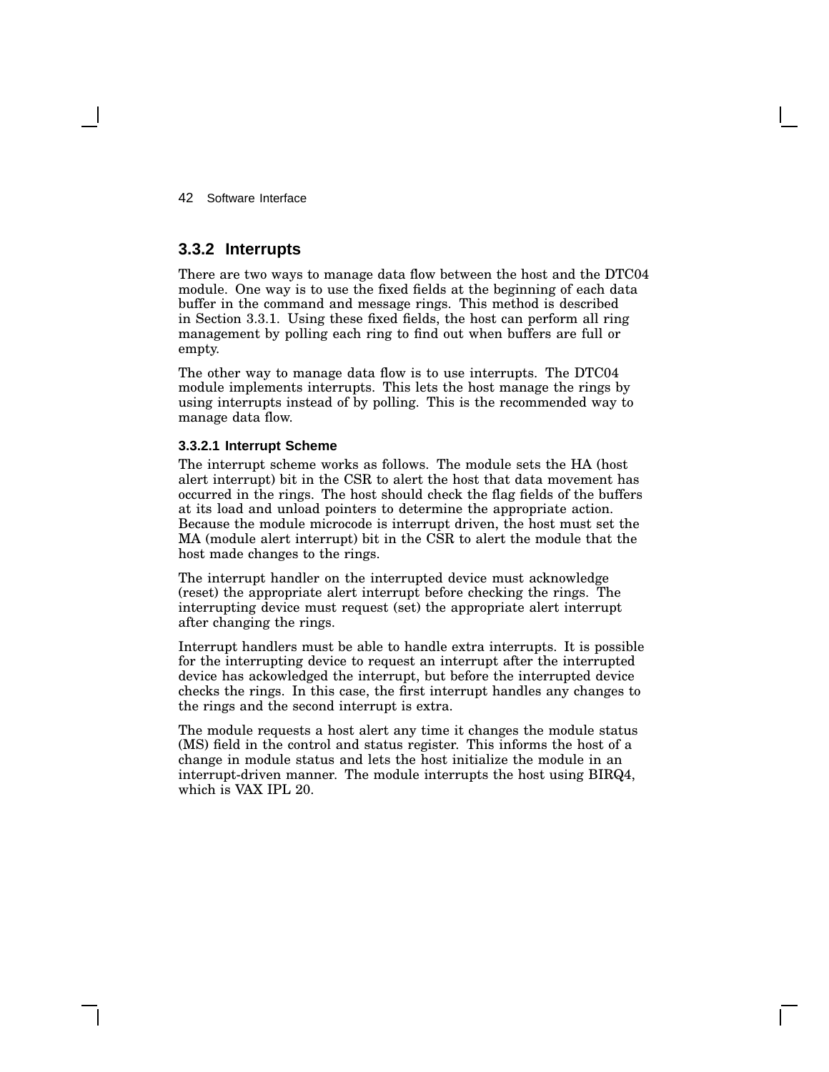### 3.3.2 Interrupts

There are two ways to manage data flow between the host and the DTC04 module. One way is to use the fixed fields at the beginning of each data buffer in the command and message rings. This method is described in Section 3.3.1. Using these fixed fields, the host can perform all ring management by polling each ring to find out when buffers are full or empty.

The other way to manage data flow is to use interrupts. The DTC04 module implements interrupts. This lets the host manage the rings by using interrupts instead of by polling. This is the recommended way to manage data flow.

#### 3.3.2.1 Interrupt Scheme

The interrupt scheme works as follows. The module sets the HA (host alert interrupt) bit in the CSR to alert the host that data movement has occurred in the rings. The host should check the flag fields of the buffers at its load and unload pointers to determine the appropriate action. Because the module microcode is interrupt driven, the host must set the MA (module alert interrupt) bit in the CSR to alert the module that the host made changes to the rings.

The interrupt handler on the interrupted device must acknowledge (reset) the appropriate alert interrupt before checking the rings. The interrupting device must request (set) the appropriate alert interrupt after changing the rings.

Interrupt handlers must be able to handle extra interrupts. It is possible for the interrupting device to request an interrupt after the interrupted device has ackowledged the interrupt, but before the interrupted device checks the rings. In this case, the first interrupt handles any changes to the rings and the second interrupt is extra.

The module requests a host alert any time it changes the module status (MS) field in the control and status register. This informs the host of a change in module status and lets the host initialize the module in an interrupt-driven manner. The module interrupts the host using BIRQ4, which is VAX IPL 20.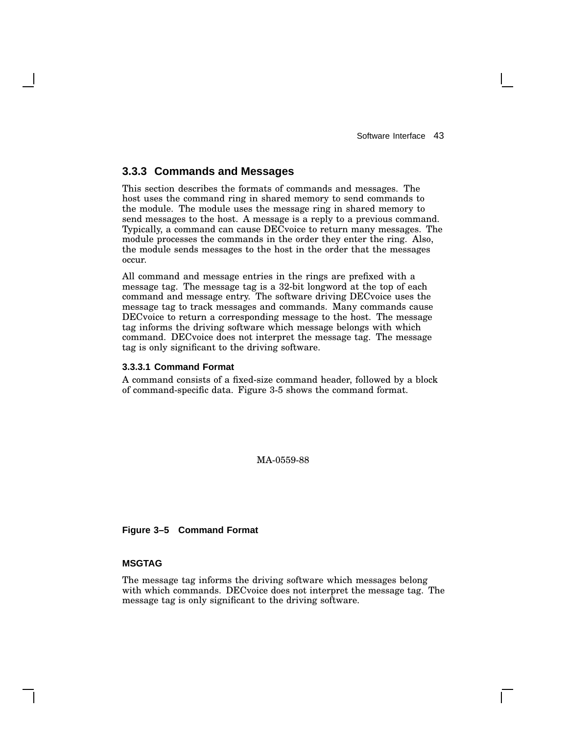### 3.3.3 Commands and Messages

This section describes the formats of commands and messages. The host uses the command ring in shared memory to send commands to the module. The module uses the message ring in shared memory to send messages to the host. A message is a reply to a previous command. Typically, a command can cause DECvoice to return many messages. The module processes the commands in the order they enter the ring. Also, the module sends messages to the host in the order that the messages occur.

All command and message entries in the rings are prefixed with a message tag. The message tag is a 32-bit longword at the top of each command and message entry. The software driving DECvoice uses the message tag to track messages and commands. Many commands cause DECvoice to return a corresponding message to the host. The message tag informs the driving software which message belongs with which command. DECvoice does not interpret the message tag. The message tag is only significant to the driving software.

#### 3.3.3.1 Command Format

A command consists of a fixed-size command header, followed by a block of command-specific data. Figure 3-5 shows the command format.

MA-0559-88

**Figure 3–5 Command Format**

**MSGTAG**

The message tag informs the driving software which messages belong with which commands. DECvoice does not interpret the message tag. The message tag is only significant to the driving software.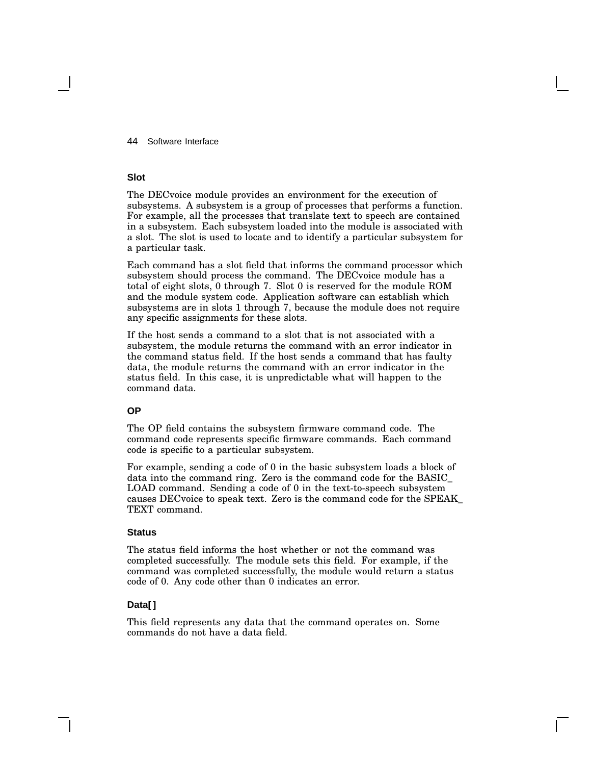### Slot

The DECvoice module provides an environment for the execution of subsystems. A subsystem is a group of processes that performs a function. For example, all the processes that translate text to speech are contained in a subsystem. Each subsystem loaded into the module is associated with a slot. The slot is used to locate and to identify a particular subsystem for a particular task.

Each command has a slot field that informs the command processor which subsystem should process the command. The DECvoice module has a total of eight slots, 0 through 7. Slot 0 is reserved for the module ROM and the module system code. Application software can establish which subsystems are in slots 1 through 7, because the module does not require any specific assignments for these slots.

If the host sends a command to a slot that is not associated with a subsystem, the module returns the command with an error indicator in the command status field. If the host sends a command that has faulty data, the module returns the command with an error indicator in the status field. In this case, it is unpredictable what will happen to the command data.

### OP

The OP field contains the subsystem firmware command code. The command code represents specific firmware commands. Each command code is specific to a particular subsystem.

For example, sending a code of 0 in the basic subsystem loads a block of data into the command ring. Zero is the command code for the BASIC_LOAD command. Sending a code of 0 in the text-to-speech subsystem causes DECvoice to speak text. Zero is the command code for the SPEAK_TEXT command.

### Status

The status field informs the host whether or not the command was completed successfully. The module sets this field. For example, if the command was completed successfully, the module would return a status code of 0. Any code other than 0 indicates an error.

### Data[ ]

This field represents any data that the command operates on. Some commands do not have a data field.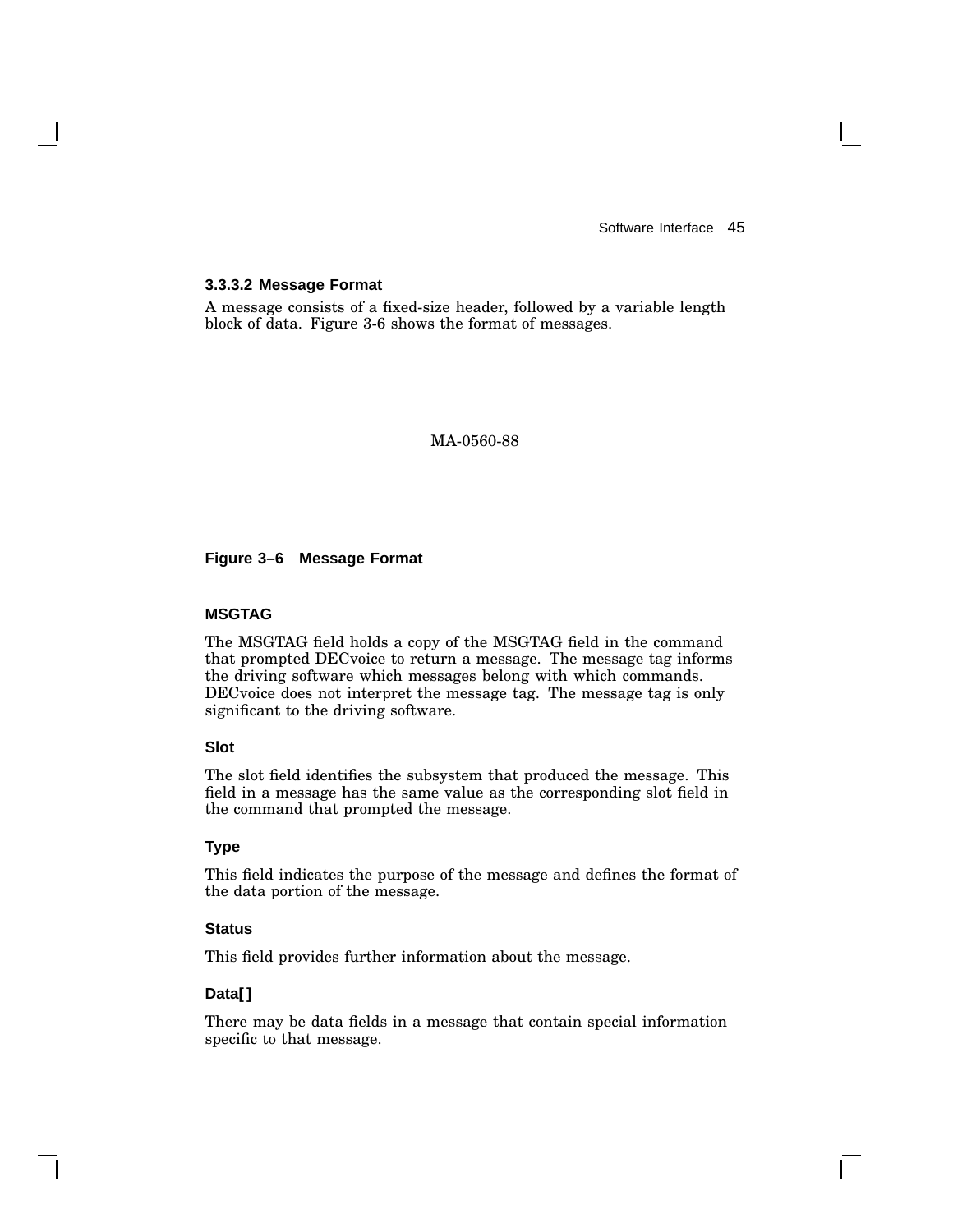#### 3.3.3.2 Message Format

A message consists of a fixed-size header, followed by a variable length block of data. Figure 3-6 shows the format of messages.

MA-0560-88

**Figure 3–6 Message Format**

**MSGTAG**

The MSGTAG field holds a copy of the MSGTAG field in the command that prompted DECvoice to return a message. The message tag informs the driving software which messages belong with which commands. DECvoice does not interpret the message tag. The message tag is only significant to the driving software.

**Slot**

The slot field identifies the subsystem that produced the message. This field in a message has the same value as the corresponding slot field in the command that prompted the message.

**Type**

This field indicates the purpose of the message and defines the format of the data portion of the message.

**Status**

This field provides further information about the message.

**Data[ ]**

There may be data fields in a message that contain special information specific to that message.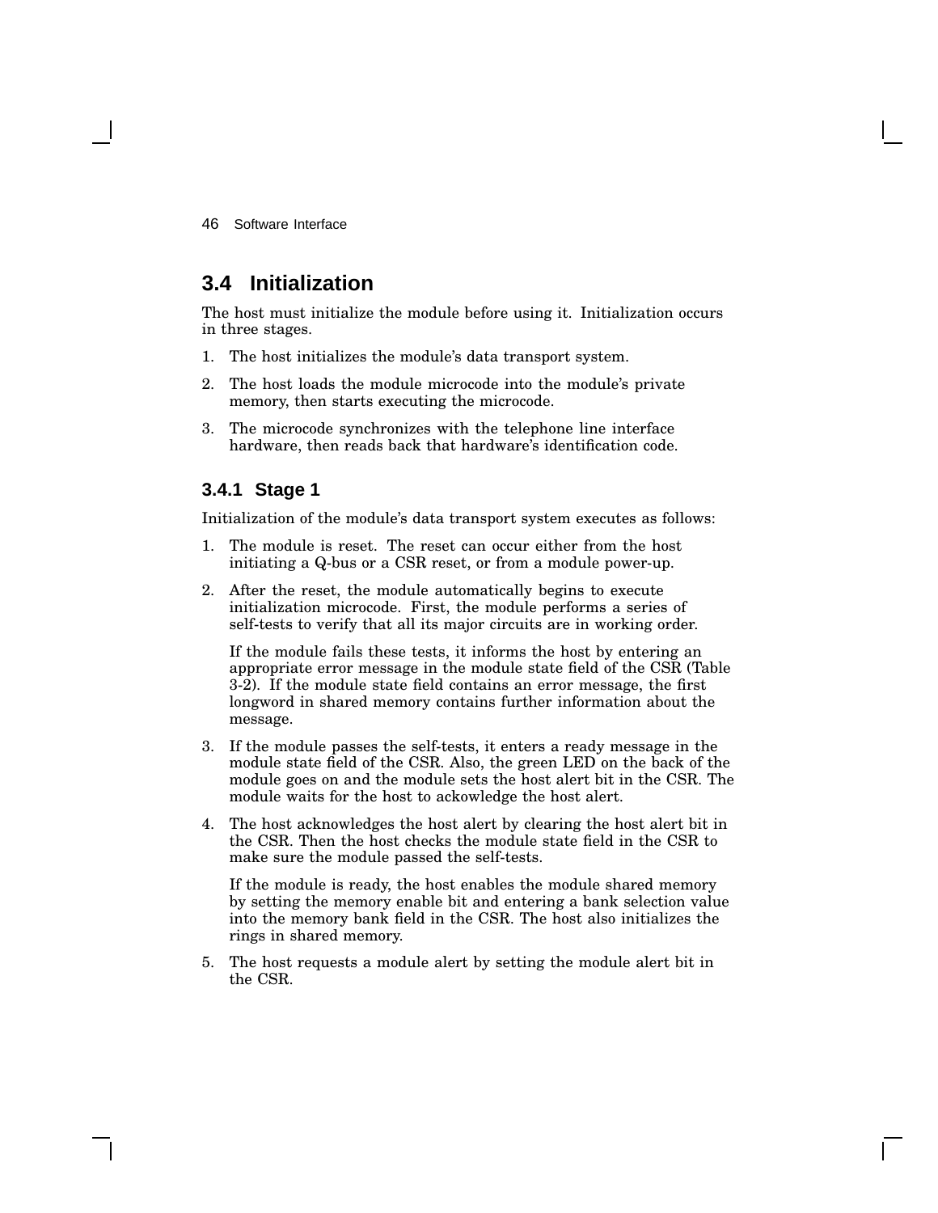## 3.4 Initialization

The host must initialize the module before using it. Initialization occurs in three stages.

1. The host initializes the module's data transport system.
2. The host loads the module microcode into the module's private memory, then starts executing the microcode.
3. The microcode synchronizes with the telephone line interface hardware, then reads back that hardware's identification code.

### 3.4.1 Stage 1

Initialization of the module's data transport system executes as follows:

1. The module is reset. The reset can occur either from the host initiating a Q-bus or a CSR reset, or from a module power-up.
2. After the reset, the module automatically begins to execute initialization microcode. First, the module performs a series of self-tests to verify that all its major circuits are in working order.

   If the module fails these tests, it informs the host by entering an appropriate error message in the module state field of the CSR (Table 3-2). If the module state field contains an error message, the first longword in shared memory contains further information about the message.
3. If the module passes the self-tests, it enters a ready message in the module state field of the CSR. Also, the green LED on the back of the module goes on and the module sets the host alert bit in the CSR. The module waits for the host to ackowledge the host alert.
4. The host acknowledges the host alert by clearing the host alert bit in the CSR. Then the host checks the module state field in the CSR to make sure the module passed the self-tests.

   If the module is ready, the host enables the module shared memory by setting the memory enable bit and entering a bank selection value into the memory bank field in the CSR. The host also initializes the rings in shared memory.
5. The host requests a module alert by setting the module alert bit in the CSR.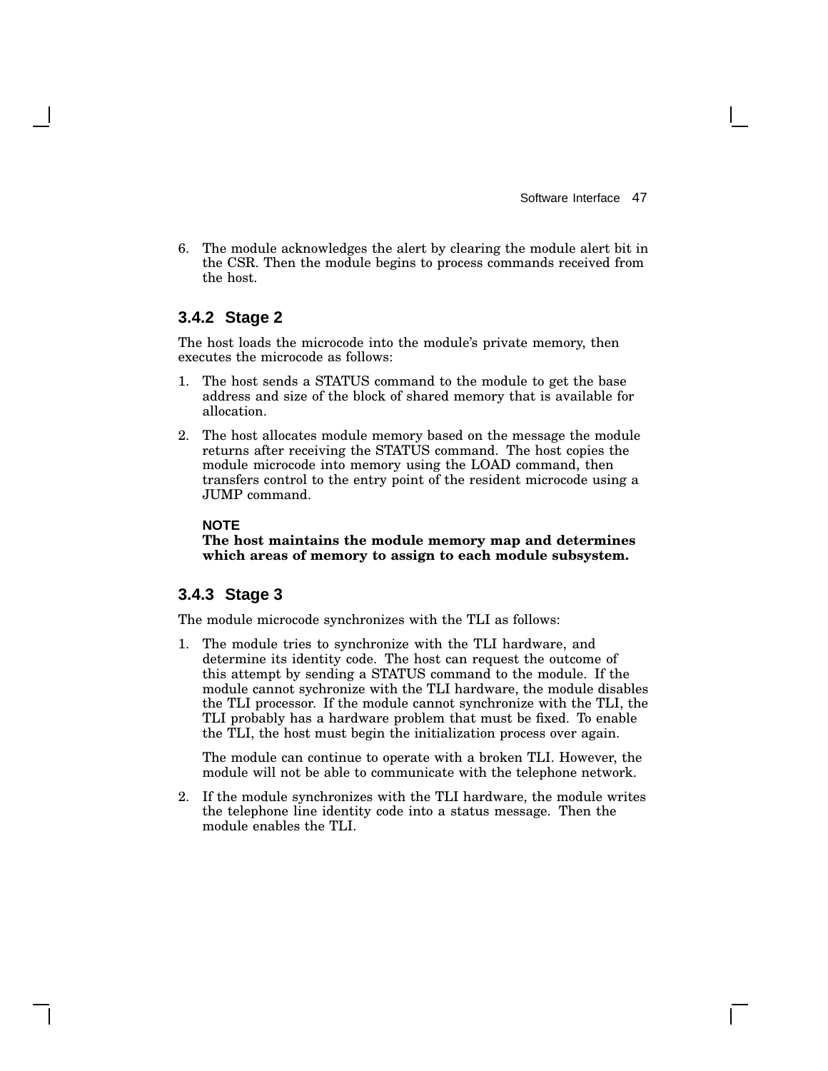6. The module acknowledges the alert by clearing the module alert bit in the CSR. Then the module begins to process commands received from the host.

### 3.4.2 Stage 2

The host loads the microcode into the module's private memory, then executes the microcode as follows:

1. The host sends a STATUS command to the module to get the base address and size of the block of shared memory that is available for allocation.
2. The host allocates module memory based on the message the module returns after receiving the STATUS command. The host copies the module microcode into memory using the LOAD command, then transfers control to the entry point of the resident microcode using a JUMP command.

**NOTE**

**The host maintains the module memory map and determines which areas of memory to assign to each module subsystem.**

### 3.4.3 Stage 3

The module microcode synchronizes with the TLI as follows:

1. The module tries to synchronize with the TLI hardware, and determine its identity code. The host can request the outcome of this attempt by sending a STATUS command to the module. If the module cannot sychronize with the TLI hardware, the module disables the TLI processor. If the module cannot synchronize with the TLI, the TLI probably has a hardware problem that must be fixed. To enable the TLI, the host must begin the initialization process over again.

   The module can continue to operate with a broken TLI. However, the module will not be able to communicate with the telephone network.

2. If the module synchronizes with the TLI hardware, the module writes the telephone line identity code into a status message. Then the module enables the TLI.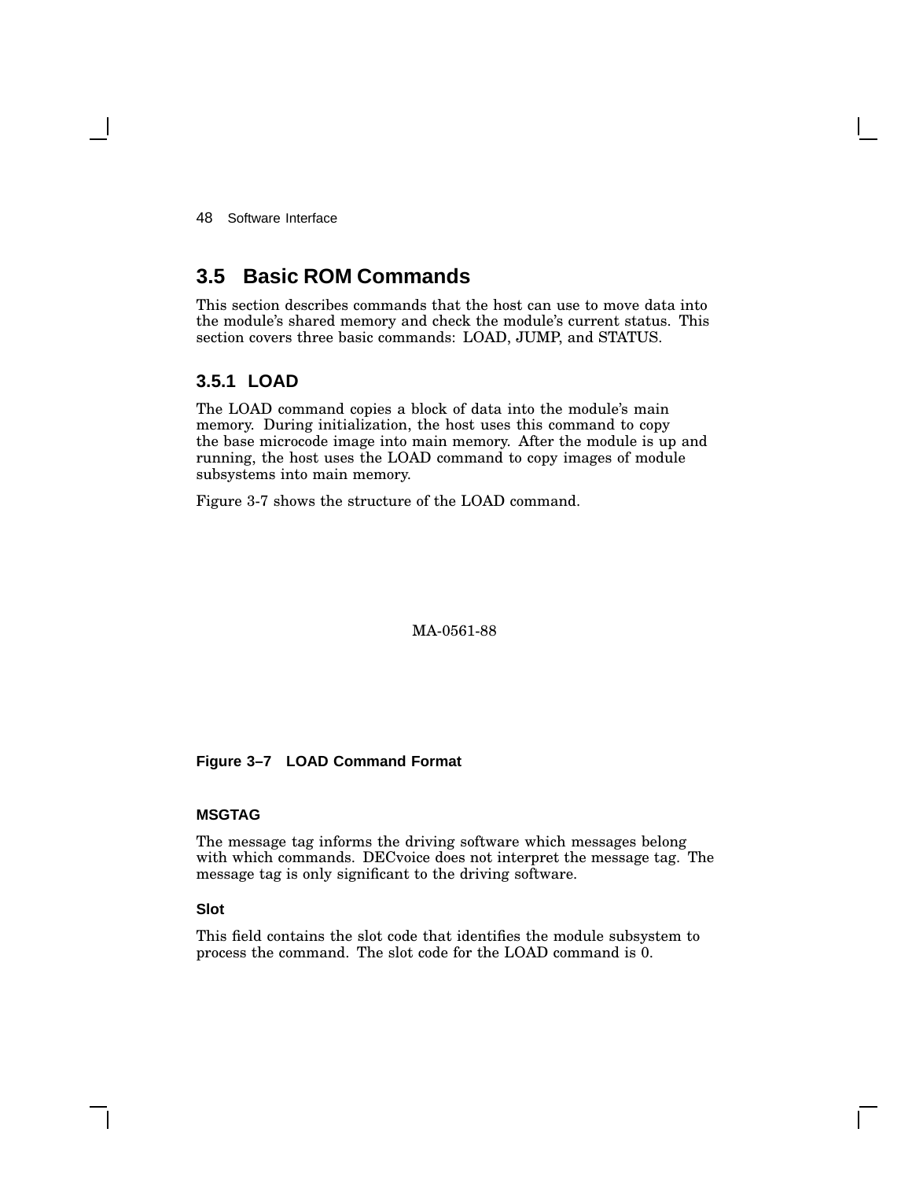## 3.5 Basic ROM Commands

This section describes commands that the host can use to move data into the module's shared memory and check the module's current status. This section covers three basic commands: LOAD, JUMP, and STATUS.

### 3.5.1 LOAD

The LOAD command copies a block of data into the module's main memory. During initialization, the host uses this command to copy the base microcode image into main memory. After the module is up and running, the host uses the LOAD command to copy images of module subsystems into main memory.

Figure 3-7 shows the structure of the LOAD command.

MA-0561-88

**Figure 3–7 LOAD Command Format**

#### MSGTAG

The message tag informs the driving software which messages belong with which commands. DECvoice does not interpret the message tag. The message tag is only significant to the driving software.

#### Slot

This field contains the slot code that identifies the module subsystem to process the command. The slot code for the LOAD command is 0.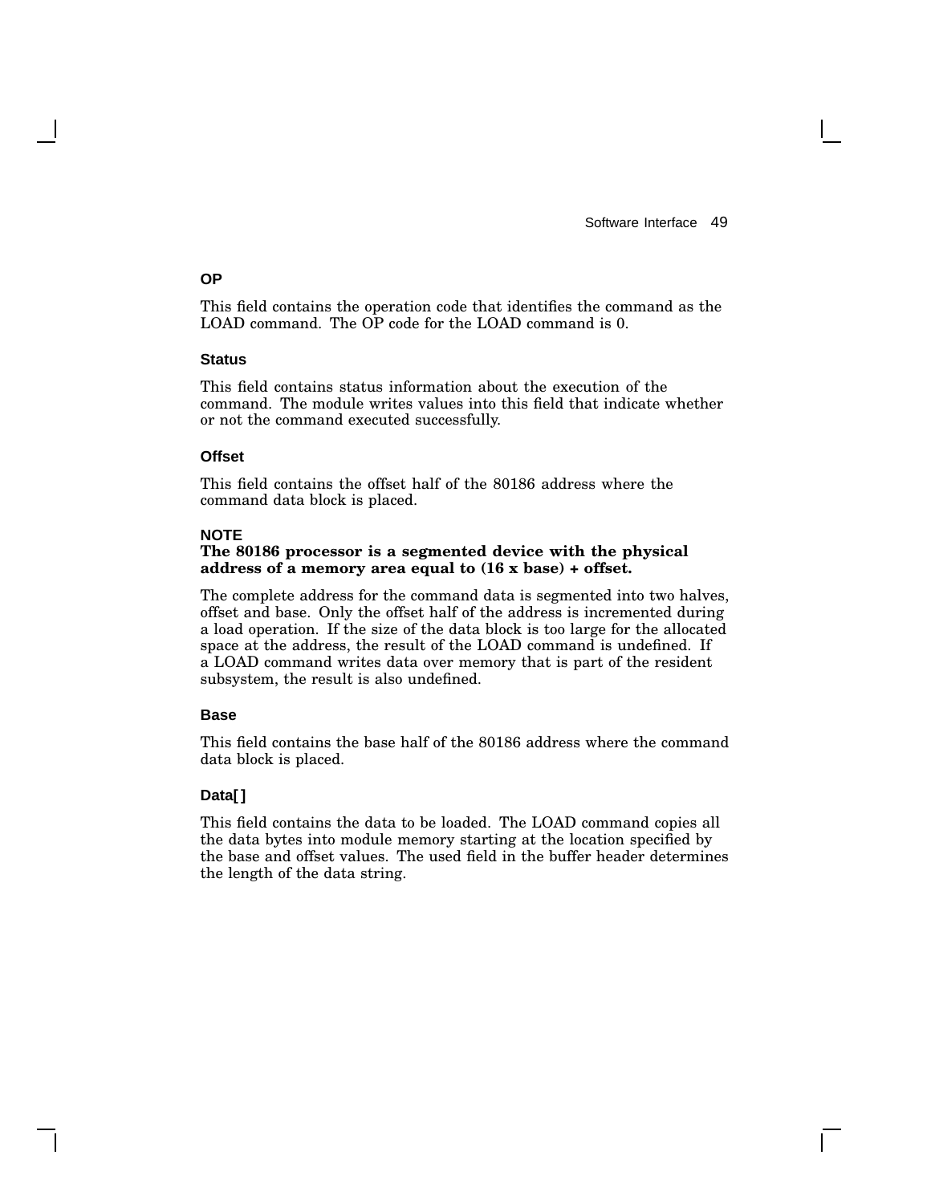### OP

This field contains the operation code that identifies the command as the LOAD command. The OP code for the LOAD command is 0.

### Status

This field contains status information about the execution of the command. The module writes values into this field that indicate whether or not the command executed successfully.

### Offset

This field contains the offset half of the 80186 address where the command data block is placed.

**NOTE**
**The 80186 processor is a segmented device with the physical address of a memory area equal to (16 x base) + offset.**

The complete address for the command data is segmented into two halves, offset and base. Only the offset half of the address is incremented during a load operation. If the size of the data block is too large for the allocated space at the address, the result of the LOAD command is undefined. If a LOAD command writes data over memory that is part of the resident subsystem, the result is also undefined.

### Base

This field contains the base half of the 80186 address where the command data block is placed.

### Data[ ]

This field contains the data to be loaded. The LOAD command copies all the data bytes into module memory starting at the location specified by the base and offset values. The used field in the buffer header determines the length of the data string.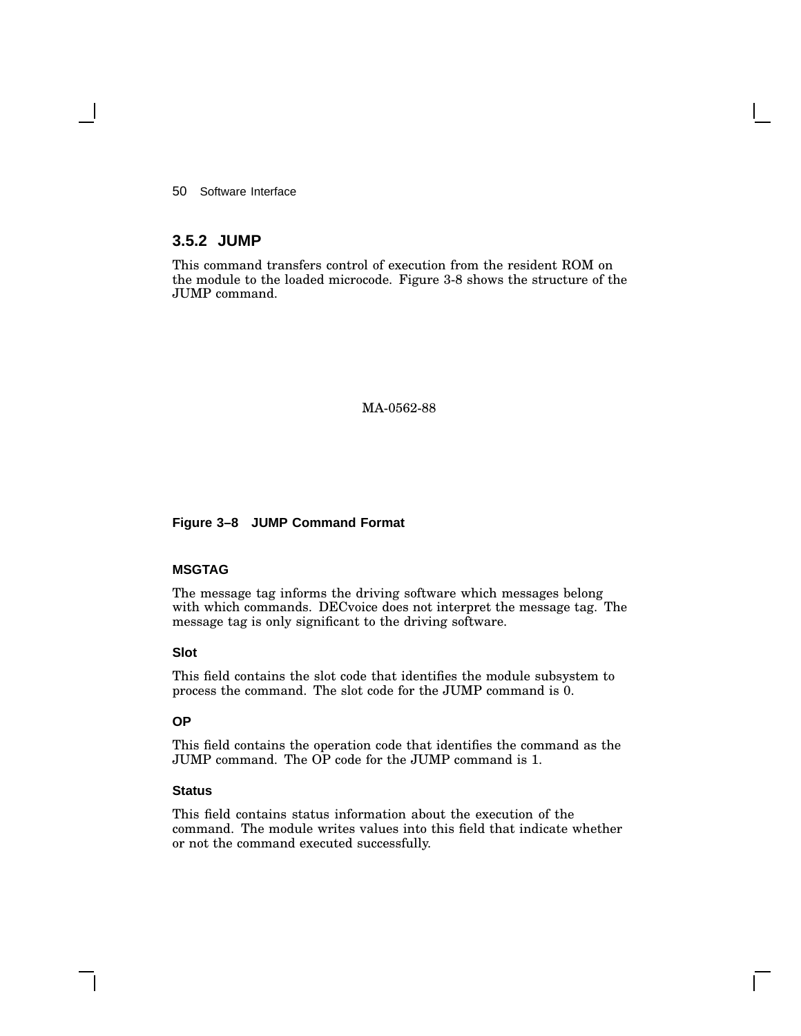### 3.5.2 JUMP

This command transfers control of execution from the resident ROM on the module to the loaded microcode. Figure 3-8 shows the structure of the JUMP command.

MA-0562-88

**Figure 3–8 JUMP Command Format**

#### MSGTAG

The message tag informs the driving software which messages belong with which commands. DECvoice does not interpret the message tag. The message tag is only significant to the driving software.

#### Slot

This field contains the slot code that identifies the module subsystem to process the command. The slot code for the JUMP command is 0.

#### OP

This field contains the operation code that identifies the command as the JUMP command. The OP code for the JUMP command is 1.

#### Status

This field contains status information about the execution of the command. The module writes values into this field that indicate whether or not the command executed successfully.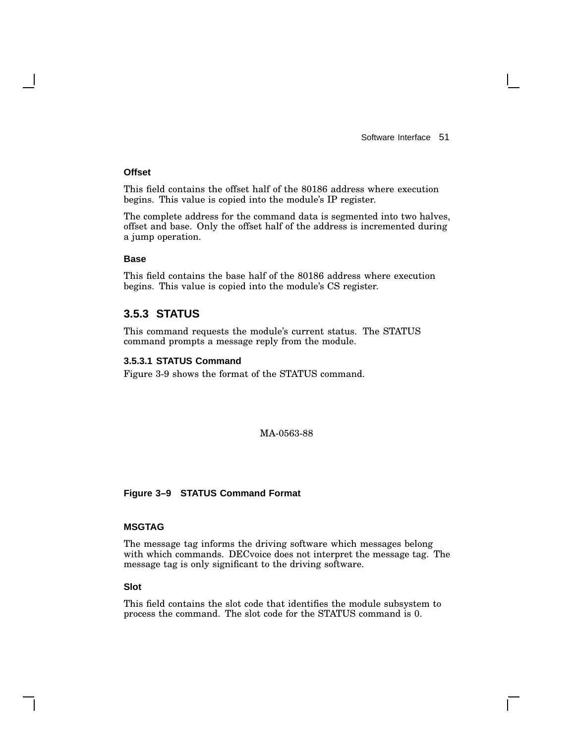#### Offset

This field contains the offset half of the 80186 address where execution begins. This value is copied into the module's IP register.

The complete address for the command data is segmented into two halves, offset and base. Only the offset half of the address is incremented during a jump operation.

#### Base

This field contains the base half of the 80186 address where execution begins. This value is copied into the module's CS register.

## 3.5.3 STATUS

This command requests the module's current status. The STATUS command prompts a message reply from the module.

### 3.5.3.1 STATUS Command

Figure 3-9 shows the format of the STATUS command.

MA-0563-88

**Figure 3–9 STATUS Command Format**

#### MSGTAG

The message tag informs the driving software which messages belong with which commands. DECvoice does not interpret the message tag. The message tag is only significant to the driving software.

#### Slot

This field contains the slot code that identifies the module subsystem to process the command. The slot code for the STATUS command is 0.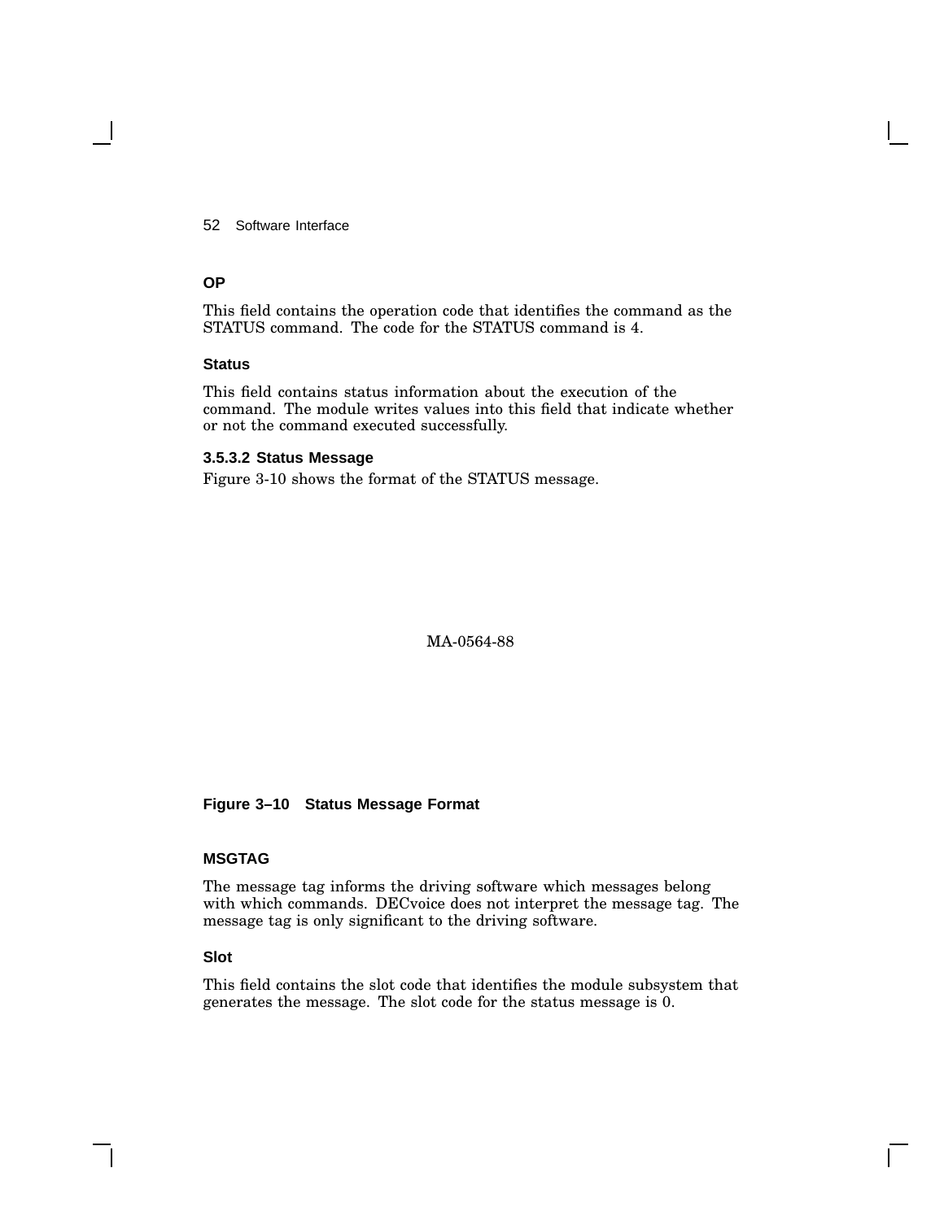**OP**

This field contains the operation code that identifies the command as the STATUS command. The code for the STATUS command is 4.

**Status**

This field contains status information about the execution of the command. The module writes values into this field that indicate whether or not the command executed successfully.

### 3.5.3.2 Status Message

Figure 3-10 shows the format of the STATUS message.

MA-0564-88

**Figure 3–10 Status Message Format**

**MSGTAG**

The message tag informs the driving software which messages belong with which commands. DECvoice does not interpret the message tag. The message tag is only significant to the driving software.

**Slot**

This field contains the slot code that identifies the module subsystem that generates the message. The slot code for the status message is 0.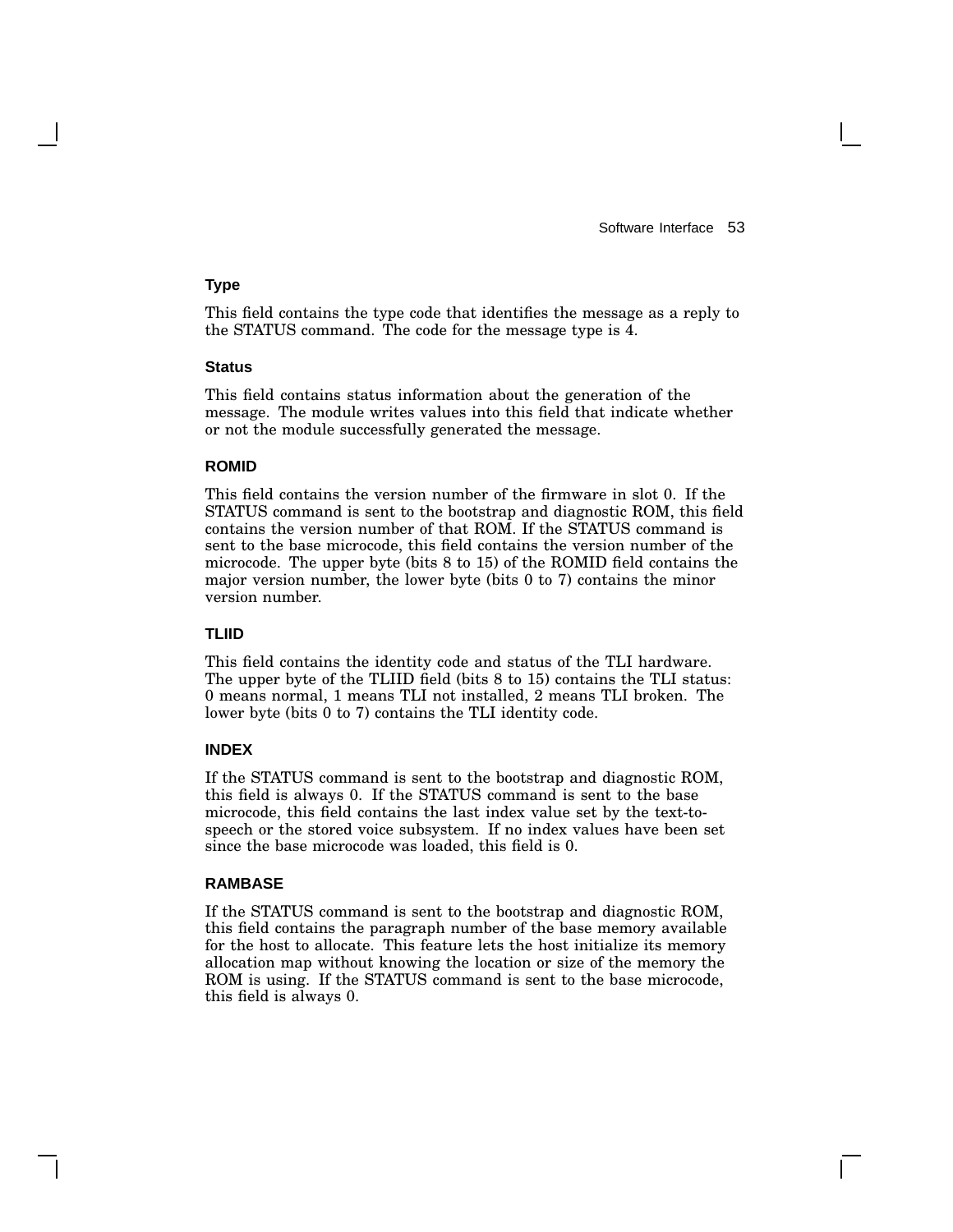### Type

This field contains the type code that identifies the message as a reply to the STATUS command. The code for the message type is 4.

### Status

This field contains status information about the generation of the message. The module writes values into this field that indicate whether or not the module successfully generated the message.

### ROMID

This field contains the version number of the firmware in slot 0. If the STATUS command is sent to the bootstrap and diagnostic ROM, this field contains the version number of that ROM. If the STATUS command is sent to the base microcode, this field contains the version number of the microcode. The upper byte (bits 8 to 15) of the ROMID field contains the major version number, the lower byte (bits 0 to 7) contains the minor version number.

### TLIID

This field contains the identity code and status of the TLI hardware. The upper byte of the TLIID field (bits 8 to 15) contains the TLI status: 0 means normal, 1 means TLI not installed, 2 means TLI broken. The lower byte (bits 0 to 7) contains the TLI identity code.

### INDEX

If the STATUS command is sent to the bootstrap and diagnostic ROM, this field is always 0. If the STATUS command is sent to the base microcode, this field contains the last index value set by the text-to-speech or the stored voice subsystem. If no index values have been set since the base microcode was loaded, this field is 0.

### RAMBASE

If the STATUS command is sent to the bootstrap and diagnostic ROM, this field contains the paragraph number of the base memory available for the host to allocate. This feature lets the host initialize its memory allocation map without knowing the location or size of the memory the ROM is using. If the STATUS command is sent to the base microcode, this field is always 0.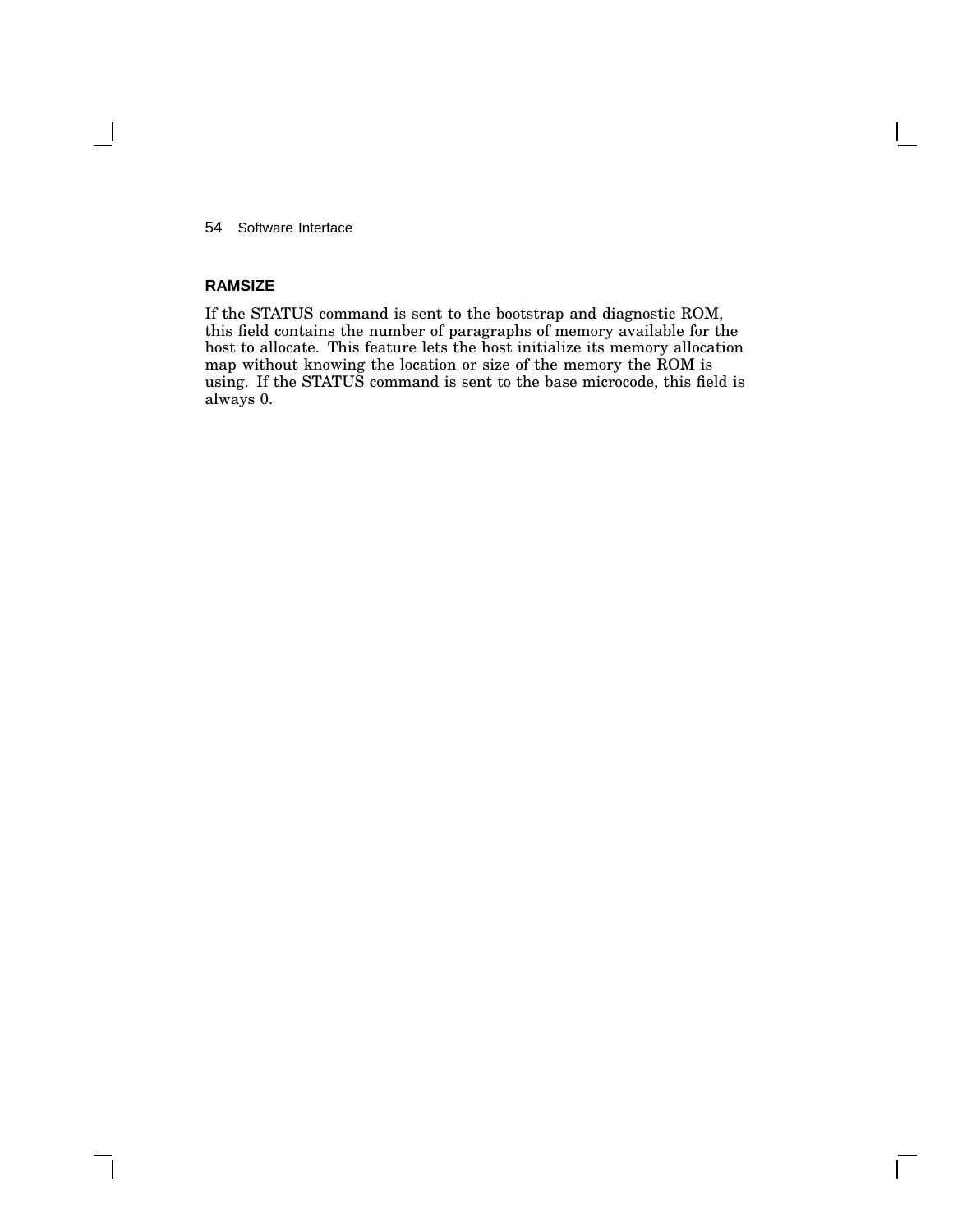### RAMSIZE

If the STATUS command is sent to the bootstrap and diagnostic ROM, this field contains the number of paragraphs of memory available for the host to allocate. This feature lets the host initialize its memory allocation map without knowing the location or size of the memory the ROM is using. If the STATUS command is sent to the base microcode, this field is always 0.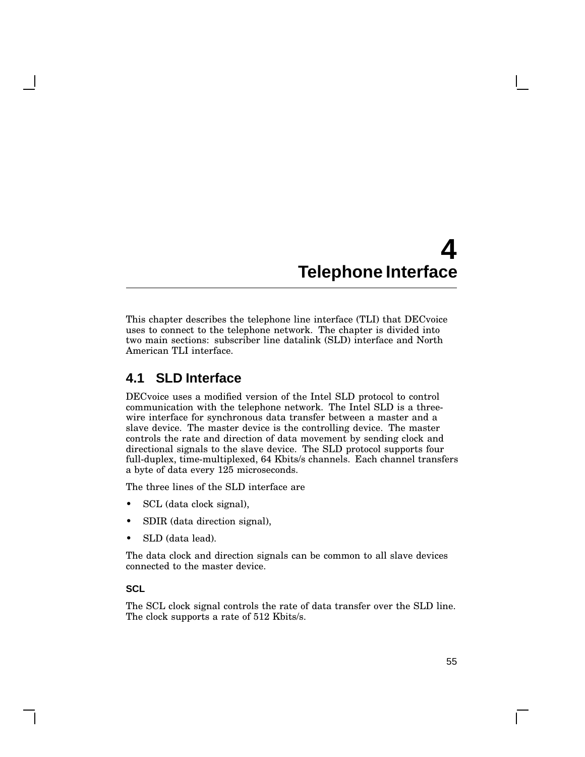# 4 Telephone Interface

This chapter describes the telephone line interface (TLI) that DECvoice uses to connect to the telephone network. The chapter is divided into two main sections: subscriber line datalink (SLD) interface and North American TLI interface.

## 4.1 SLD Interface

DECvoice uses a modified version of the Intel SLD protocol to control communication with the telephone network. The Intel SLD is a three-wire interface for synchronous data transfer between a master and a slave device. The master device is the controlling device. The master controls the rate and direction of data movement by sending clock and directional signals to the slave device. The SLD protocol supports four full-duplex, time-multiplexed, 64 Kbits/s channels. Each channel transfers a byte of data every 125 microseconds.

The three lines of the SLD interface are

- SCL (data clock signal),
- SDIR (data direction signal),
- SLD (data lead).

The data clock and direction signals can be common to all slave devices connected to the master device.

#### SCL

The SCL clock signal controls the rate of data transfer over the SLD line. The clock supports a rate of 512 Kbits/s.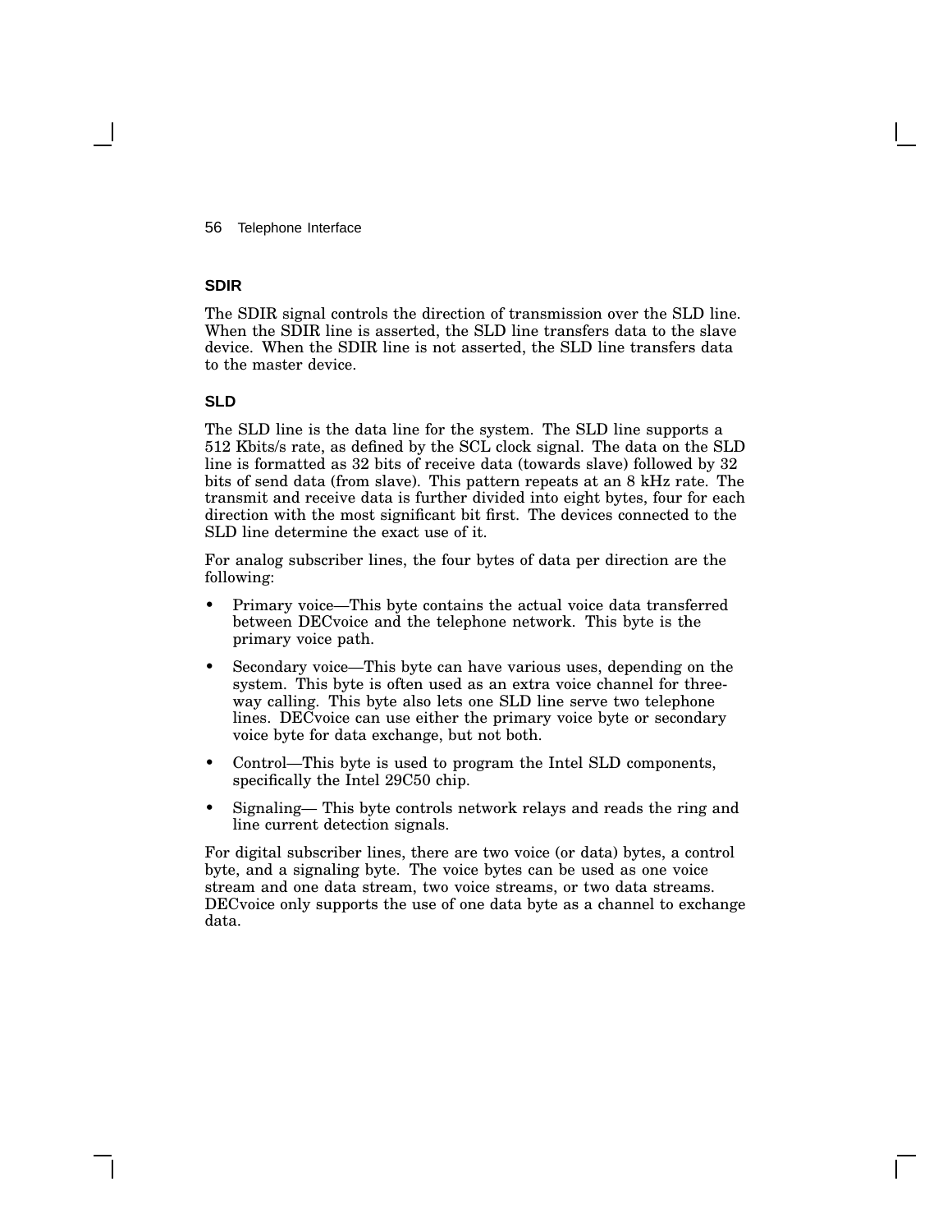### SDIR

The SDIR signal controls the direction of transmission over the SLD line. When the SDIR line is asserted, the SLD line transfers data to the slave device. When the SDIR line is not asserted, the SLD line transfers data to the master device.

### SLD

The SLD line is the data line for the system. The SLD line supports a 512 Kbits/s rate, as defined by the SCL clock signal. The data on the SLD line is formatted as 32 bits of receive data (towards slave) followed by 32 bits of send data (from slave). This pattern repeats at an 8 kHz rate. The transmit and receive data is further divided into eight bytes, four for each direction with the most significant bit first. The devices connected to the SLD line determine the exact use of it.

For analog subscriber lines, the four bytes of data per direction are the following:

- Primary voice—This byte contains the actual voice data transferred between DECvoice and the telephone network. This byte is the primary voice path.
- Secondary voice—This byte can have various uses, depending on the system. This byte is often used as an extra voice channel for three-way calling. This byte also lets one SLD line serve two telephone lines. DECvoice can use either the primary voice byte or secondary voice byte for data exchange, but not both.
- Control—This byte is used to program the Intel SLD components, specifically the Intel 29C50 chip.
- Signaling— This byte controls network relays and reads the ring and line current detection signals.

For digital subscriber lines, there are two voice (or data) bytes, a control byte, and a signaling byte. The voice bytes can be used as one voice stream and one data stream, two voice streams, or two data streams. DECvoice only supports the use of one data byte as a channel to exchange data.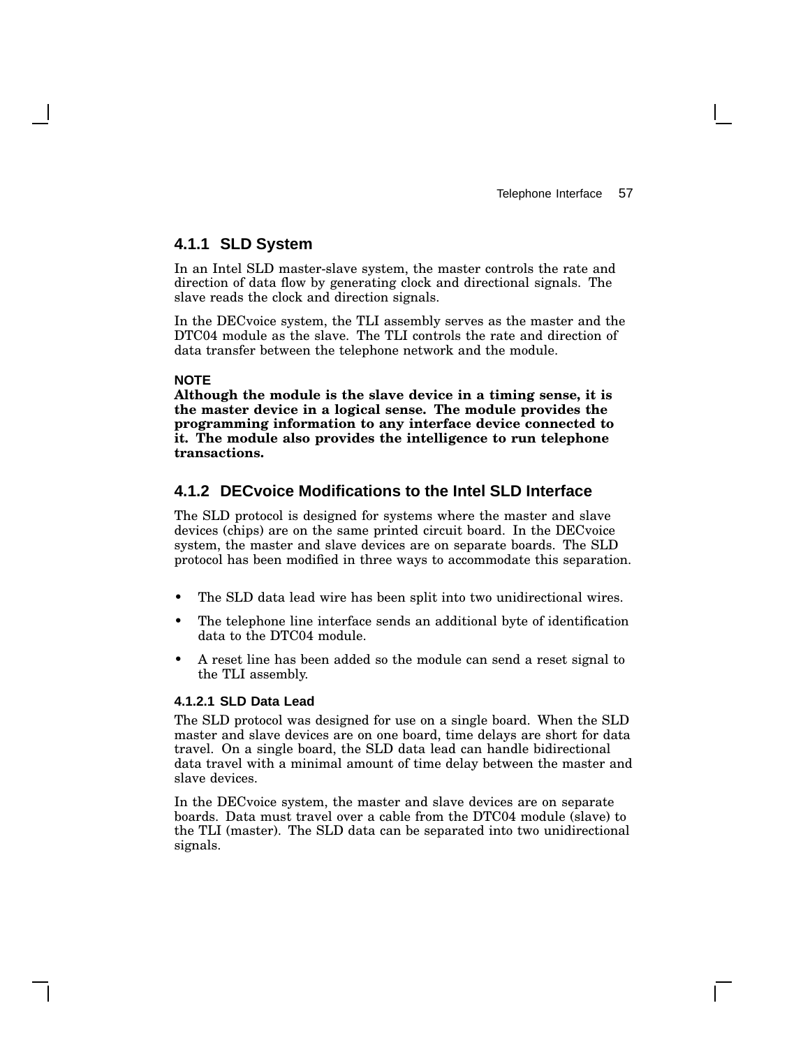### 4.1.1 SLD System

In an Intel SLD master-slave system, the master controls the rate and direction of data flow by generating clock and directional signals. The slave reads the clock and direction signals.

In the DECvoice system, the TLI assembly serves as the master and the DTC04 module as the slave. The TLI controls the rate and direction of data transfer between the telephone network and the module.

**NOTE**

**Although the module is the slave device in a timing sense, it is the master device in a logical sense. The module provides the programming information to any interface device connected to it. The module also provides the intelligence to run telephone transactions.**

### 4.1.2 DECvoice Modifications to the Intel SLD Interface

The SLD protocol is designed for systems where the master and slave devices (chips) are on the same printed circuit board. In the DECvoice system, the master and slave devices are on separate boards. The SLD protocol has been modified in three ways to accommodate this separation.

- The SLD data lead wire has been split into two unidirectional wires.
- The telephone line interface sends an additional byte of identification data to the DTC04 module.
- A reset line has been added so the module can send a reset signal to the TLI assembly.

#### 4.1.2.1 SLD Data Lead

The SLD protocol was designed for use on a single board. When the SLD master and slave devices are on one board, time delays are short for data travel. On a single board, the SLD data lead can handle bidirectional data travel with a minimal amount of time delay between the master and slave devices.

In the DECvoice system, the master and slave devices are on separate boards. Data must travel over a cable from the DTC04 module (slave) to the TLI (master). The SLD data can be separated into two unidirectional signals.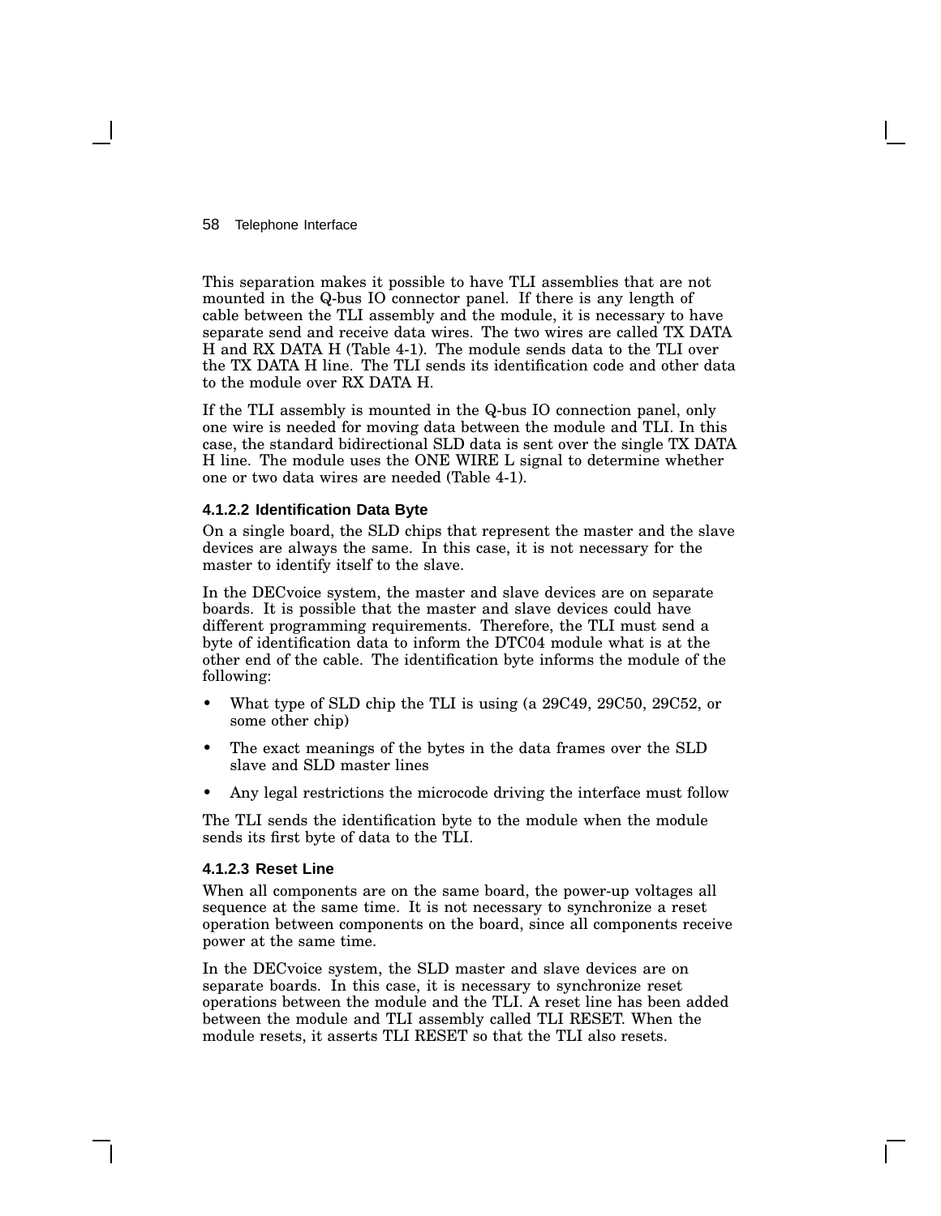This separation makes it possible to have TLI assemblies that are not mounted in the Q-bus IO connector panel. If there is any length of cable between the TLI assembly and the module, it is necessary to have separate send and receive data wires. The two wires are called TX DATA H and RX DATA H (Table 4-1). The module sends data to the TLI over the TX DATA H line. The TLI sends its identification code and other data to the module over RX DATA H.

If the TLI assembly is mounted in the Q-bus IO connection panel, only one wire is needed for moving data between the module and TLI. In this case, the standard bidirectional SLD data is sent over the single TX DATA H line. The module uses the ONE WIRE L signal to determine whether one or two data wires are needed (Table 4-1).

#### 4.1.2.2 Identification Data Byte

On a single board, the SLD chips that represent the master and the slave devices are always the same. In this case, it is not necessary for the master to identify itself to the slave.

In the DECvoice system, the master and slave devices are on separate boards. It is possible that the master and slave devices could have different programming requirements. Therefore, the TLI must send a byte of identification data to inform the DTC04 module what is at the other end of the cable. The identification byte informs the module of the following:

- What type of SLD chip the TLI is using (a 29C49, 29C50, 29C52, or some other chip)
- The exact meanings of the bytes in the data frames over the SLD slave and SLD master lines
- Any legal restrictions the microcode driving the interface must follow

The TLI sends the identification byte to the module when the module sends its first byte of data to the TLI.

#### 4.1.2.3 Reset Line

When all components are on the same board, the power-up voltages all sequence at the same time. It is not necessary to synchronize a reset operation between components on the board, since all components receive power at the same time.

In the DECvoice system, the SLD master and slave devices are on separate boards. In this case, it is necessary to synchronize reset operations between the module and the TLI. A reset line has been added between the module and TLI assembly called TLI RESET. When the module resets, it asserts TLI RESET so that the TLI also resets.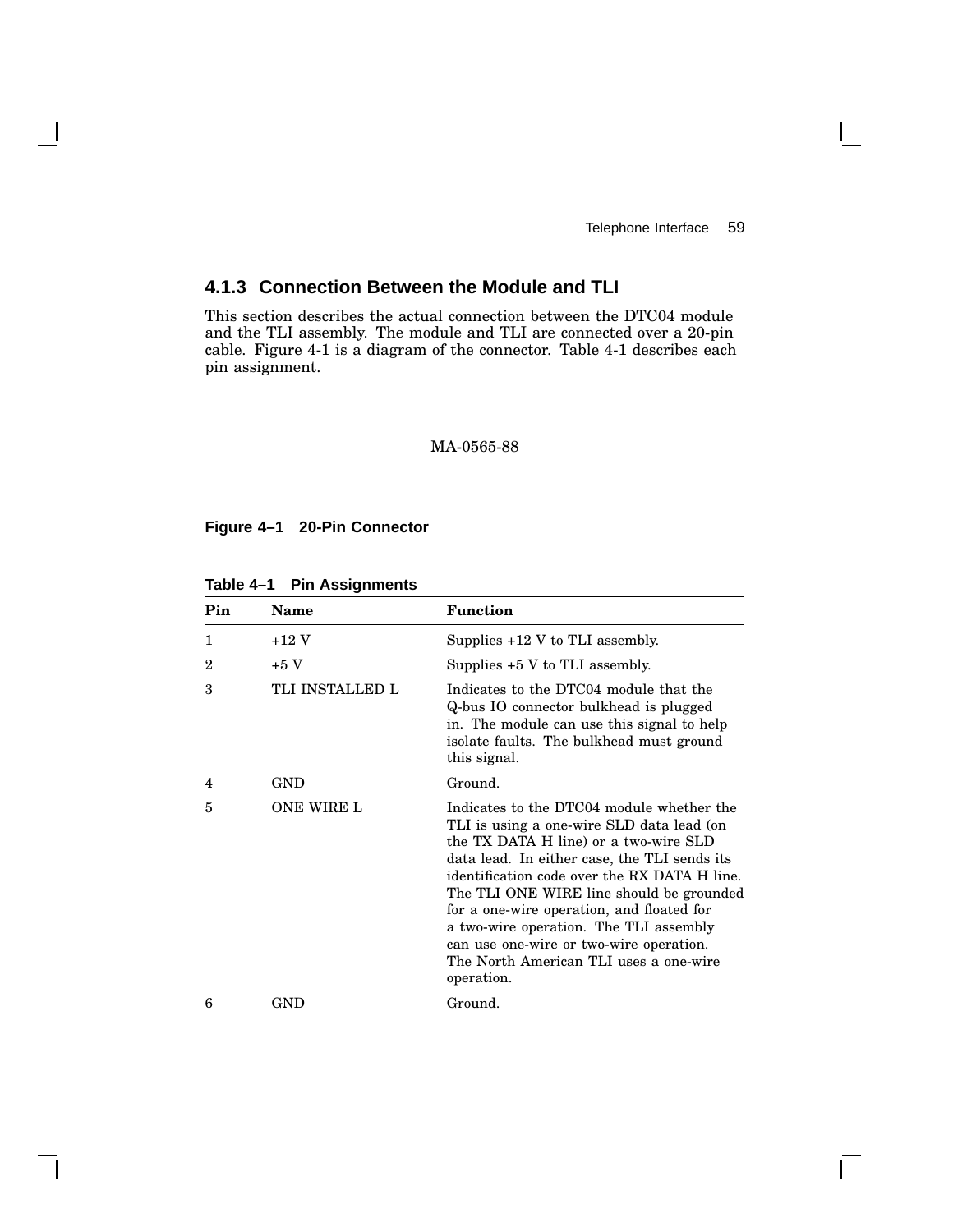### 4.1.3 Connection Between the Module and TLI

This section describes the actual connection between the DTC04 module and the TLI assembly. The module and TLI are connected over a 20-pin cable. Figure 4-1 is a diagram of the connector. Table 4-1 describes each pin assignment.

MA-0565-88

**Figure 4–1 20-Pin Connector**

**Table 4–1 Pin Assignments**

| Pin | Name | Function |
|---|---|---|
| 1 | +12 V | Supplies +12 V to TLI assembly. |
| 2 | +5 V | Supplies +5 V to TLI assembly. |
| 3 | TLI INSTALLED L | Indicates to the DTC04 module that the Q-bus IO connector bulkhead is plugged in. The module can use this signal to help isolate faults. The bulkhead must ground this signal. |
| 4 | GND | Ground. |
| 5 | ONE WIRE L | Indicates to the DTC04 module whether the TLI is using a one-wire SLD data lead (on the TX DATA H line) or a two-wire SLD data lead. In either case, the TLI sends its identification code over the RX DATA H line. The TLI ONE WIRE line should be grounded for a one-wire operation, and floated for a two-wire operation. The TLI assembly can use one-wire or two-wire operation. The North American TLI uses a one-wire operation. |
| 6 | GND | Ground. |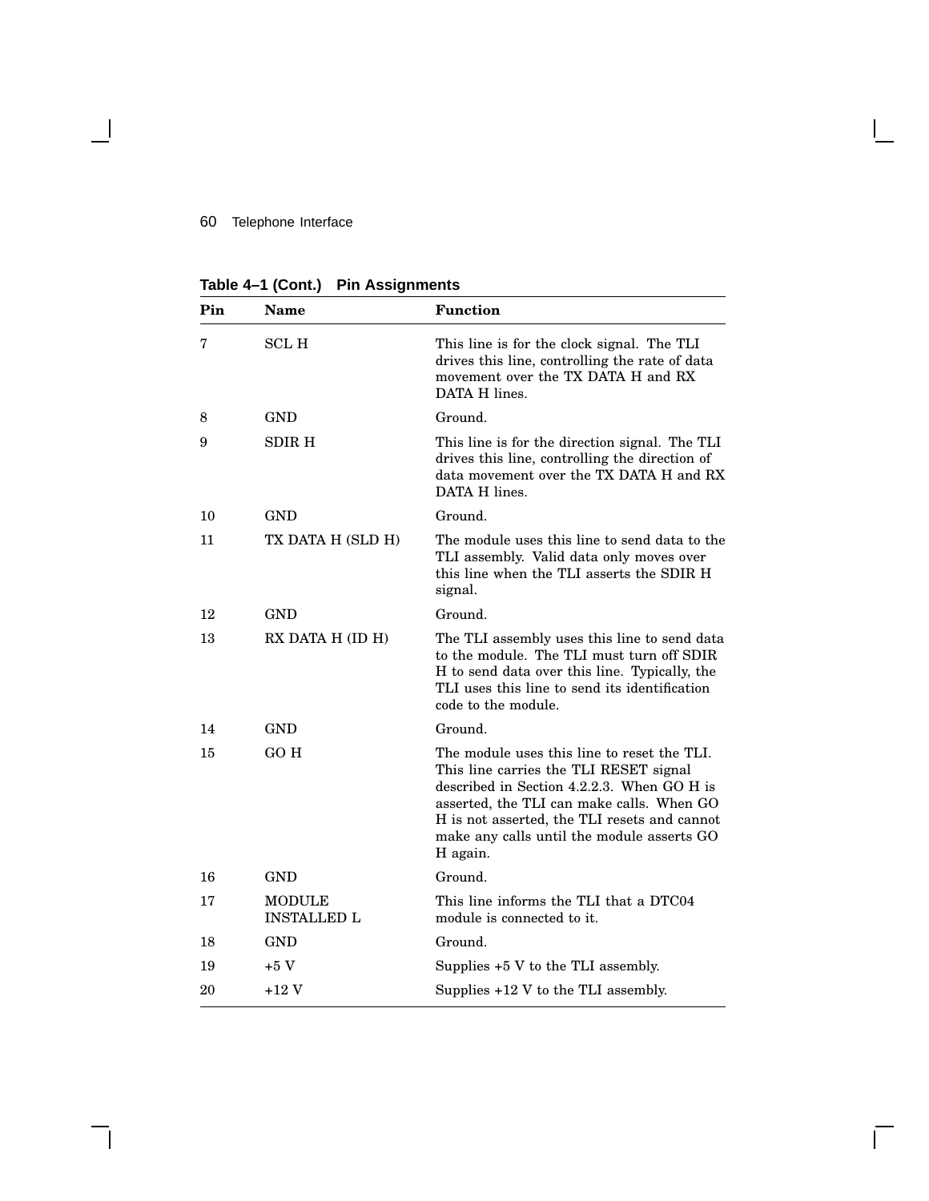**Table 4–1 (Cont.) Pin Assignments**

| Pin | Name | Function |
|---|---|---|
| 7 | SCL H | This line is for the clock signal. The TLI drives this line, controlling the rate of data movement over the TX DATA H and RX DATA H lines. |
| 8 | GND | Ground. |
| 9 | SDIR H | This line is for the direction signal. The TLI drives this line, controlling the direction of data movement over the TX DATA H and RX DATA H lines. |
| 10 | GND | Ground. |
| 11 | TX DATA H (SLD H) | The module uses this line to send data to the TLI assembly. Valid data only moves over this line when the TLI asserts the SDIR H signal. |
| 12 | GND | Ground. |
| 13 | RX DATA H (ID H) | The TLI assembly uses this line to send data to the module. The TLI must turn off SDIR H to send data over this line. Typically, the TLI uses this line to send its identification code to the module. |
| 14 | GND | Ground. |
| 15 | GO H | The module uses this line to reset the TLI. This line carries the TLI RESET signal described in Section 4.2.2.3. When GO H is asserted, the TLI can make calls. When GO H is not asserted, the TLI resets and cannot make any calls until the module asserts GO H again. |
| 16 | GND | Ground. |
| 17 | MODULE INSTALLED L | This line informs the TLI that a DTC04 module is connected to it. |
| 18 | GND | Ground. |
| 19 | +5 V | Supplies +5 V to the TLI assembly. |
| 20 | +12 V | Supplies +12 V to the TLI assembly. |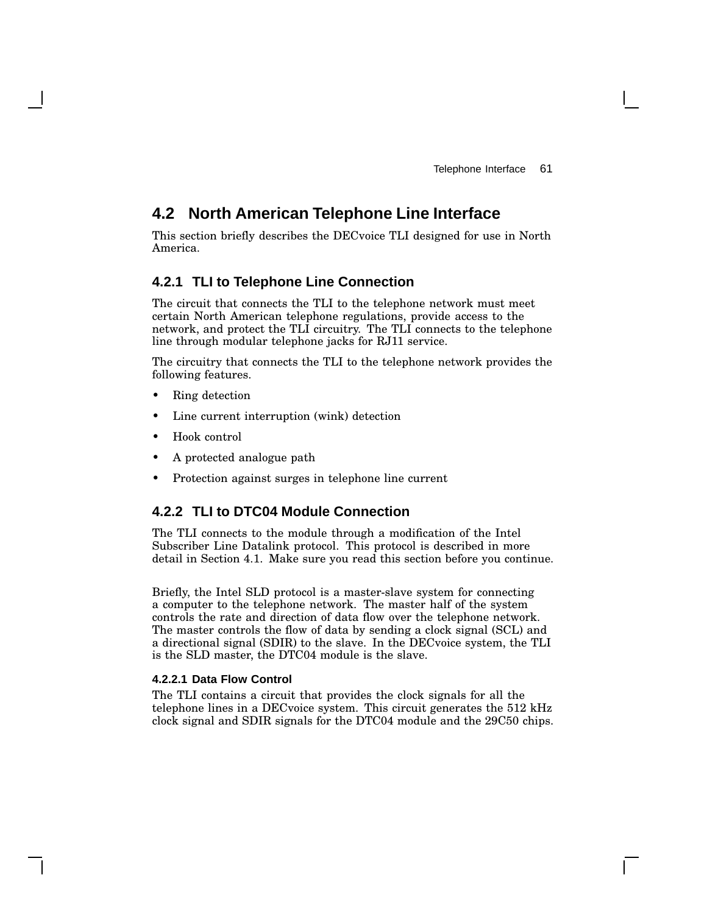## 4.2 North American Telephone Line Interface

This section briefly describes the DECvoice TLI designed for use in North America.

### 4.2.1 TLI to Telephone Line Connection

The circuit that connects the TLI to the telephone network must meet certain North American telephone regulations, provide access to the network, and protect the TLI circuitry. The TLI connects to the telephone line through modular telephone jacks for RJ11 service.

The circuitry that connects the TLI to the telephone network provides the following features.

- Ring detection
- Line current interruption (wink) detection
- Hook control
- A protected analogue path
- Protection against surges in telephone line current

### 4.2.2 TLI to DTC04 Module Connection

The TLI connects to the module through a modification of the Intel Subscriber Line Datalink protocol. This protocol is described in more detail in Section 4.1. Make sure you read this section before you continue.

Briefly, the Intel SLD protocol is a master-slave system for connecting a computer to the telephone network. The master half of the system controls the rate and direction of data flow over the telephone network. The master controls the flow of data by sending a clock signal (SCL) and a directional signal (SDIR) to the slave. In the DECvoice system, the TLI is the SLD master, the DTC04 module is the slave.

#### 4.2.2.1 Data Flow Control

The TLI contains a circuit that provides the clock signals for all the telephone lines in a DECvoice system. This circuit generates the 512 kHz clock signal and SDIR signals for the DTC04 module and the 29C50 chips.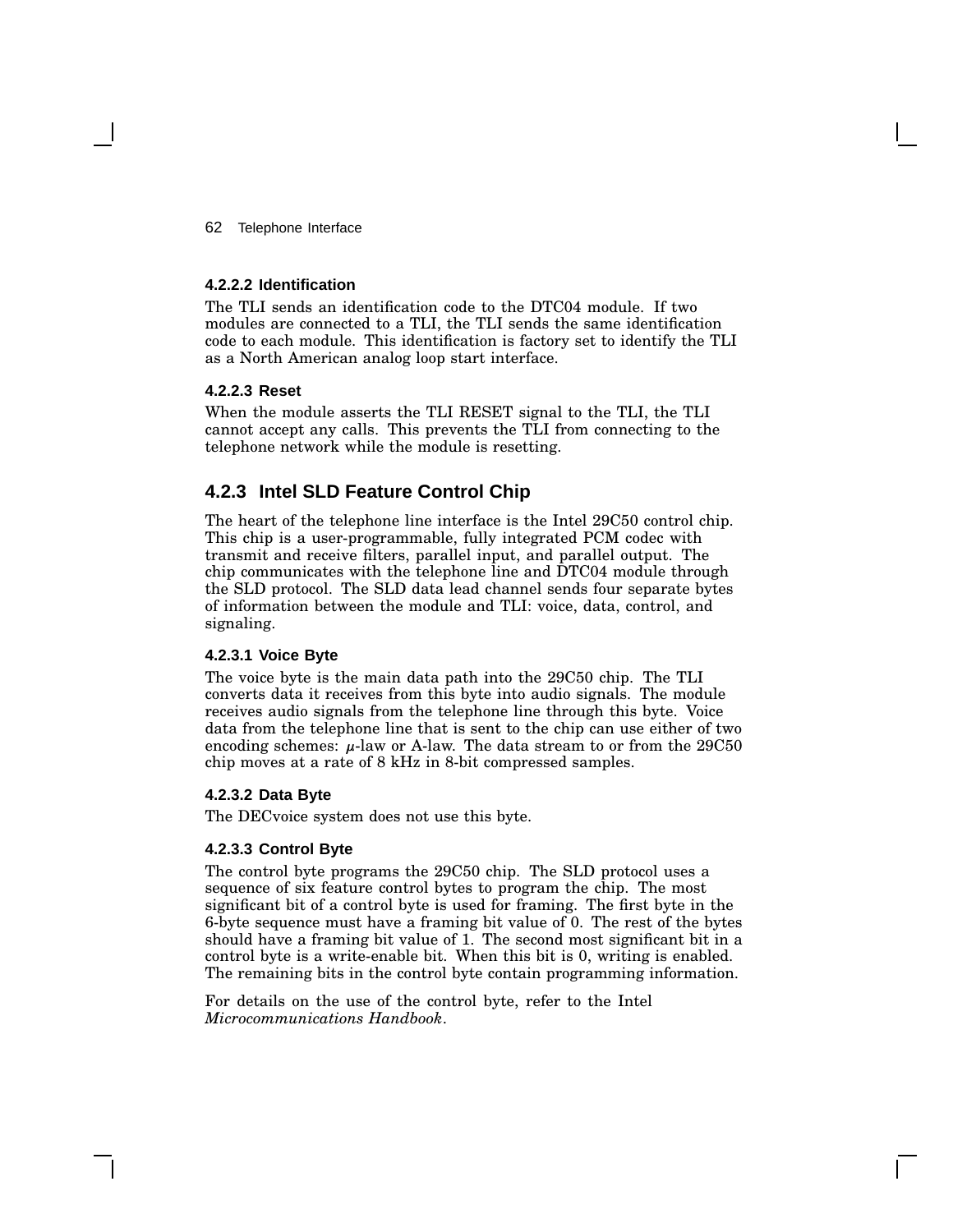#### 4.2.2.2 Identification

The TLI sends an identification code to the DTC04 module. If two modules are connected to a TLI, the TLI sends the same identification code to each module. This identification is factory set to identify the TLI as a North American analog loop start interface.

#### 4.2.2.3 Reset

When the module asserts the TLI RESET signal to the TLI, the TLI cannot accept any calls. This prevents the TLI from connecting to the telephone network while the module is resetting.

### 4.2.3 Intel SLD Feature Control Chip

The heart of the telephone line interface is the Intel 29C50 control chip. This chip is a user-programmable, fully integrated PCM codec with transmit and receive filters, parallel input, and parallel output. The chip communicates with the telephone line and DTC04 module through the SLD protocol. The SLD data lead channel sends four separate bytes of information between the module and TLI: voice, data, control, and signaling.

#### 4.2.3.1 Voice Byte

The voice byte is the main data path into the 29C50 chip. The TLI converts data it receives from this byte into audio signals. The module receives audio signals from the telephone line through this byte. Voice data from the telephone line that is sent to the chip can use either of two encoding schemes: $\mu$-law or A-law. The data stream to or from the 29C50 chip moves at a rate of 8 kHz in 8-bit compressed samples.

#### 4.2.3.2 Data Byte

The DECvoice system does not use this byte.

#### 4.2.3.3 Control Byte

The control byte programs the 29C50 chip. The SLD protocol uses a sequence of six feature control bytes to program the chip. The most significant bit of a control byte is used for framing. The first byte in the 6-byte sequence must have a framing bit value of 0. The rest of the bytes should have a framing bit value of 1. The second most significant bit in a control byte is a write-enable bit. When this bit is 0, writing is enabled. The remaining bits in the control byte contain programming information.

For details on the use of the control byte, refer to the Intel *Microcommunications Handbook*.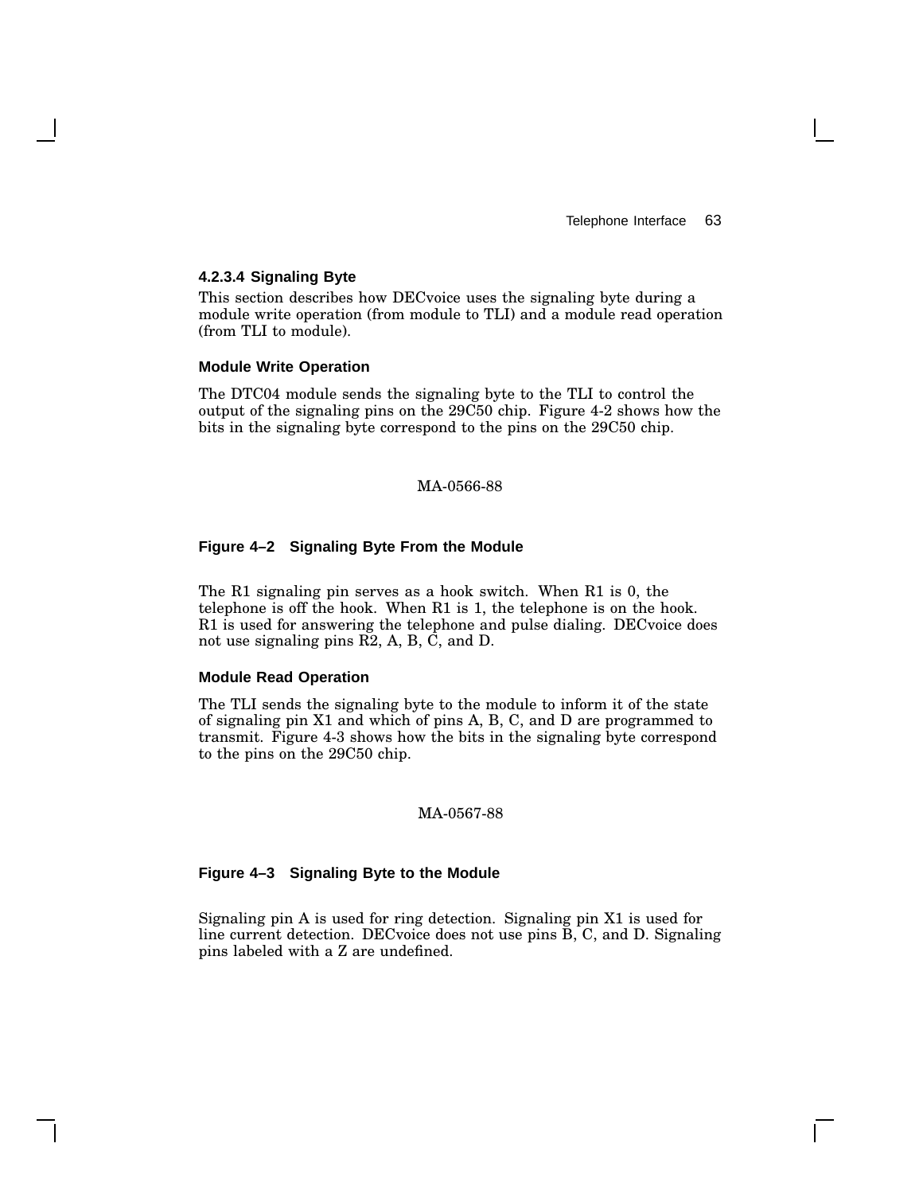#### 4.2.3.4 Signaling Byte

This section describes how DECvoice uses the signaling byte during a module write operation (from module to TLI) and a module read operation (from TLI to module).

**Module Write Operation**

The DTC04 module sends the signaling byte to the TLI to control the output of the signaling pins on the 29C50 chip. Figure 4-2 shows how the bits in the signaling byte correspond to the pins on the 29C50 chip.

MA-0566-88

**Figure 4–2 Signaling Byte From the Module**

The R1 signaling pin serves as a hook switch. When R1 is 0, the telephone is off the hook. When R1 is 1, the telephone is on the hook. R1 is used for answering the telephone and pulse dialing. DECvoice does not use signaling pins R2, A, B, C, and D.

**Module Read Operation**

The TLI sends the signaling byte to the module to inform it of the state of signaling pin X1 and which of pins A, B, C, and D are programmed to transmit. Figure 4-3 shows how the bits in the signaling byte correspond to the pins on the 29C50 chip.

MA-0567-88

**Figure 4–3 Signaling Byte to the Module**

Signaling pin A is used for ring detection. Signaling pin X1 is used for line current detection. DECvoice does not use pins B, C, and D. Signaling pins labeled with a Z are undefined.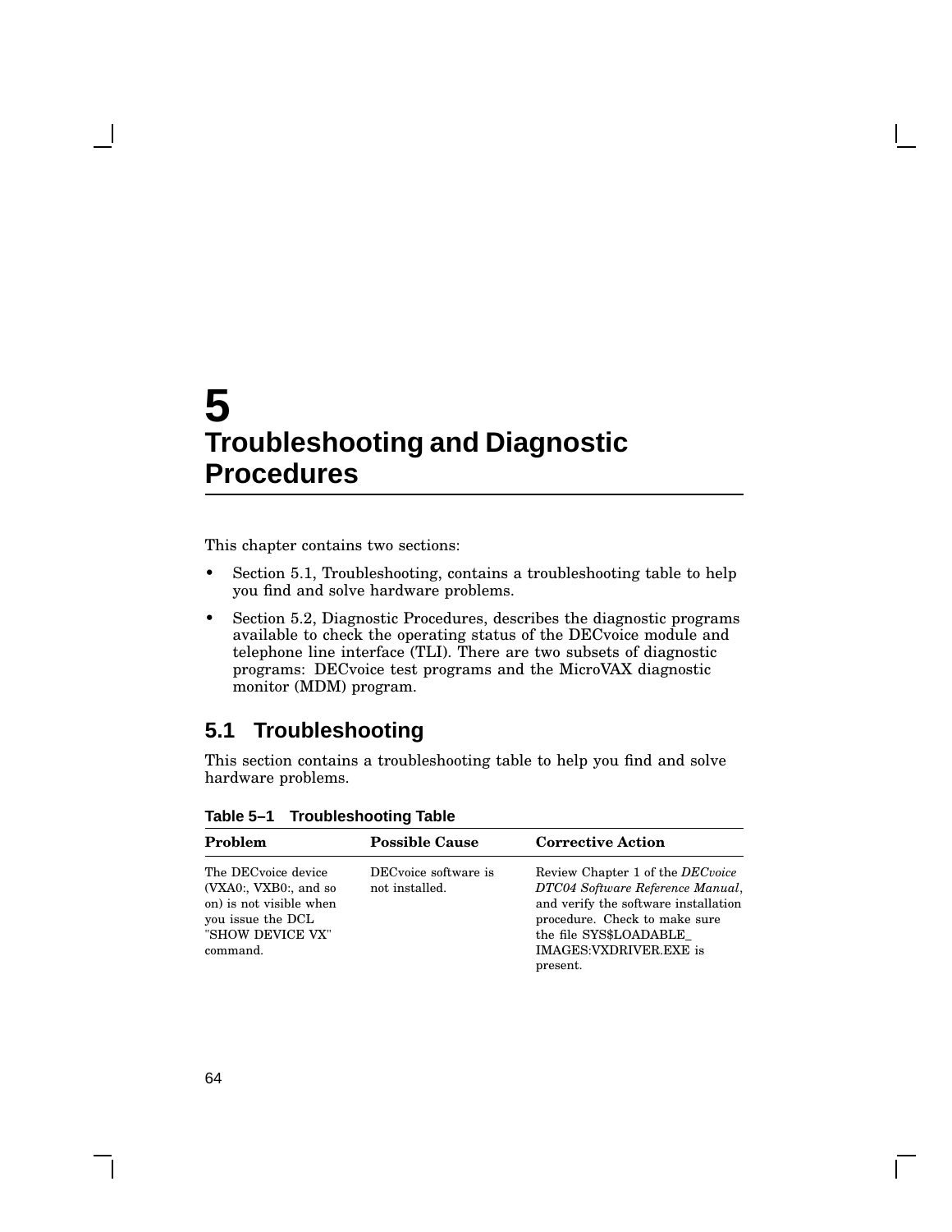# 5 Troubleshooting and Diagnostic Procedures

This chapter contains two sections:

- Section 5.1, Troubleshooting, contains a troubleshooting table to help you find and solve hardware problems.
- Section 5.2, Diagnostic Procedures, describes the diagnostic programs available to check the operating status of the DECvoice module and telephone line interface (TLI). There are two subsets of diagnostic programs: DECvoice test programs and the MicroVAX diagnostic monitor (MDM) program.

## 5.1 Troubleshooting

This section contains a troubleshooting table to help you find and solve hardware problems.

**Table 5–1 Troubleshooting Table**

| Problem | Possible Cause | Corrective Action |
|---|---|---|
| The DECvoice device (VXA0:, VXB0:, and so on) is not visible when you issue the DCL "SHOW DEVICE VX" command. | DECvoice software is not installed. | Review Chapter 1 of the *DECvoice DTC04 Software Reference Manual*, and verify the software installation procedure. Check to make sure the file SYS$LOADABLE_IMAGES:VXDRIVER.EXE is present. |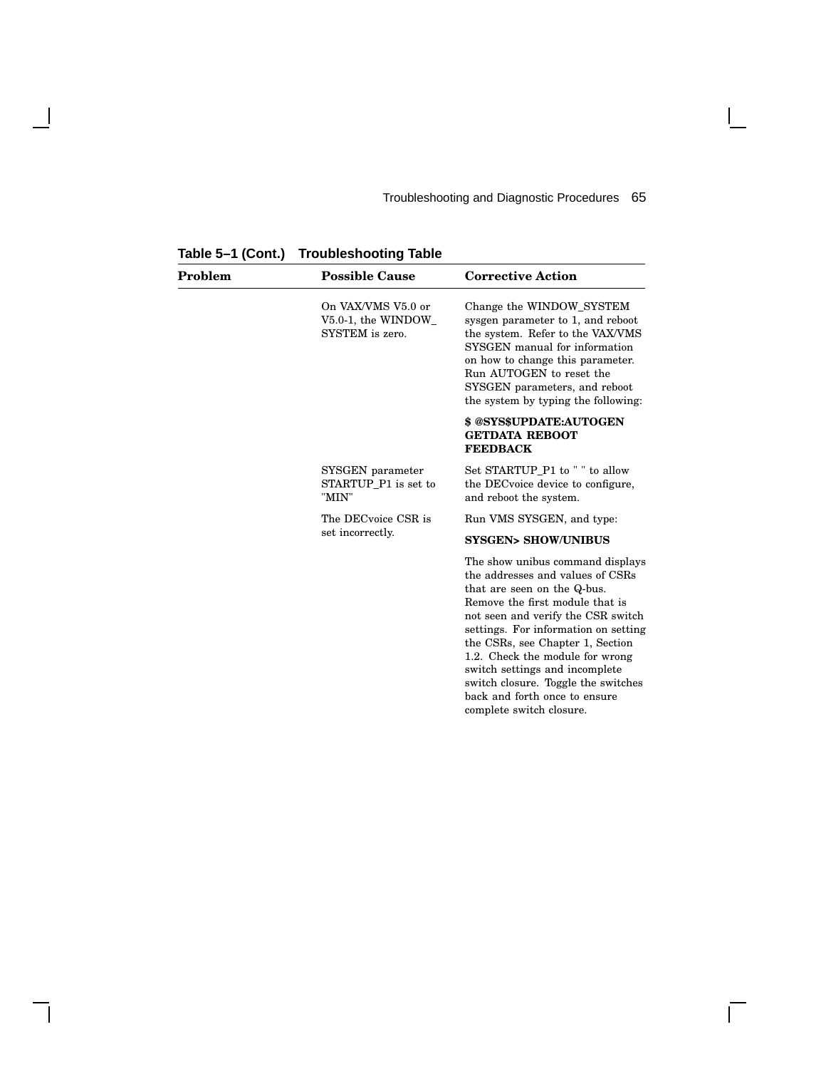**Table 5–1 (Cont.) Troubleshooting Table**

| Problem | Possible Cause | Corrective Action |
|---|---|---|
| | On VAX/VMS V5.0 or V5.0-1, the WINDOW_SYSTEM is zero. | Change the WINDOW_SYSTEM sysgen parameter to 1, and reboot the system. Refer to the VAX/VMS SYSGEN manual for information on how to change this parameter. Run AUTOGEN to reset the SYSGEN parameters, and reboot the system by typing the following: **$ @SYS$UPDATE:AUTOGEN GETDATA REBOOT FEEDBACK** |
| | SYSGEN parameter STARTUP_P1 is set to "MIN" | Set STARTUP_P1 to " " to allow the DECvoice device to configure, and reboot the system. |
| | The DECvoice CSR is set incorrectly. | Run VMS SYSGEN, and type: **SYSGEN> SHOW/UNIBUS** The show unibus command displays the addresses and values of CSRs that are seen on the Q-bus. Remove the first module that is not seen and verify the CSR switch settings. For information on setting the CSRs, see Chapter 1, Section 1.2. Check the module for wrong switch settings and incomplete switch closure. Toggle the switches back and forth once to ensure complete switch closure. |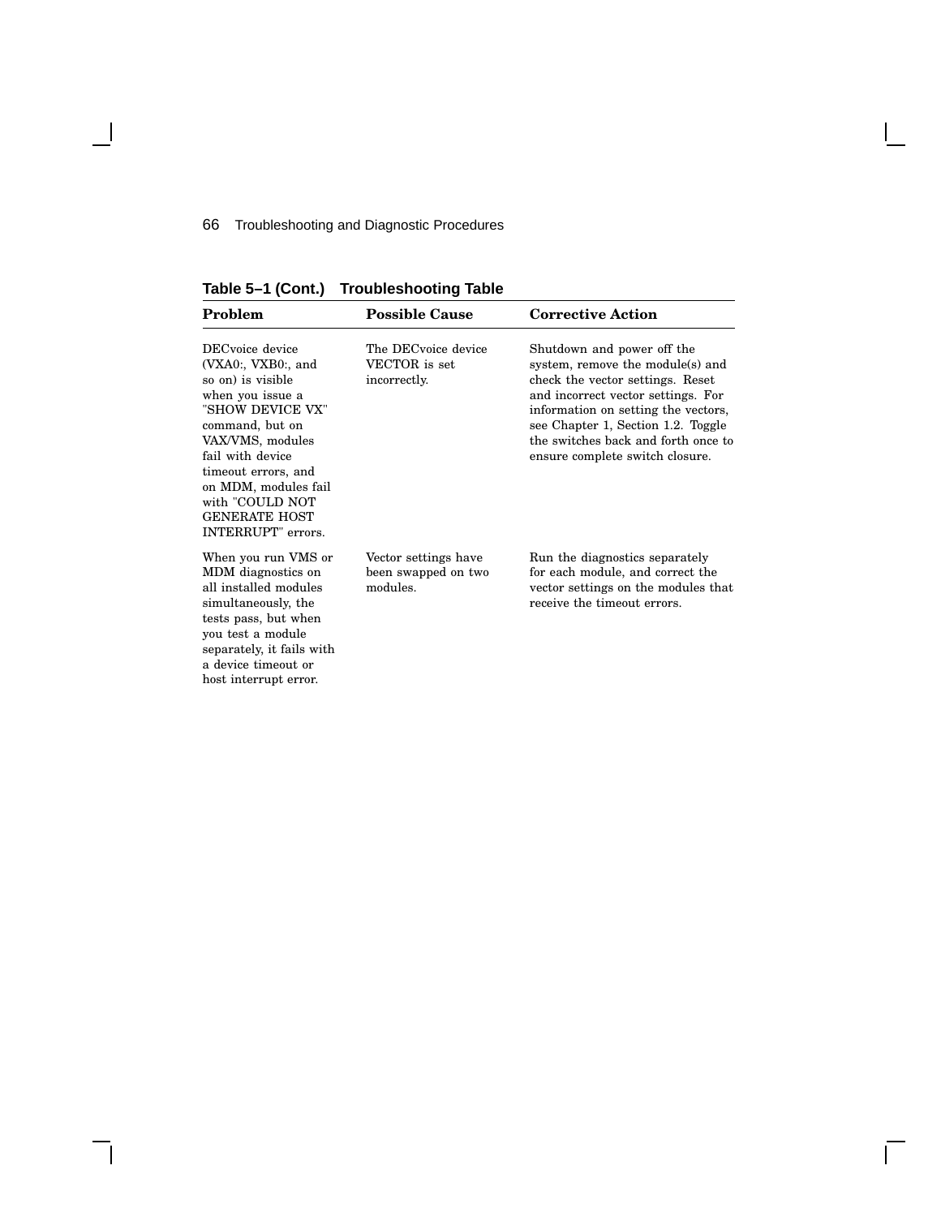**Table 5–1 (Cont.) Troubleshooting Table**

| Problem | Possible Cause | Corrective Action |
|---|---|---|
| DECvoice device (VXA0:, VXB0:, and so on) is visible when you issue a "SHOW DEVICE VX" command, but on VAX/VMS, modules fail with device timeout errors, and on MDM, modules fail with "COULD NOT GENERATE HOST INTERRUPT" errors. | The DECvoice device VECTOR is set incorrectly. | Shutdown and power off the system, remove the module(s) and check the vector settings. Reset and incorrect vector settings. For information on setting the vectors, see Chapter 1, Section 1.2. Toggle the switches back and forth once to ensure complete switch closure. |
| When you run VMS or MDM diagnostics on all installed modules simultaneously, the tests pass, but when you test a module separately, it fails with a device timeout or host interrupt error. | Vector settings have been swapped on two modules. | Run the diagnostics separately for each module, and correct the vector settings on the modules that receive the timeout errors. |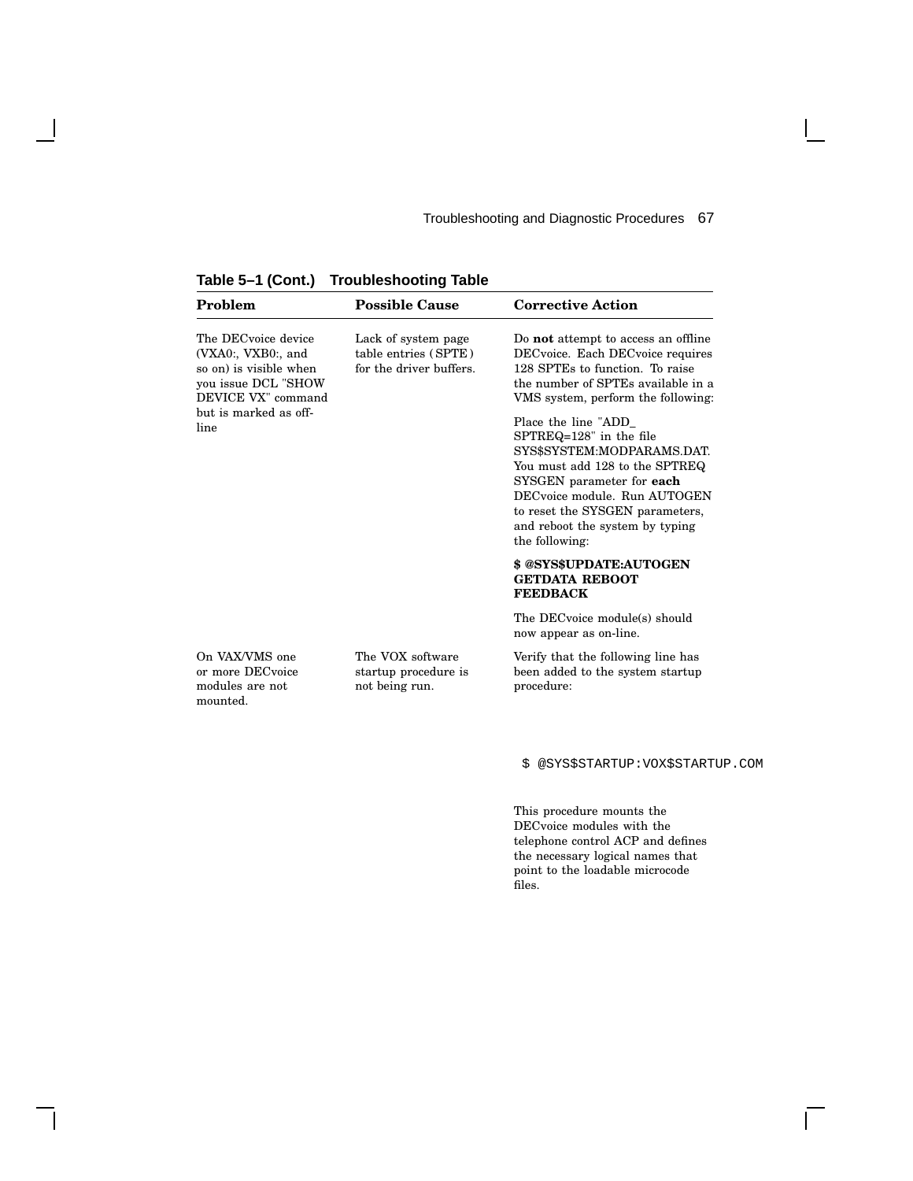**Table 5–1 (Cont.) Troubleshooting Table**

| Problem | Possible Cause | Corrective Action |
|---|---|---|
| The DECvoice device (VXA0:, VXB0:, and so on) is visible when you issue DCL "SHOW DEVICE VX" command but is marked as off-line | Lack of system page table entries ( SPTE ) for the driver buffers. | Do **not** attempt to access an offline DECvoice. Each DECvoice requires 128 SPTEs to function. To raise the number of SPTEs available in a VMS system, perform the following:<br><br>Place the line "ADD_SPTREQ=128" in the file SYS$SYSTEM:MODPARAMS.DAT. You must add 128 to the SPTREQ SYSGEN parameter for **each** DECvoice module. Run AUTOGEN to reset the SYSGEN parameters, and reboot the system by typing the following:<br><br>**$ @SYS$UPDATE:AUTOGEN GETDATA REBOOT FEEDBACK**<br><br>The DECvoice module(s) should now appear as on-line. |
| On VAX/VMS one or more DECvoice modules are not mounted. | The VOX software startup procedure is not being run. | Verify that the following line has been added to the system startup procedure:<br><br>`$ @SYS$STARTUP:VOX$STARTUP.COM`<br><br>This procedure mounts the DECvoice modules with the telephone control ACP and defines the necessary logical names that point to the loadable microcode files. |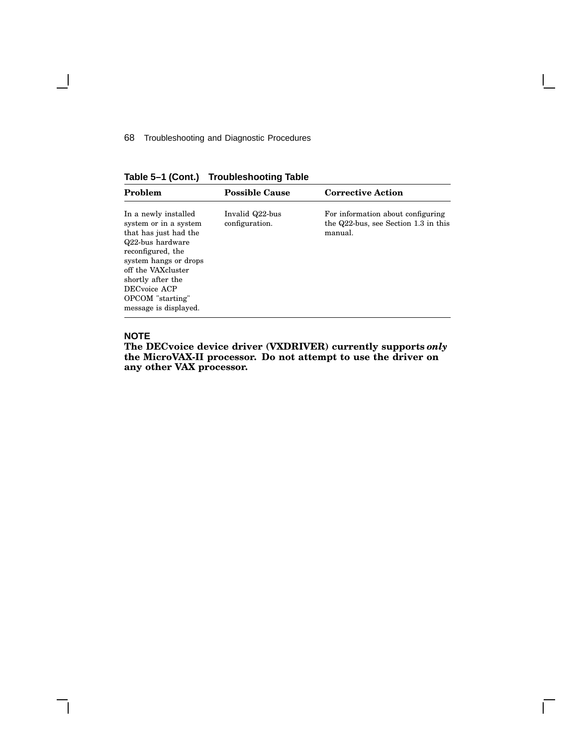**Table 5–1 (Cont.) Troubleshooting Table**

| Problem | Possible Cause | Corrective Action |
|---|---|---|
| In a newly installed system or in a system that has just had the Q22-bus hardware reconfigured, the system hangs or drops off the VAXcluster shortly after the DECvoice ACP OPCOM "starting" message is displayed. | Invalid Q22-bus configuration. | For information about configuring the Q22-bus, see Section 1.3 in this manual. |

**NOTE**

**The DECvoice device driver (VXDRIVER) currently supports *only* the MicroVAX-II processor. Do not attempt to use the driver on any other VAX processor.**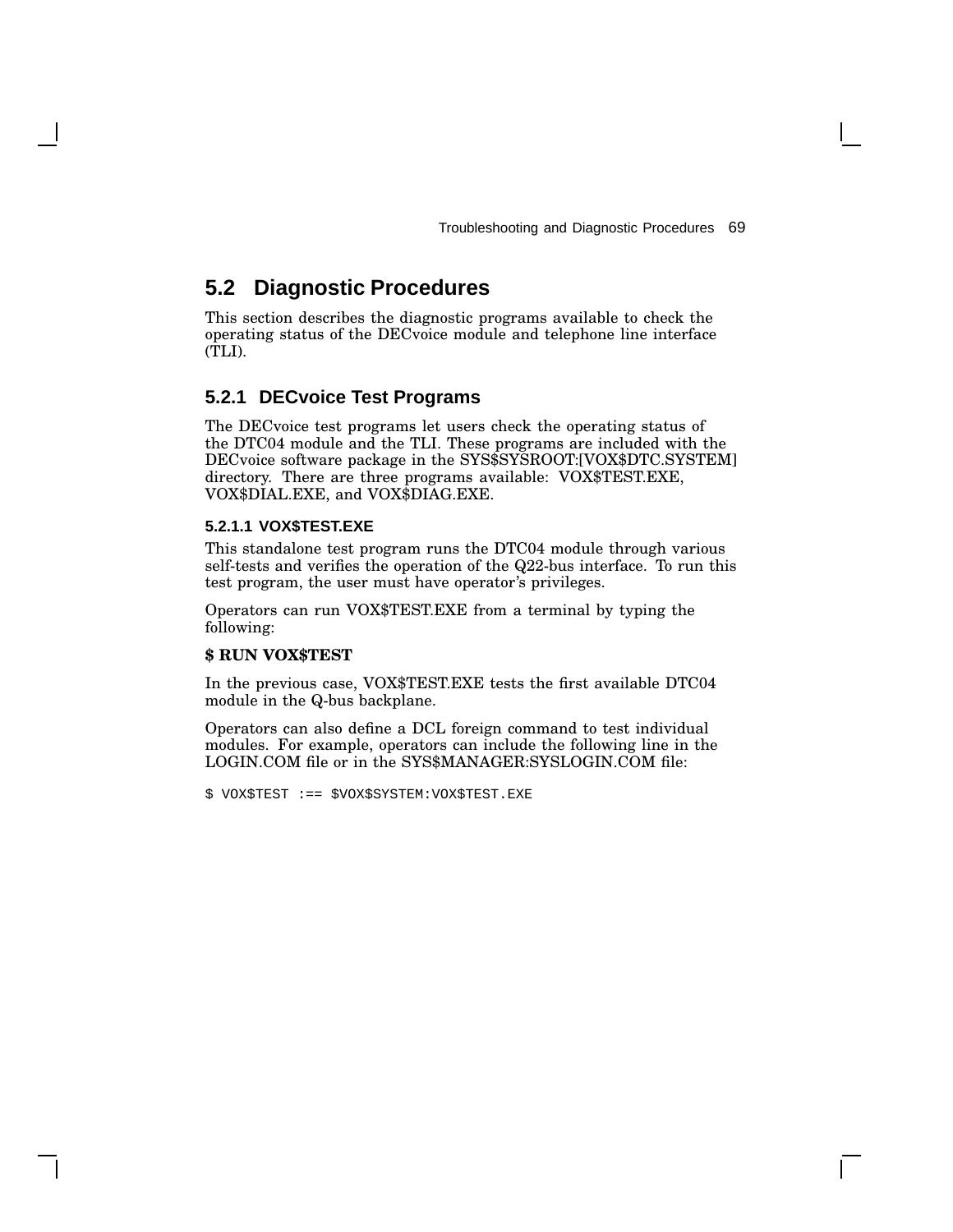## 5.2 Diagnostic Procedures

This section describes the diagnostic programs available to check the operating status of the DECvoice module and telephone line interface (TLI).

### 5.2.1 DECvoice Test Programs

The DECvoice test programs let users check the operating status of the DTC04 module and the TLI. These programs are included with the DECvoice software package in the SYS$SYSROOT:[VOX$DTC.SYSTEM] directory. There are three programs available: VOX$TEST.EXE, VOX$DIAL.EXE, and VOX$DIAG.EXE.

#### 5.2.1.1 VOX$TEST.EXE

This standalone test program runs the DTC04 module through various self-tests and verifies the operation of the Q22-bus interface. To run this test program, the user must have operator's privileges.

Operators can run VOX$TEST.EXE from a terminal by typing the following:

**$ RUN VOX$TEST**

In the previous case, VOX$TEST.EXE tests the first available DTC04 module in the Q-bus backplane.

Operators can also define a DCL foreign command to test individual modules. For example, operators can include the following line in the LOGIN.COM file or in the SYS$MANAGER:SYSLOGIN.COM file:

```
$ VOX$TEST :== $VOX$SYSTEM:VOX$TEST.EXE
```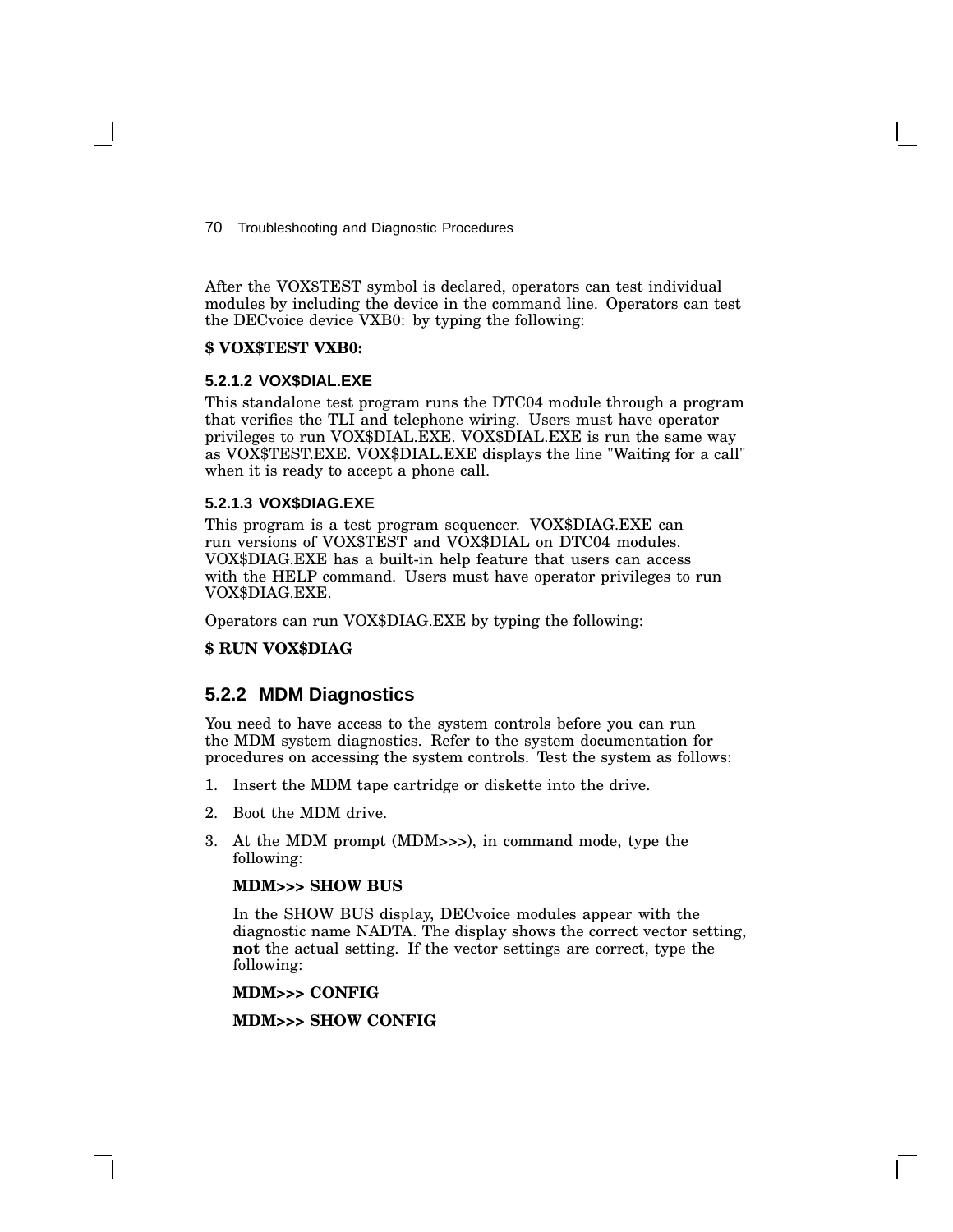After the VOX$TEST symbol is declared, operators can test individual modules by including the device in the command line. Operators can test the DECvoice device VXB0: by typing the following:

**$ VOX$TEST VXB0:**

#### 5.2.1.2 VOX$DIAL.EXE

This standalone test program runs the DTC04 module through a program that verifies the TLI and telephone wiring. Users must have operator privileges to run VOX$DIAL.EXE. VOX$DIAL.EXE is run the same way as VOX$TEST.EXE. VOX$DIAL.EXE displays the line "Waiting for a call" when it is ready to accept a phone call.

#### 5.2.1.3 VOX$DIAG.EXE

This program is a test program sequencer. VOX$DIAG.EXE can run versions of VOX$TEST and VOX$DIAL on DTC04 modules. VOX$DIAG.EXE has a built-in help feature that users can access with the HELP command. Users must have operator privileges to run VOX$DIAG.EXE.

Operators can run VOX$DIAG.EXE by typing the following:

**$ RUN VOX$DIAG**

### 5.2.2 MDM Diagnostics

You need to have access to the system controls before you can run the MDM system diagnostics. Refer to the system documentation for procedures on accessing the system controls. Test the system as follows:

1. Insert the MDM tape cartridge or diskette into the drive.
2. Boot the MDM drive.
3. At the MDM prompt (MDM>>>), in command mode, type the following:

   **MDM>>> SHOW BUS**

   In the SHOW BUS display, DECvoice modules appear with the diagnostic name NADTA. The display shows the correct vector setting, **not** the actual setting. If the vector settings are correct, type the following:

   **MDM>>> CONFIG**

   **MDM>>> SHOW CONFIG**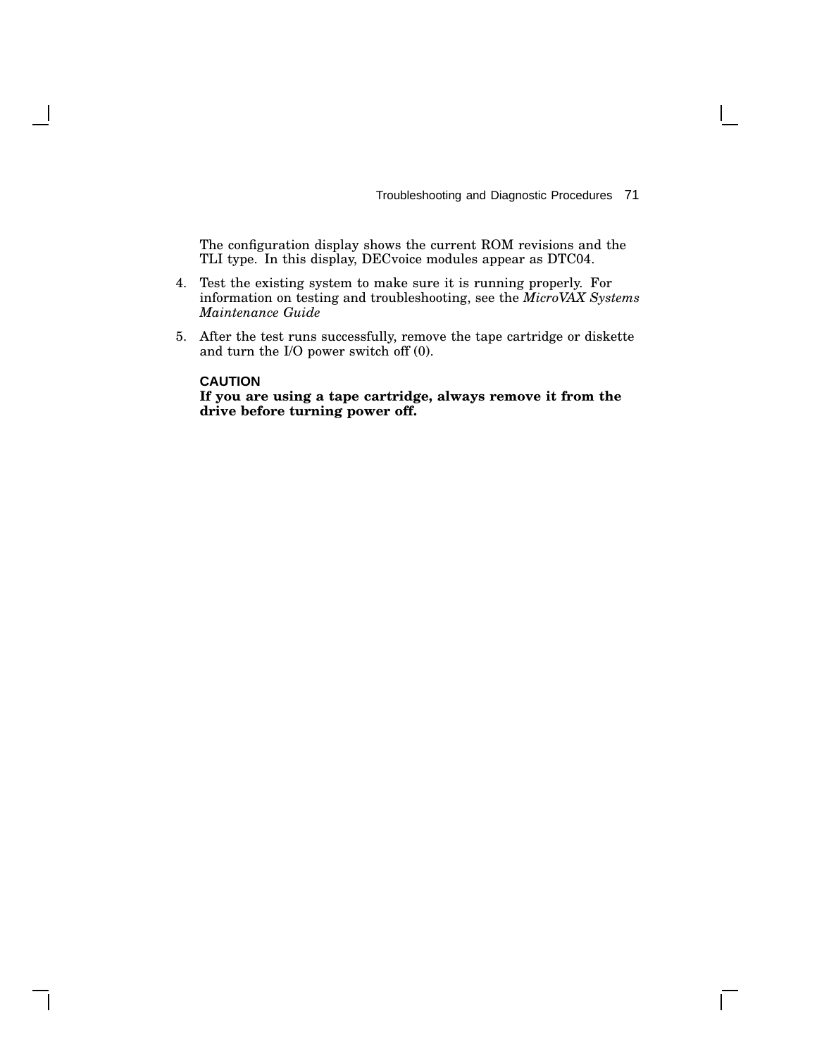The configuration display shows the current ROM revisions and the TLI type. In this display, DECvoice modules appear as DTC04.

4. Test the existing system to make sure it is running properly. For information on testing and troubleshooting, see the *MicroVAX Systems Maintenance Guide*

5. After the test runs successfully, remove the tape cartridge or diskette and turn the I/O power switch off (0).

   **CAUTION**
   **If you are using a tape cartridge, always remove it from the drive before turning power off.**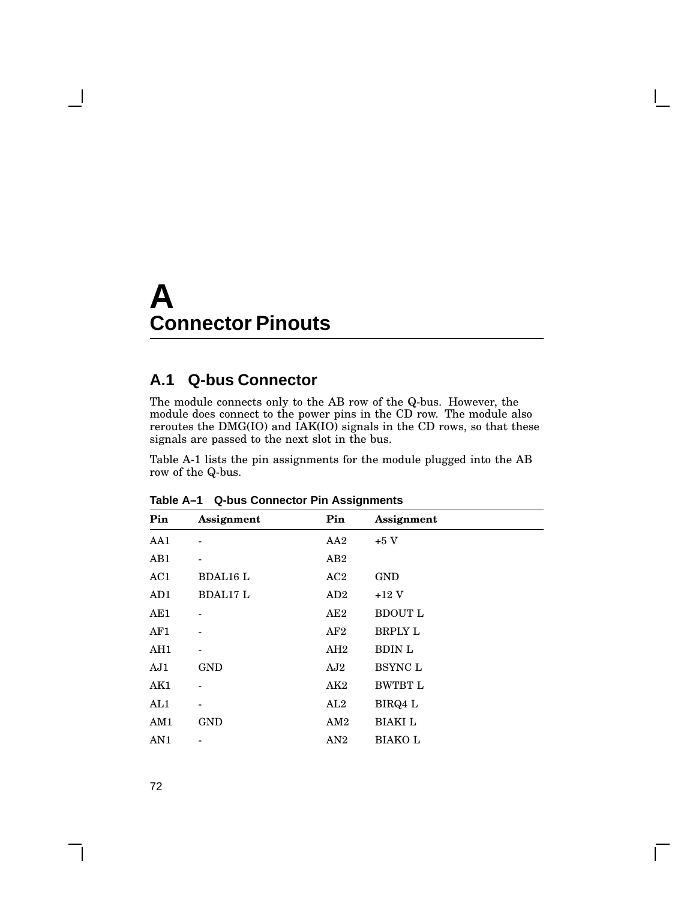# A
# Connector Pinouts

## A.1 Q-bus Connector

The module connects only to the AB row of the Q-bus. However, the module does connect to the power pins in the CD row. The module also reroutes the DMG(IO) and IAK(IO) signals in the CD rows, so that these signals are passed to the next slot in the bus.

Table A-1 lists the pin assignments for the module plugged into the AB row of the Q-bus.

**Table A–1 Q-bus Connector Pin Assignments**

| Pin | Assignment | Pin | Assignment |
|---|---|---|---|
| AA1 | - | AA2 | +5 V |
| AB1 | - | AB2 | |
| AC1 | BDAL16 L | AC2 | GND |
| AD1 | BDAL17 L | AD2 | +12 V |
| AE1 | - | AE2 | BDOUT L |
| AF1 | - | AF2 | BRPLY L |
| AH1 | - | AH2 | BDIN L |
| AJ1 | GND | AJ2 | BSYNC L |
| AK1 | - | AK2 | BWTBT L |
| AL1 | - | AL2 | BIRQ4 L |
| AM1 | GND | AM2 | BIAKI L |
| AN1 | - | AN2 | BIAKO L |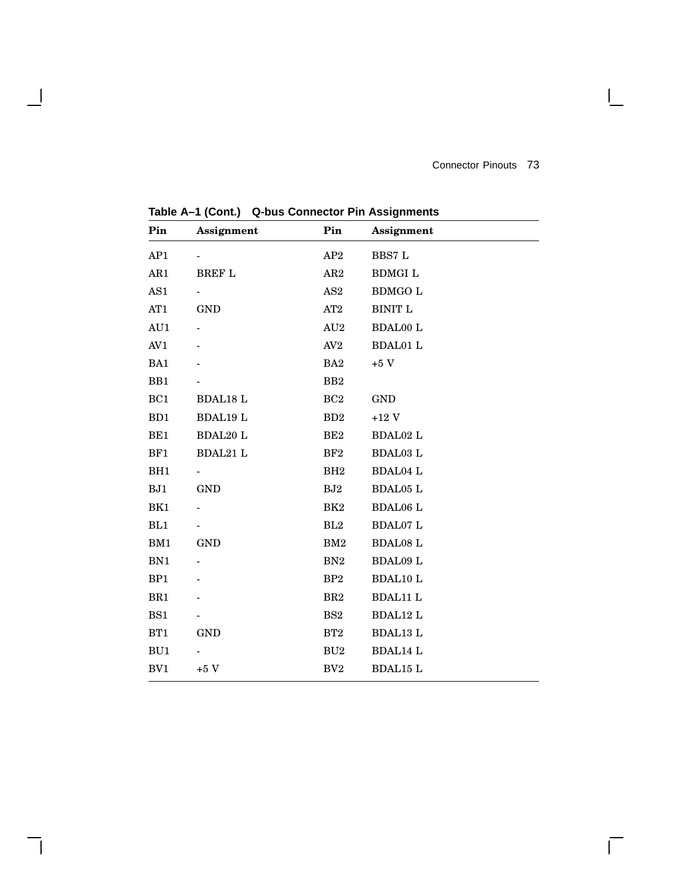**Table A–1 (Cont.) Q-bus Connector Pin Assignments**

| Pin | Assignment | Pin | Assignment |
|---|---|---|---|
| AP1 | - | AP2 | BBS7 L |
| AR1 | BREF L | AR2 | BDMGI L |
| AS1 | - | AS2 | BDMGO L |
| AT1 | GND | AT2 | BINIT L |
| AU1 | - | AU2 | BDAL00 L |
| AV1 | - | AV2 | BDAL01 L |
| BA1 | - | BA2 | +5 V |
| BB1 | - | BB2 | |
| BC1 | BDAL18 L | BC2 | GND |
| BD1 | BDAL19 L | BD2 | +12 V |
| BE1 | BDAL20 L | BE2 | BDAL02 L |
| BF1 | BDAL21 L | BF2 | BDAL03 L |
| BH1 | - | BH2 | BDAL04 L |
| BJ1 | GND | BJ2 | BDAL05 L |
| BK1 | - | BK2 | BDAL06 L |
| BL1 | - | BL2 | BDAL07 L |
| BM1 | GND | BM2 | BDAL08 L |
| BN1 | - | BN2 | BDAL09 L |
| BP1 | - | BP2 | BDAL10 L |
| BR1 | - | BR2 | BDAL11 L |
| BS1 | - | BS2 | BDAL12 L |
| BT1 | GND | BT2 | BDAL13 L |
| BU1 | - | BU2 | BDAL14 L |
| BV1 | +5 V | BV2 | BDAL15 L |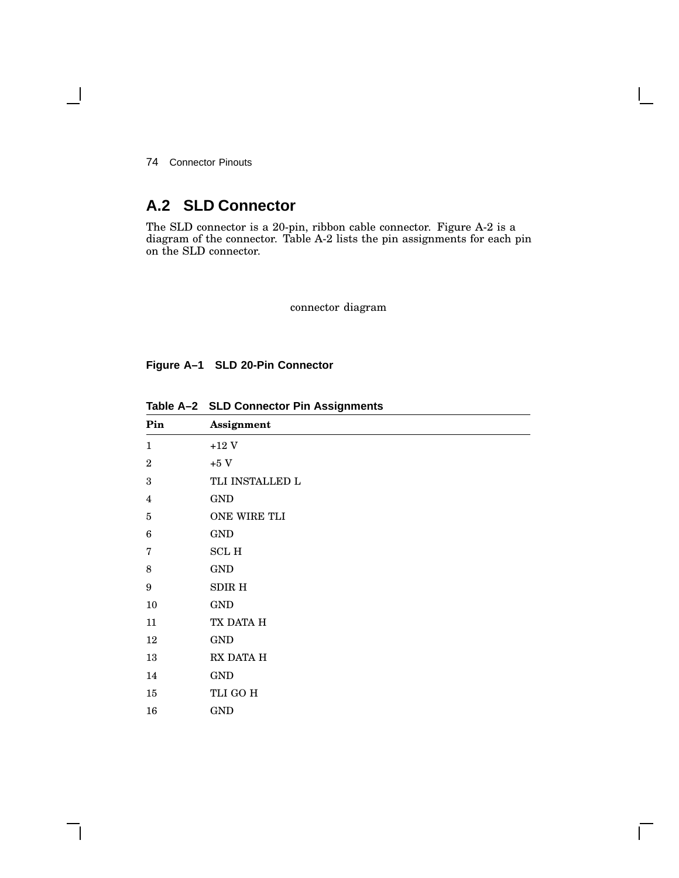## A.2 SLD Connector

The SLD connector is a 20-pin, ribbon cable connector. Figure A-2 is a diagram of the connector. Table A-2 lists the pin assignments for each pin on the SLD connector.

connector diagram

**Figure A–1 SLD 20-Pin Connector**

**Table A–2 SLD Connector Pin Assignments**

| Pin | Assignment |
|---|---|
| 1 | +12 V |
| 2 | +5 V |
| 3 | TLI INSTALLED L |
| 4 | GND |
| 5 | ONE WIRE TLI |
| 6 | GND |
| 7 | SCL H |
| 8 | GND |
| 9 | SDIR H |
| 10 | GND |
| 11 | TX DATA H |
| 12 | GND |
| 13 | RX DATA H |
| 14 | GND |
| 15 | TLI GO H |
| 16 | GND |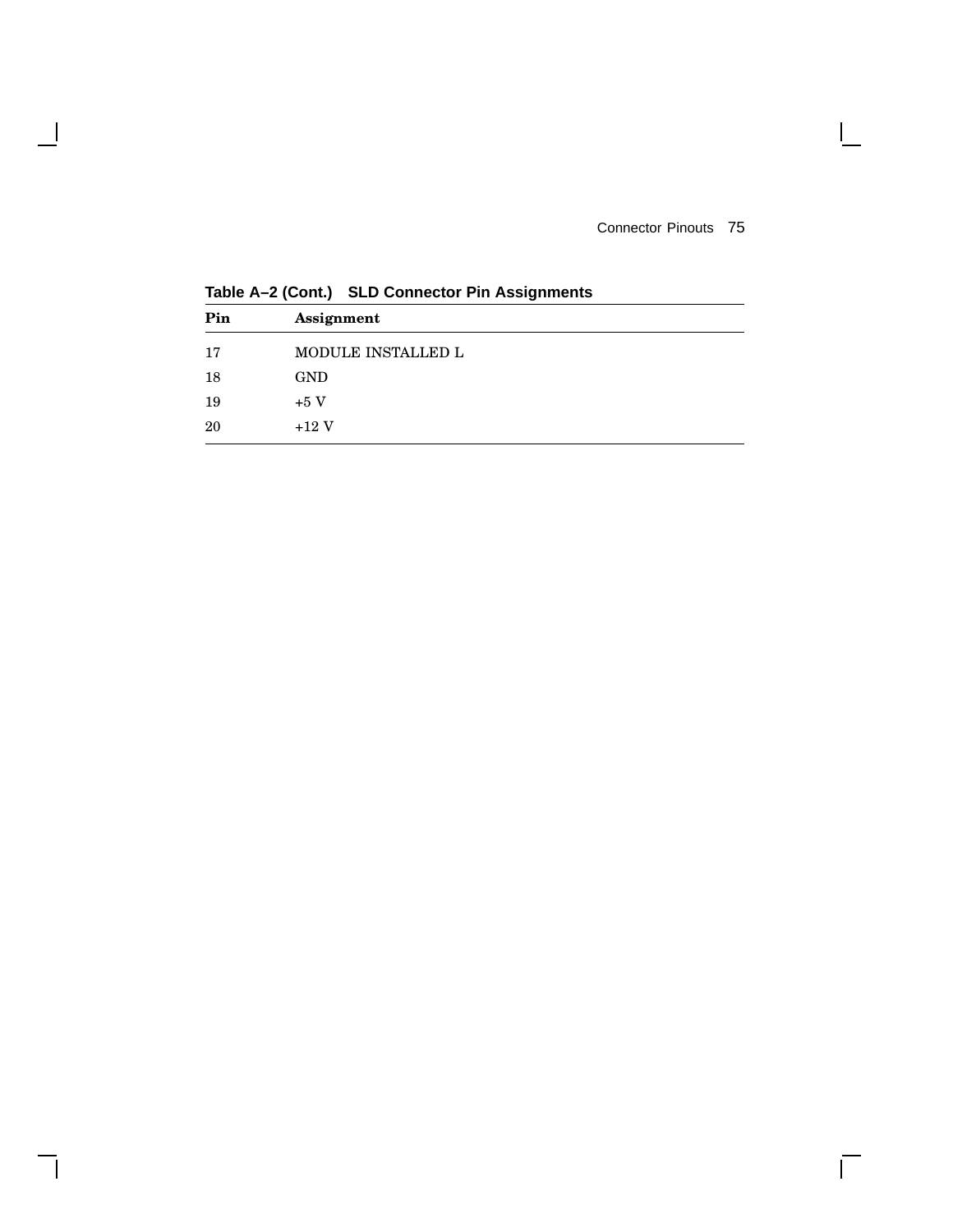**Table A–2 (Cont.) SLD Connector Pin Assignments**

| Pin | Assignment |
|---|---|
| 17 | MODULE INSTALLED L |
| 18 | GND |
| 19 | +5 V |
| 20 | +12 V |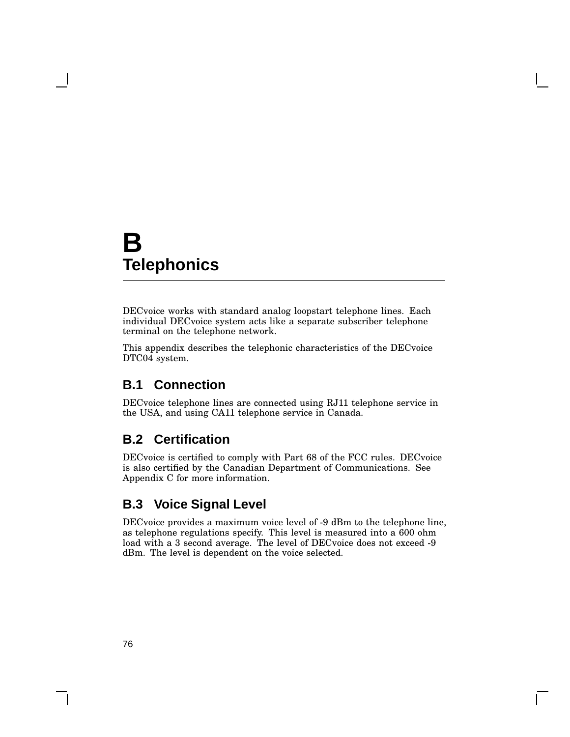# B
# Telephonics

DECvoice works with standard analog loopstart telephone lines. Each individual DECvoice system acts like a separate subscriber telephone terminal on the telephone network.

This appendix describes the telephonic characteristics of the DECvoice DTC04 system.

## B.1 Connection

DECvoice telephone lines are connected using RJ11 telephone service in the USA, and using CA11 telephone service in Canada.

## B.2 Certification

DECvoice is certified to comply with Part 68 of the FCC rules. DECvoice is also certified by the Canadian Department of Communications. See Appendix C for more information.

## B.3 Voice Signal Level

DECvoice provides a maximum voice level of -9 dBm to the telephone line, as telephone regulations specify. This level is measured into a 600 ohm load with a 3 second average. The level of DECvoice does not exceed -9 dBm. The level is dependent on the voice selected.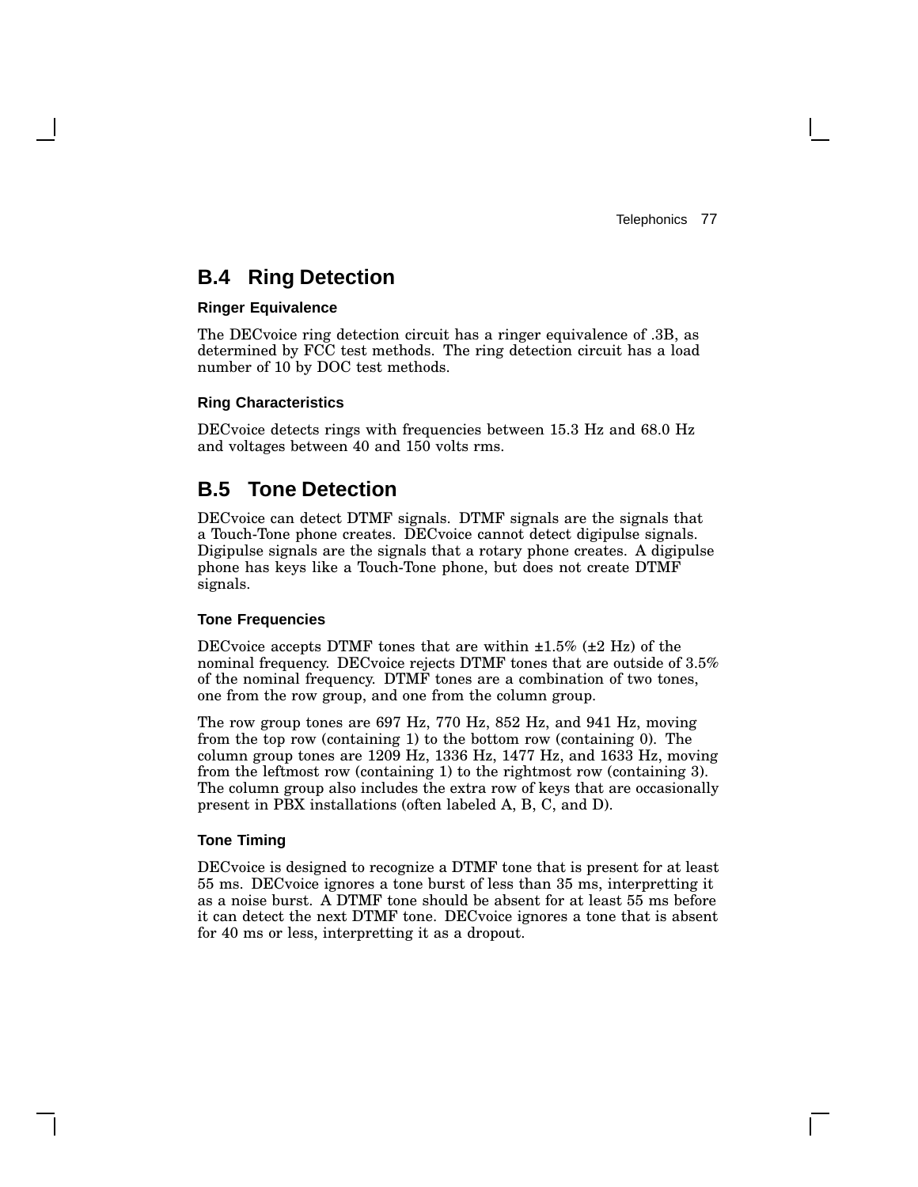## B.4 Ring Detection

#### Ringer Equivalence

The DECvoice ring detection circuit has a ringer equivalence of .3B, as determined by FCC test methods. The ring detection circuit has a load number of 10 by DOC test methods.

#### Ring Characteristics

DECvoice detects rings with frequencies between 15.3 Hz and 68.0 Hz and voltages between 40 and 150 volts rms.

## B.5 Tone Detection

DECvoice can detect DTMF signals. DTMF signals are the signals that a Touch-Tone phone creates. DECvoice cannot detect digipulse signals. Digipulse signals are the signals that a rotary phone creates. A digipulse phone has keys like a Touch-Tone phone, but does not create DTMF signals.

#### Tone Frequencies

DECvoice accepts DTMF tones that are within ±1.5% (±2 Hz) of the nominal frequency. DECvoice rejects DTMF tones that are outside of 3.5% of the nominal frequency. DTMF tones are a combination of two tones, one from the row group, and one from the column group.

The row group tones are 697 Hz, 770 Hz, 852 Hz, and 941 Hz, moving from the top row (containing 1) to the bottom row (containing 0). The column group tones are 1209 Hz, 1336 Hz, 1477 Hz, and 1633 Hz, moving from the leftmost row (containing 1) to the rightmost row (containing 3). The column group also includes the extra row of keys that are occasionally present in PBX installations (often labeled A, B, C, and D).

#### Tone Timing

DECvoice is designed to recognize a DTMF tone that is present for at least 55 ms. DECvoice ignores a tone burst of less than 35 ms, interpretting it as a noise burst. A DTMF tone should be absent for at least 55 ms before it can detect the next DTMF tone. DECvoice ignores a tone that is absent for 40 ms or less, interpretting it as a dropout.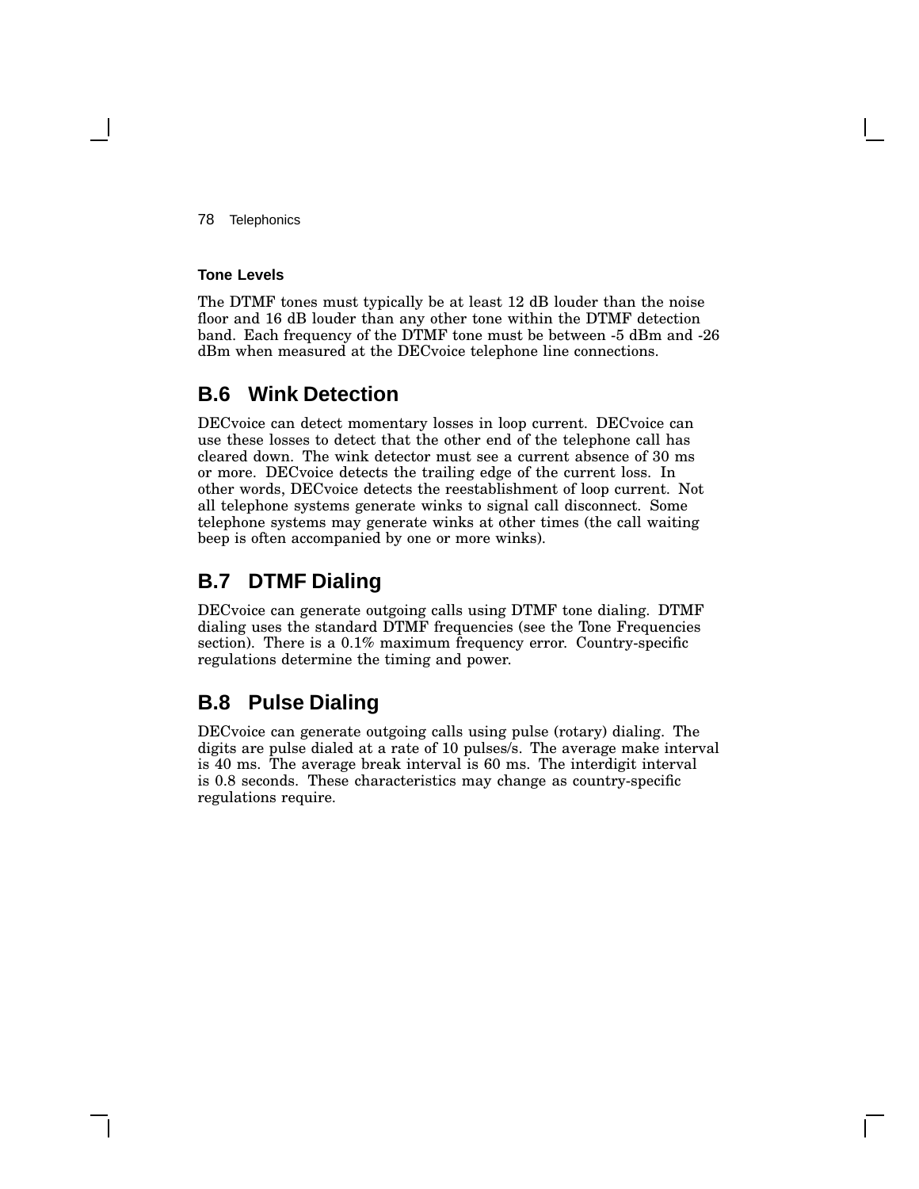#### Tone Levels

The DTMF tones must typically be at least 12 dB louder than the noise floor and 16 dB louder than any other tone within the DTMF detection band. Each frequency of the DTMF tone must be between -5 dBm and -26 dBm when measured at the DECvoice telephone line connections.

## B.6 Wink Detection

DECvoice can detect momentary losses in loop current. DECvoice can use these losses to detect that the other end of the telephone call has cleared down. The wink detector must see a current absence of 30 ms or more. DECvoice detects the trailing edge of the current loss. In other words, DECvoice detects the reestablishment of loop current. Not all telephone systems generate winks to signal call disconnect. Some telephone systems may generate winks at other times (the call waiting beep is often accompanied by one or more winks).

## B.7 DTMF Dialing

DECvoice can generate outgoing calls using DTMF tone dialing. DTMF dialing uses the standard DTMF frequencies (see the Tone Frequencies section). There is a 0.1% maximum frequency error. Country-specific regulations determine the timing and power.

## B.8 Pulse Dialing

DECvoice can generate outgoing calls using pulse (rotary) dialing. The digits are pulse dialed at a rate of 10 pulses/s. The average make interval is 40 ms. The average break interval is 60 ms. The interdigit interval is 0.8 seconds. These characteristics may change as country-specific regulations require.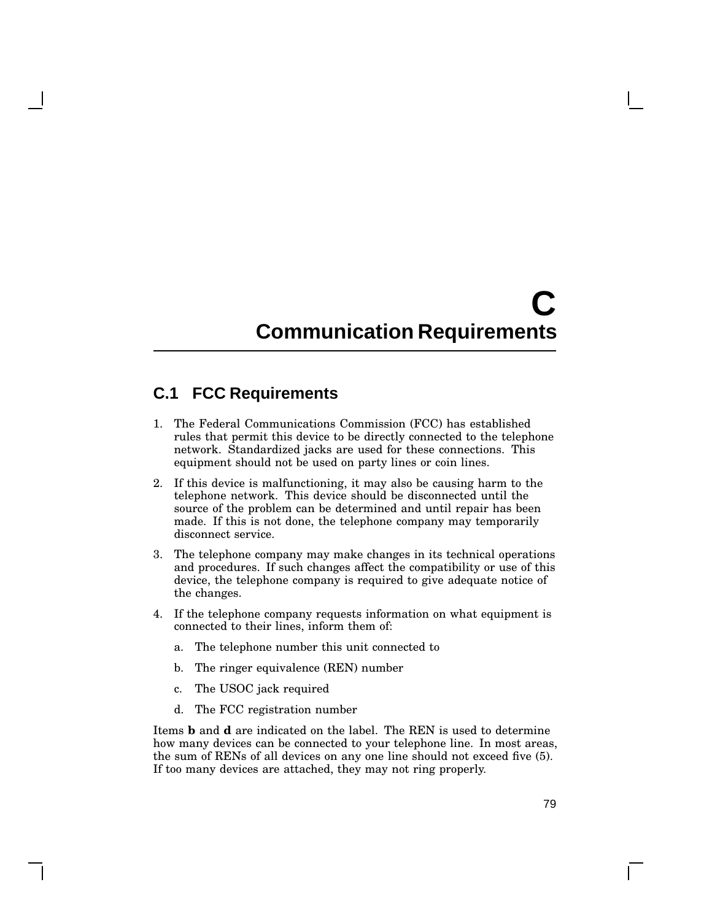# C
# Communication Requirements

## C.1 FCC Requirements

1. The Federal Communications Commission (FCC) has established rules that permit this device to be directly connected to the telephone network. Standardized jacks are used for these connections. This equipment should not be used on party lines or coin lines.
2. If this device is malfunctioning, it may also be causing harm to the telephone network. This device should be disconnected until the source of the problem can be determined and until repair has been made. If this is not done, the telephone company may temporarily disconnect service.
3. The telephone company may make changes in its technical operations and procedures. If such changes affect the compatibility or use of this device, the telephone company is required to give adequate notice of the changes.
4. If the telephone company requests information on what equipment is connected to their lines, inform them of:
   a. The telephone number this unit connected to
   b. The ringer equivalence (REN) number
   c. The USOC jack required
   d. The FCC registration number

Items **b** and **d** are indicated on the label. The REN is used to determine how many devices can be connected to your telephone line. In most areas, the sum of RENs of all devices on any one line should not exceed five (5). If too many devices are attached, they may not ring properly.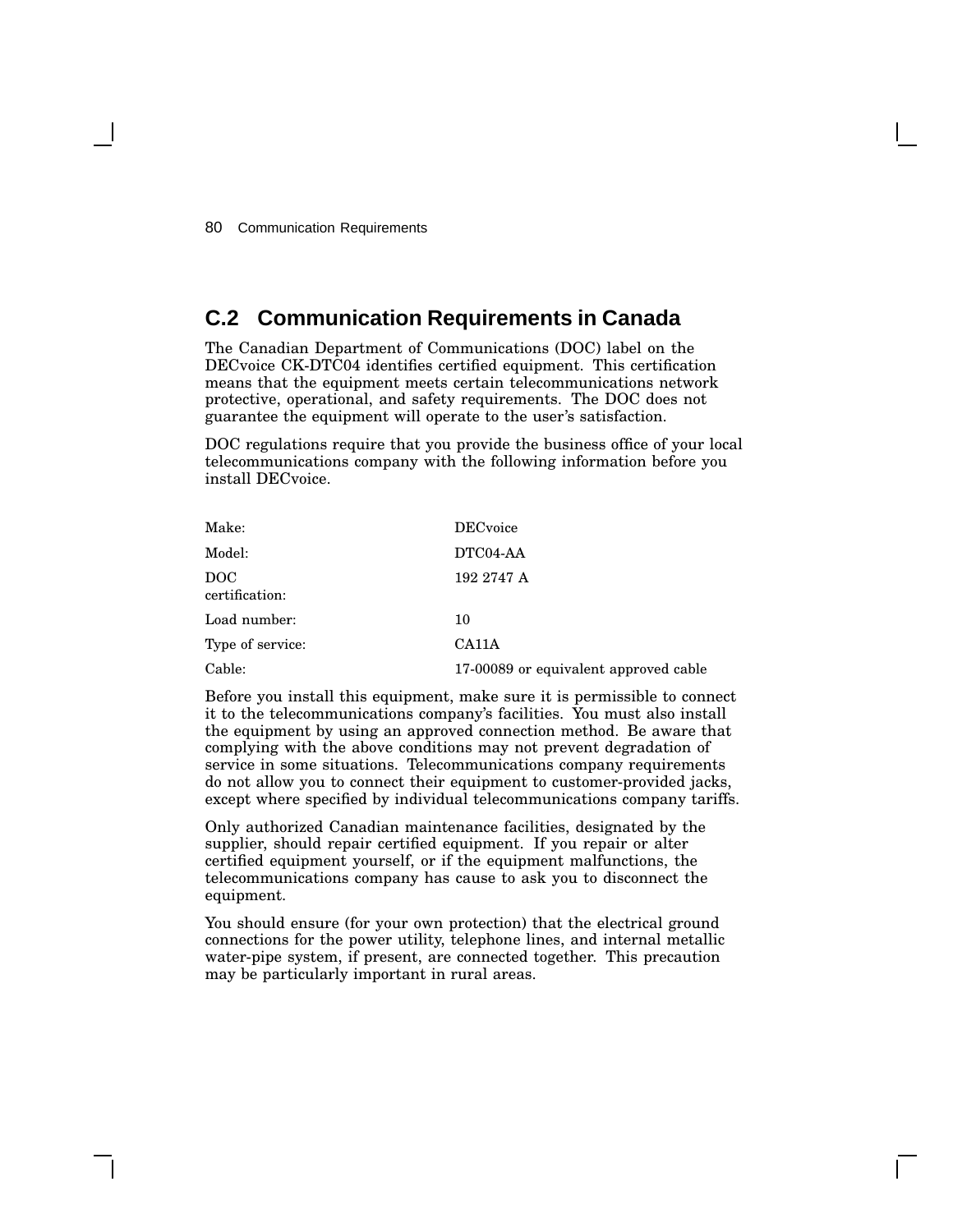## C.2 Communication Requirements in Canada

The Canadian Department of Communications (DOC) label on the DECvoice CK-DTC04 identifies certified equipment. This certification means that the equipment meets certain telecommunications network protective, operational, and safety requirements. The DOC does not guarantee the equipment will operate to the user's satisfaction.

DOC regulations require that you provide the business office of your local telecommunications company with the following information before you install DECvoice.

| | |
|---|---|
| Make: | DECvoice |
| Model: | DTC04-AA |
| DOC certification: | 192 2747 A |
| Load number: | 10 |
| Type of service: | CA11A |
| Cable: | 17-00089 or equivalent approved cable |

Before you install this equipment, make sure it is permissible to connect it to the telecommunications company's facilities. You must also install the equipment by using an approved connection method. Be aware that complying with the above conditions may not prevent degradation of service in some situations. Telecommunications company requirements do not allow you to connect their equipment to customer-provided jacks, except where specified by individual telecommunications company tariffs.

Only authorized Canadian maintenance facilities, designated by the supplier, should repair certified equipment. If you repair or alter certified equipment yourself, or if the equipment malfunctions, the telecommunications company has cause to ask you to disconnect the equipment.

You should ensure (for your own protection) that the electrical ground connections for the power utility, telephone lines, and internal metallic water-pipe system, if present, are connected together. This precaution may be particularly important in rural areas.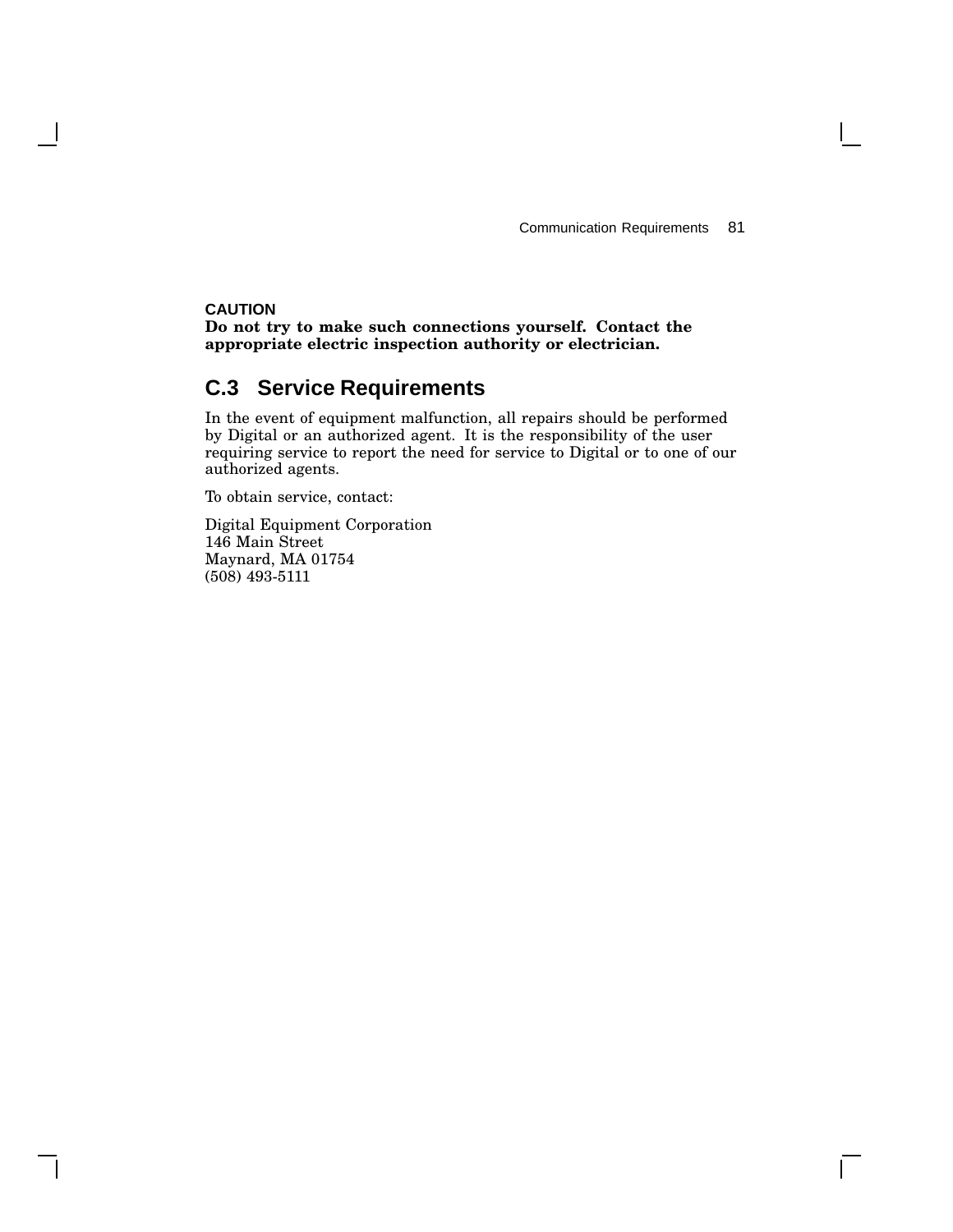**CAUTION**
**Do not try to make such connections yourself. Contact the appropriate electric inspection authority or electrician.**

## C.3 Service Requirements

In the event of equipment malfunction, all repairs should be performed by Digital or an authorized agent. It is the responsibility of the user requiring service to report the need for service to Digital or to one of our authorized agents.

To obtain service, contact:

Digital Equipment Corporation
146 Main Street
Maynard, MA 01754
(508) 493-5111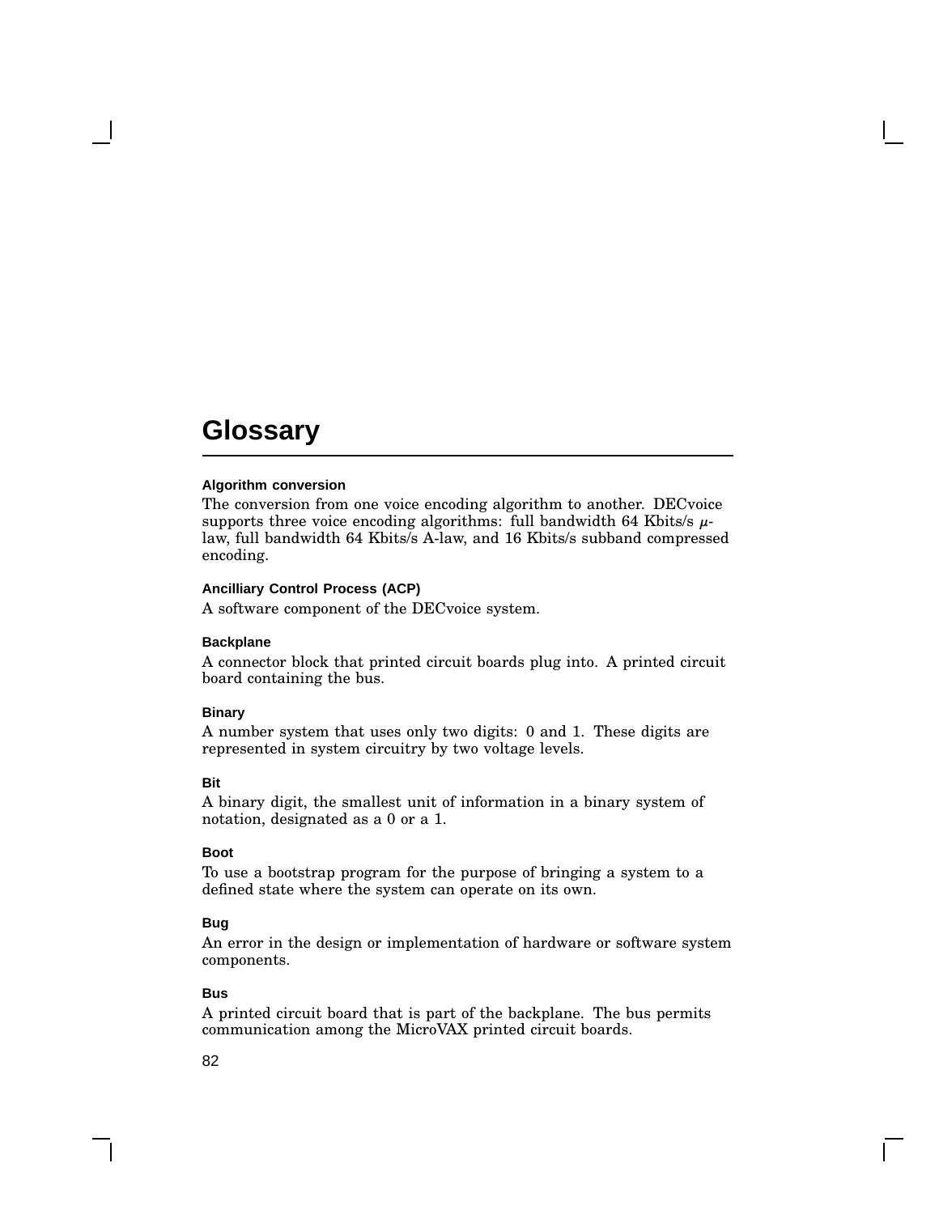# Glossary

### Algorithm conversion

The conversion from one voice encoding algorithm to another. DECvoice supports three voice encoding algorithms: full bandwidth 64 Kbits/s $\mu$-law, full bandwidth 64 Kbits/s A-law, and 16 Kbits/s subband compressed encoding.

### Ancilliary Control Process (ACP)

A software component of the DECvoice system.

### Backplane

A connector block that printed circuit boards plug into. A printed circuit board containing the bus.

### Binary

A number system that uses only two digits: 0 and 1. These digits are represented in system circuitry by two voltage levels.

### Bit

A binary digit, the smallest unit of information in a binary system of notation, designated as a 0 or a 1.

### Boot

To use a bootstrap program for the purpose of bringing a system to a defined state where the system can operate on its own.

### Bug

An error in the design or implementation of hardware or software system components.

### Bus

A printed circuit board that is part of the backplane. The bus permits communication among the MicroVAX printed circuit boards.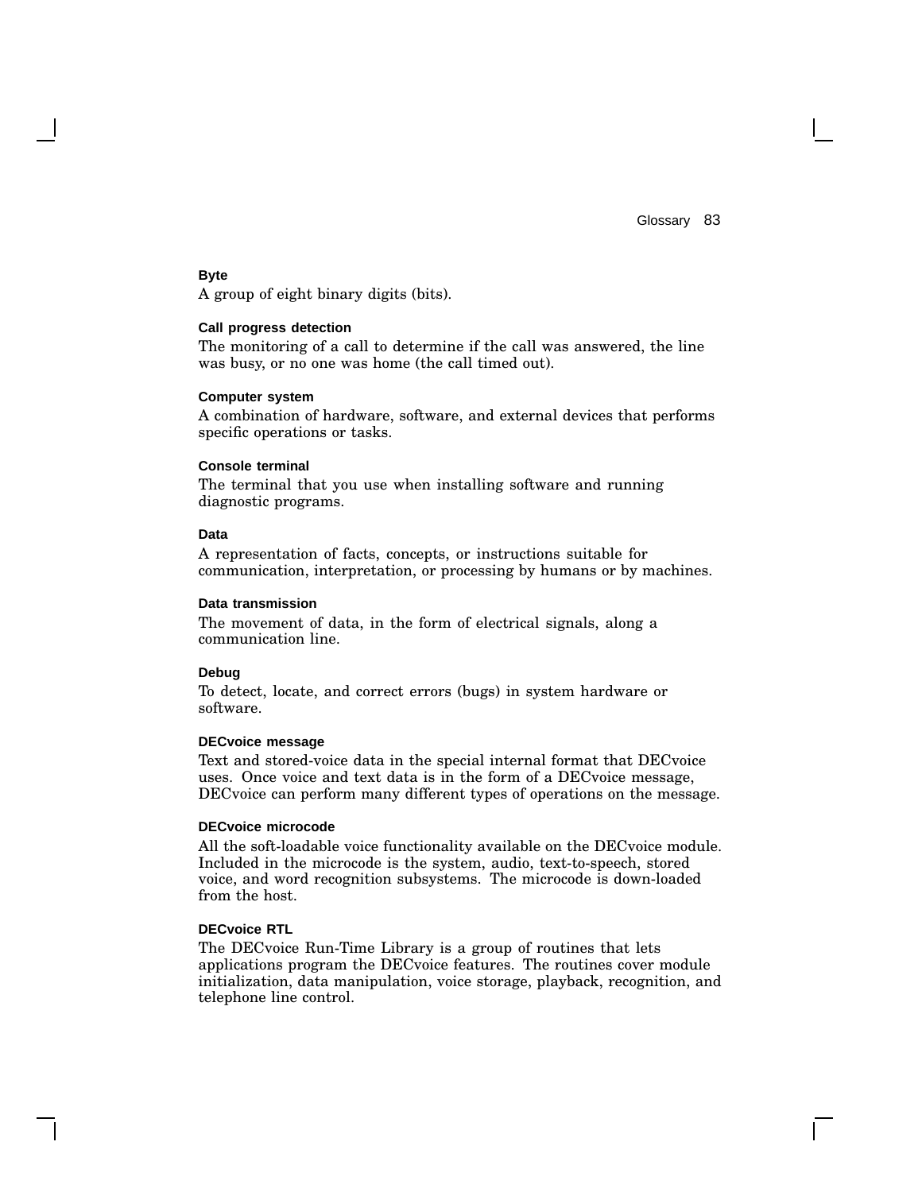**Byte**

A group of eight binary digits (bits).

**Call progress detection**

The monitoring of a call to determine if the call was answered, the line was busy, or no one was home (the call timed out).

**Computer system**

A combination of hardware, software, and external devices that performs specific operations or tasks.

**Console terminal**

The terminal that you use when installing software and running diagnostic programs.

**Data**

A representation of facts, concepts, or instructions suitable for communication, interpretation, or processing by humans or by machines.

**Data transmission**

The movement of data, in the form of electrical signals, along a communication line.

**Debug**

To detect, locate, and correct errors (bugs) in system hardware or software.

**DECvoice message**

Text and stored-voice data in the special internal format that DECvoice uses. Once voice and text data is in the form of a DECvoice message, DECvoice can perform many different types of operations on the message.

**DECvoice microcode**

All the soft-loadable voice functionality available on the DECvoice module. Included in the microcode is the system, audio, text-to-speech, stored voice, and word recognition subsystems. The microcode is down-loaded from the host.

**DECvoice RTL**

The DECvoice Run-Time Library is a group of routines that lets applications program the DECvoice features. The routines cover module initialization, data manipulation, voice storage, playback, recognition, and telephone line control.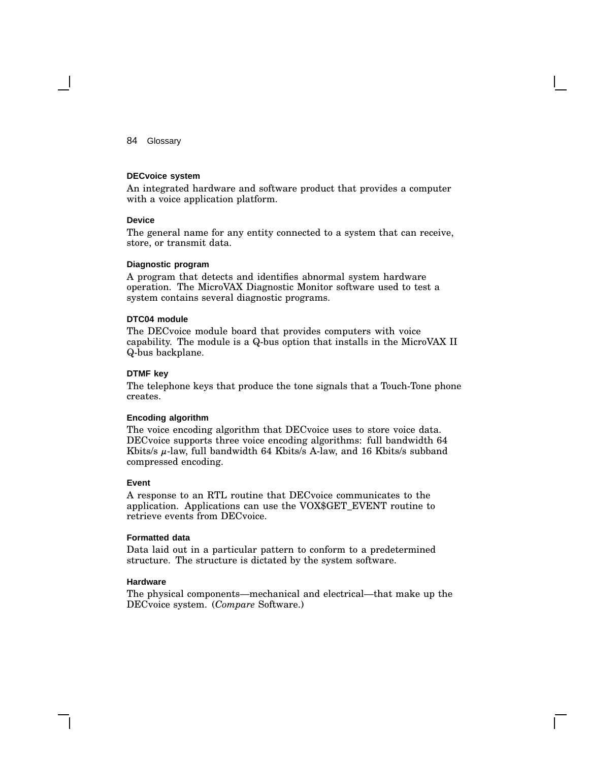**DECvoice system**

An integrated hardware and software product that provides a computer with a voice application platform.

**Device**

The general name for any entity connected to a system that can receive, store, or transmit data.

**Diagnostic program**

A program that detects and identifies abnormal system hardware operation. The MicroVAX Diagnostic Monitor software used to test a system contains several diagnostic programs.

**DTC04 module**

The DECvoice module board that provides computers with voice capability. The module is a Q-bus option that installs in the MicroVAX II Q-bus backplane.

**DTMF key**

The telephone keys that produce the tone signals that a Touch-Tone phone creates.

**Encoding algorithm**

The voice encoding algorithm that DECvoice uses to store voice data. DECvoice supports three voice encoding algorithms: full bandwidth 64 Kbits/s $\mu$-law, full bandwidth 64 Kbits/s A-law, and 16 Kbits/s subband compressed encoding.

**Event**

A response to an RTL routine that DECvoice communicates to the application. Applications can use the VOX$GET_EVENT routine to retrieve events from DECvoice.

**Formatted data**

Data laid out in a particular pattern to conform to a predetermined structure. The structure is dictated by the system software.

**Hardware**

The physical components—mechanical and electrical—that make up the DECvoice system. (*Compare* Software.)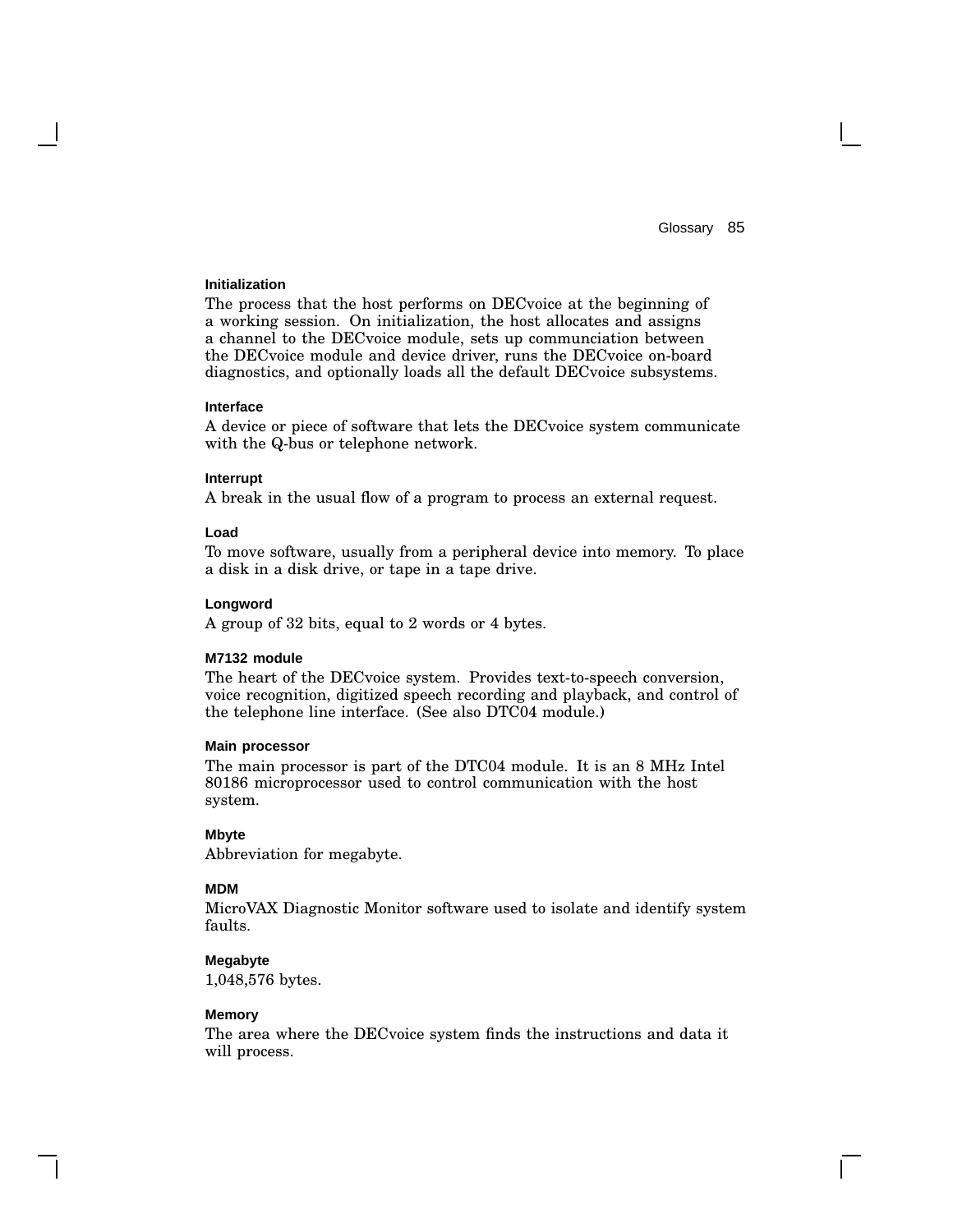**Initialization**

The process that the host performs on DECvoice at the beginning of a working session. On initialization, the host allocates and assigns a channel to the DECvoice module, sets up communciation between the DECvoice module and device driver, runs the DECvoice on-board diagnostics, and optionally loads all the default DECvoice subsystems.

**Interface**

A device or piece of software that lets the DECvoice system communicate with the Q-bus or telephone network.

**Interrupt**

A break in the usual flow of a program to process an external request.

**Load**

To move software, usually from a peripheral device into memory. To place a disk in a disk drive, or tape in a tape drive.

**Longword**

A group of 32 bits, equal to 2 words or 4 bytes.

**M7132 module**

The heart of the DECvoice system. Provides text-to-speech conversion, voice recognition, digitized speech recording and playback, and control of the telephone line interface. (See also DTC04 module.)

**Main processor**

The main processor is part of the DTC04 module. It is an 8 MHz Intel 80186 microprocessor used to control communication with the host system.

**Mbyte**

Abbreviation for megabyte.

**MDM**

MicroVAX Diagnostic Monitor software used to isolate and identify system faults.

**Megabyte**

1,048,576 bytes.

**Memory**

The area where the DECvoice system finds the instructions and data it will process.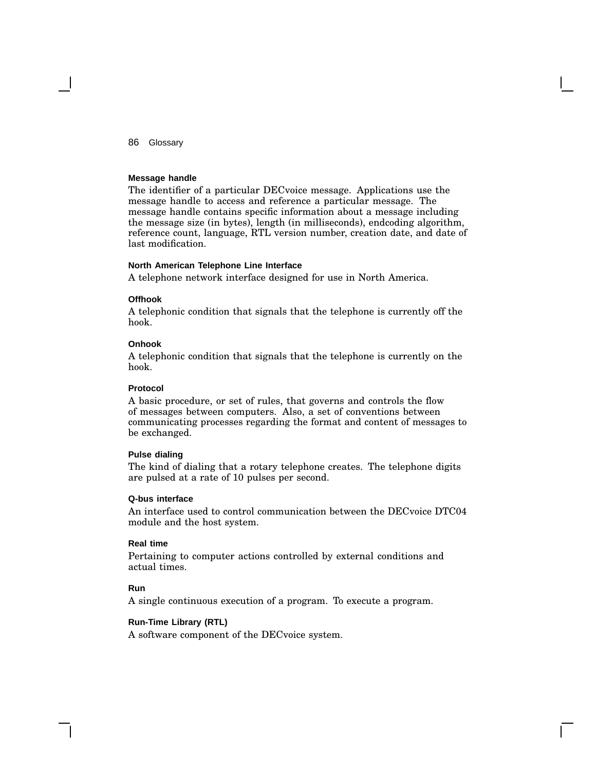**Message handle**

The identifier of a particular DECvoice message. Applications use the message handle to access and reference a particular message. The message handle contains specific information about a message including the message size (in bytes), length (in milliseconds), endcoding algorithm, reference count, language, RTL version number, creation date, and date of last modification.

**North American Telephone Line Interface**

A telephone network interface designed for use in North America.

**Offhook**

A telephonic condition that signals that the telephone is currently off the hook.

**Onhook**

A telephonic condition that signals that the telephone is currently on the hook.

**Protocol**

A basic procedure, or set of rules, that governs and controls the flow of messages between computers. Also, a set of conventions between communicating processes regarding the format and content of messages to be exchanged.

**Pulse dialing**

The kind of dialing that a rotary telephone creates. The telephone digits are pulsed at a rate of 10 pulses per second.

**Q-bus interface**

An interface used to control communication between the DECvoice DTC04 module and the host system.

**Real time**

Pertaining to computer actions controlled by external conditions and actual times.

**Run**

A single continuous execution of a program. To execute a program.

**Run-Time Library (RTL)**

A software component of the DECvoice system.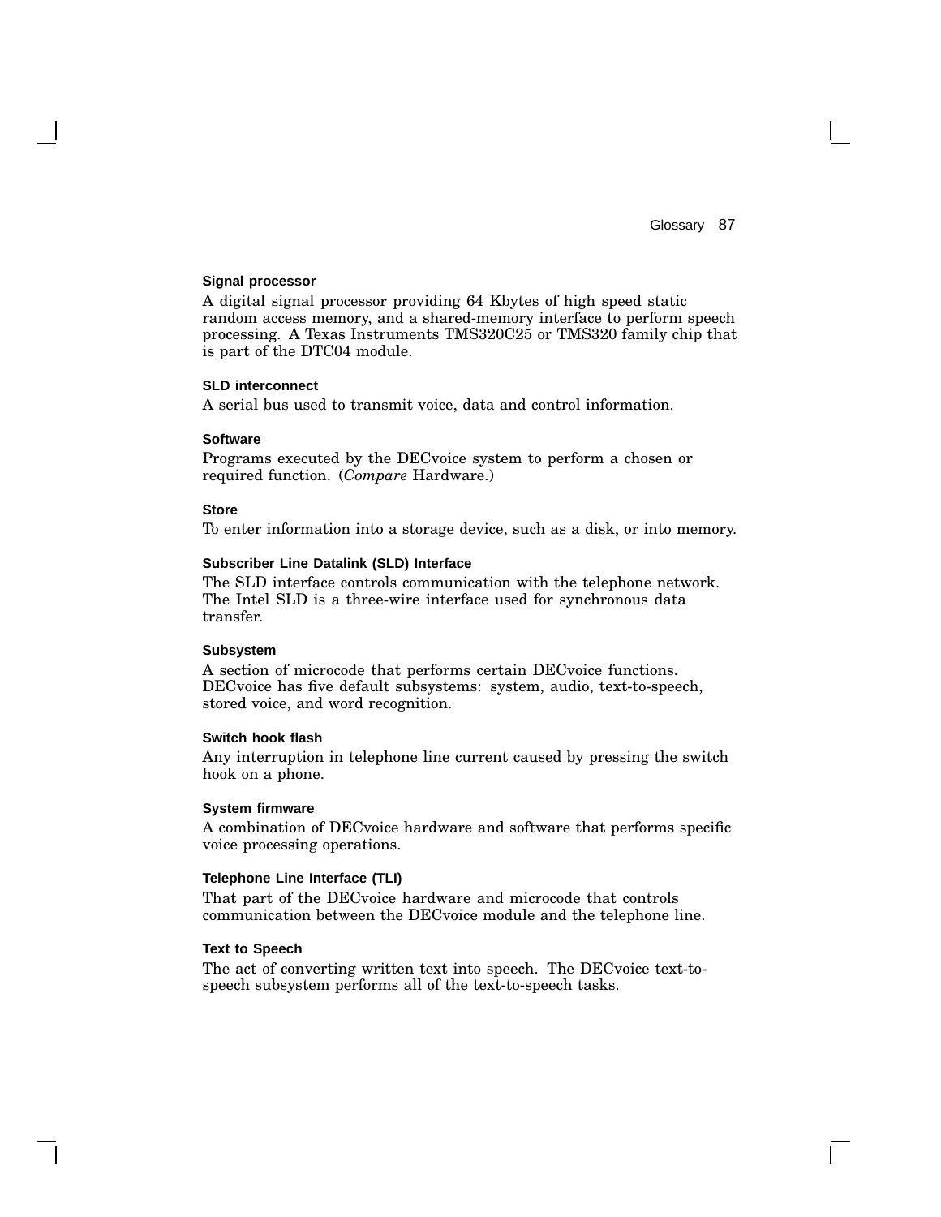### Signal processor

A digital signal processor providing 64 Kbytes of high speed static random access memory, and a shared-memory interface to perform speech processing. A Texas Instruments TMS320C25 or TMS320 family chip that is part of the DTC04 module.

### SLD interconnect

A serial bus used to transmit voice, data and control information.

### Software

Programs executed by the DECvoice system to perform a chosen or required function. (*Compare* Hardware.)

### Store

To enter information into a storage device, such as a disk, or into memory.

### Subscriber Line Datalink (SLD) Interface

The SLD interface controls communication with the telephone network. The Intel SLD is a three-wire interface used for synchronous data transfer.

### Subsystem

A section of microcode that performs certain DECvoice functions. DECvoice has five default subsystems: system, audio, text-to-speech, stored voice, and word recognition.

### Switch hook flash

Any interruption in telephone line current caused by pressing the switch hook on a phone.

### System firmware

A combination of DECvoice hardware and software that performs specific voice processing operations.

### Telephone Line Interface (TLI)

That part of the DECvoice hardware and microcode that controls communication between the DECvoice module and the telephone line.

### Text to Speech

The act of converting written text into speech. The DECvoice text-to-speech subsystem performs all of the text-to-speech tasks.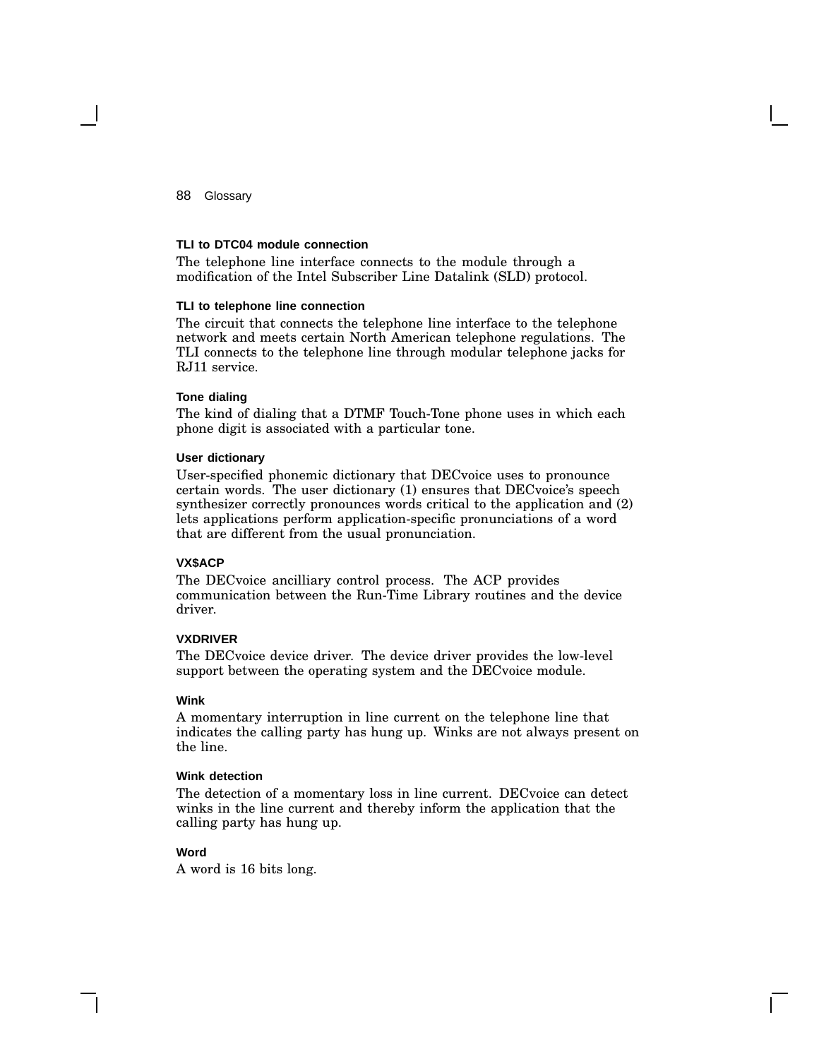#### TLI to DTC04 module connection

The telephone line interface connects to the module through a modification of the Intel Subscriber Line Datalink (SLD) protocol.

#### TLI to telephone line connection

The circuit that connects the telephone line interface to the telephone network and meets certain North American telephone regulations. The TLI connects to the telephone line through modular telephone jacks for RJ11 service.

#### Tone dialing

The kind of dialing that a DTMF Touch-Tone phone uses in which each phone digit is associated with a particular tone.

#### User dictionary

User-specified phonemic dictionary that DECvoice uses to pronounce certain words. The user dictionary (1) ensures that DECvoice's speech synthesizer correctly pronounces words critical to the application and (2) lets applications perform application-specific pronunciations of a word that are different from the usual pronunciation.

#### VX$ACP

The DECvoice ancilliary control process. The ACP provides communication between the Run-Time Library routines and the device driver.

#### VXDRIVER

The DECvoice device driver. The device driver provides the low-level support between the operating system and the DECvoice module.

#### Wink

A momentary interruption in line current on the telephone line that indicates the calling party has hung up. Winks are not always present on the line.

#### Wink detection

The detection of a momentary loss in line current. DECvoice can detect winks in the line current and thereby inform the application that the calling party has hung up.

#### Word

A word is 16 bits long.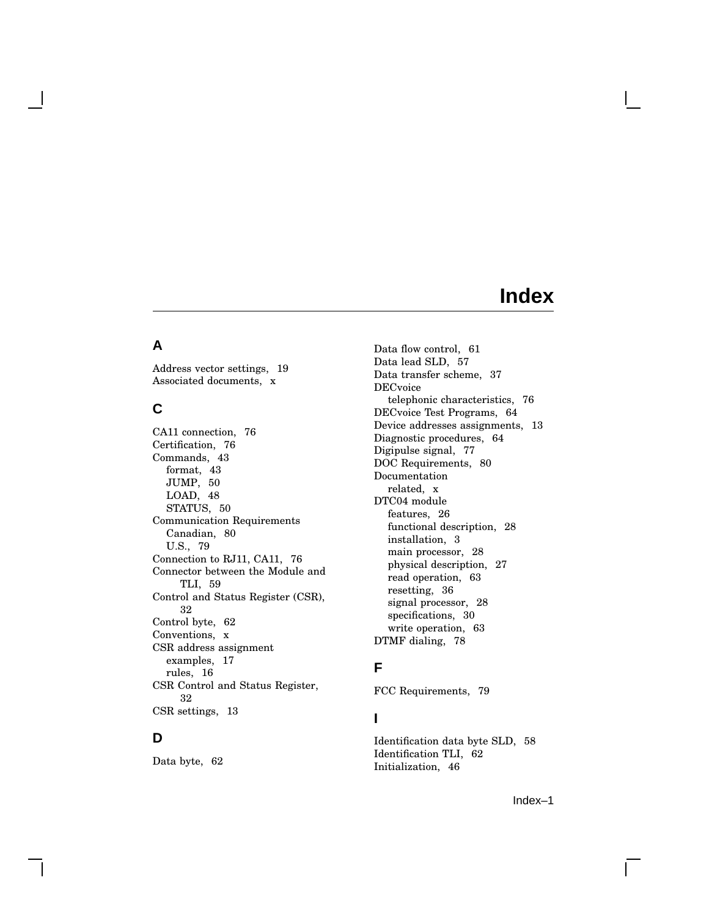# Index

## A

Address vector settings, 19
Associated documents, x

## C

CA11 connection, 76
Certification, 76
Commands, 43
  format, 43
  JUMP, 50
  LOAD, 48
  STATUS, 50
Communication Requirements
  Canadian, 80
  U.S., 79
Connection to RJ11, CA11, 76
Connector between the Module and TLI, 59
Control and Status Register (CSR), 32
Control byte, 62
Conventions, x
CSR address assignment
  examples, 17
  rules, 16
CSR Control and Status Register, 32
CSR settings, 13

## D

Data byte, 62
Data flow control, 61
Data lead SLD, 57
Data transfer scheme, 37
DECvoice
  telephonic characteristics, 76
DECvoice Test Programs, 64
Device addresses assignments, 13
Diagnostic procedures, 64
Digipulse signal, 77
DOC Requirements, 80
Documentation
  related, x
DTC04 module
  features, 26
  functional description, 28
  installation, 3
  main processor, 28
  physical description, 27
  read operation, 63
  resetting, 36
  signal processor, 28
  specifications, 30
  write operation, 63
DTMF dialing, 78

## F

FCC Requirements, 79

## I

Identification data byte SLD, 58
Identification TLI, 62
Initialization, 46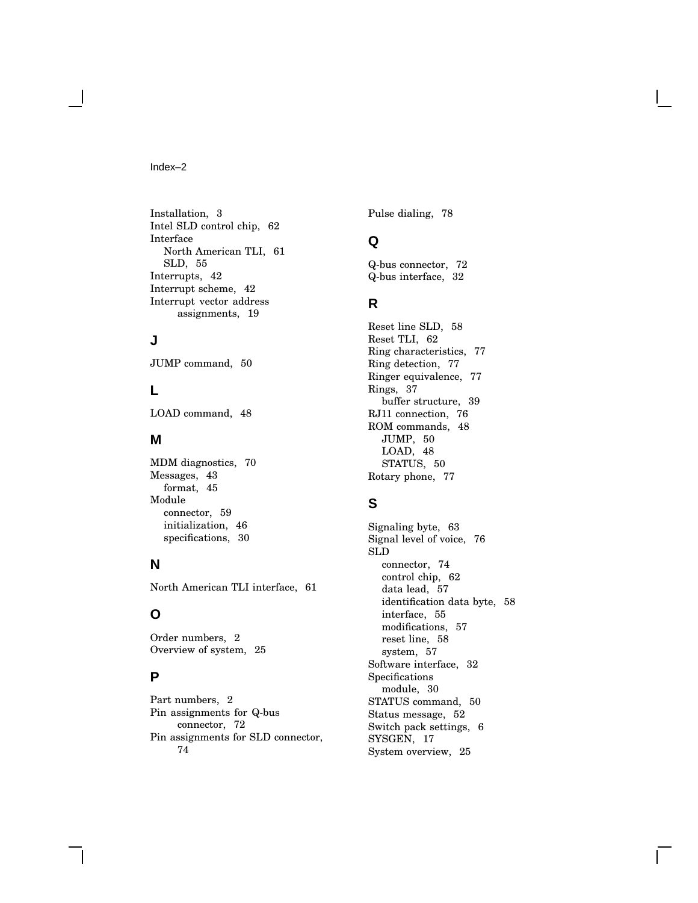Installation, 3
Intel SLD control chip, 62
Interface
  North American TLI, 61
  SLD, 55
Interrupts, 42
Interrupt scheme, 42
Interrupt vector address assignments, 19

## J

JUMP command, 50

## L

LOAD command, 48

## M

MDM diagnostics, 70
Messages, 43
  format, 45
Module
  connector, 59
  initialization, 46
  specifications, 30

## N

North American TLI interface, 61

## O

Order numbers, 2
Overview of system, 25

## P

Part numbers, 2
Pin assignments for Q-bus connector, 72
Pin assignments for SLD connector, 74
Pulse dialing, 78

## Q

Q-bus connector, 72
Q-bus interface, 32

## R

Reset line SLD, 58
Reset TLI, 62
Ring characteristics, 77
Ring detection, 77
Ringer equivalence, 77
Rings, 37
  buffer structure, 39
RJ11 connection, 76
ROM commands, 48
  JUMP, 50
  LOAD, 48
  STATUS, 50
Rotary phone, 77

## S

Signaling byte, 63
Signal level of voice, 76
SLD
  connector, 74
  control chip, 62
  data lead, 57
  identification data byte, 58
  interface, 55
  modifications, 57
  reset line, 58
  system, 57
Software interface, 32
Specifications
  module, 30
STATUS command, 50
Status message, 52
Switch pack settings, 6
SYSGEN, 17
System overview, 25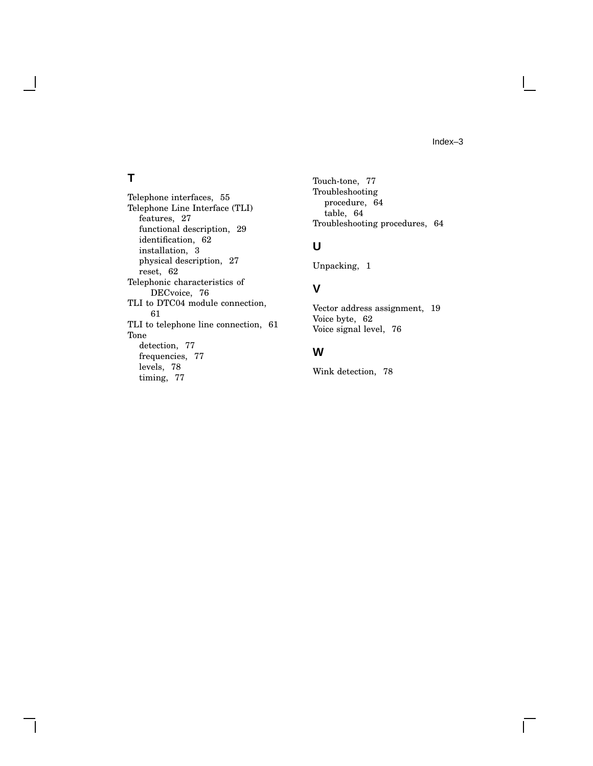## T

Telephone interfaces, 55
Telephone Line Interface (TLI)
  features, 27
  functional description, 29
  identification, 62
  installation, 3
  physical description, 27
  reset, 62
Telephonic characteristics of DECvoice, 76
TLI to DTC04 module connection, 61
TLI to telephone line connection, 61
Tone
  detection, 77
  frequencies, 77
  levels, 78
  timing, 77
Touch-tone, 77
Troubleshooting
  procedure, 64
  table, 64
Troubleshooting procedures, 64

## U

Unpacking, 1

## V

Vector address assignment, 19
Voice byte, 62
Voice signal level, 76

## W

Wink detection, 78